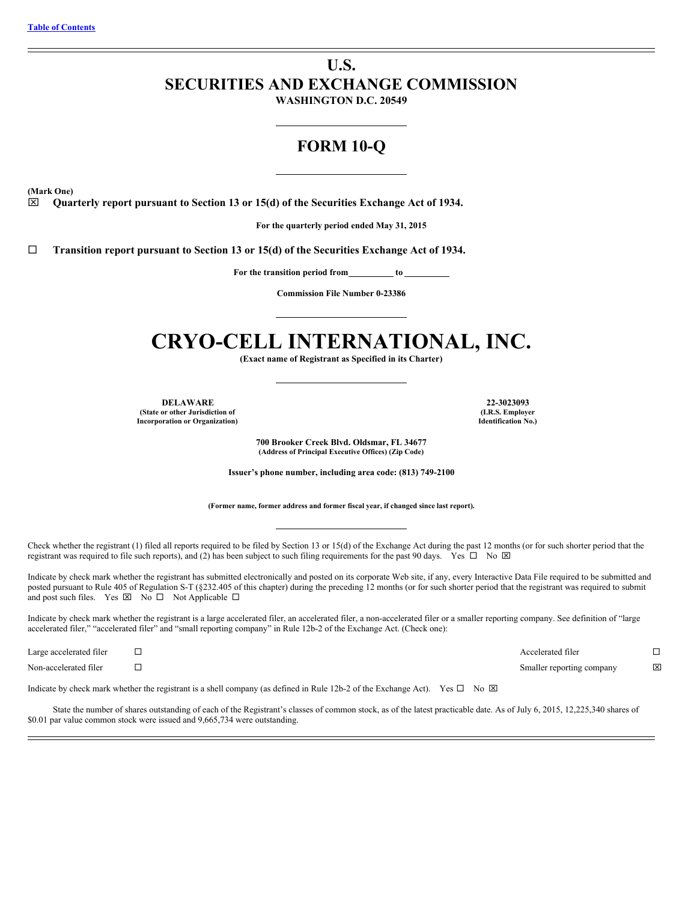[Table of Contents](#)

# U.S. SECURITIES AND EXCHANGE COMMISSION

**WASHINGTON D.C. 20549**

## FORM 10-Q

**(Mark One)**

☒ **Quarterly report pursuant to Section 13 or 15(d) of the Securities Exchange Act of 1934.**

**For the quarterly period ended May 31, 2015**

☐ **Transition report pursuant to Section 13 or 15(d) of the Securities Exchange Act of 1934.**

**For the transition period from\_\_\_\_\_\_\_\_\_\_ to \_\_\_\_\_\_\_\_\_\_**

**Commission File Number 0-23386**

# CRYO-CELL INTERNATIONAL, INC.

**(Exact name of Registrant as Specified in its Charter)**

| **DELAWARE** | **22-3023093** |
|---|---|
| **(State or other Jurisdiction of Incorporation or Organization)** | **(I.R.S. Employer Identification No.)** |

**700 Brooker Creek Blvd. Oldsmar, FL 34677**
**(Address of Principal Executive Offices) (Zip Code)**

**Issuer's phone number, including area code: (813) 749-2100**

**(Former name, former address and former fiscal year, if changed since last report).**

Check whether the registrant (1) filed all reports required to be filed by Section 13 or 15(d) of the Exchange Act during the past 12 months (or for such shorter period that the registrant was required to file such reports), and (2) has been subject to such filing requirements for the past 90 days. Yes ☐ No ☒

Indicate by check mark whether the registrant has submitted electronically and posted on its corporate Web site, if any, every Interactive Data File required to be submitted and posted pursuant to Rule 405 of Regulation S-T (§232.405 of this chapter) during the preceding 12 months (or for such shorter period that the registrant was required to submit and post such files. Yes ☒ No ☐ Not Applicable ☐

Indicate by check mark whether the registrant is a large accelerated filer, an accelerated filer, a non-accelerated filer or a smaller reporting company. See definition of "large accelerated filer," "accelerated filer" and "small reporting company" in Rule 12b-2 of the Exchange Act. (Check one):

| | | | |
|---|---|---|---|
| Large accelerated filer | ☐ | Accelerated filer | ☐ |
| Non-accelerated filer | ☐ | Smaller reporting company | ☒ |

Indicate by check mark whether the registrant is a shell company (as defined in Rule 12b-2 of the Exchange Act). Yes ☐ No ☒

State the number of shares outstanding of each of the Registrant's classes of common stock, as of the latest practicable date. As of July 6, 2015, 12,225,340 shares of $0.01 par value common stock were issued and 9,665,734 were outstanding.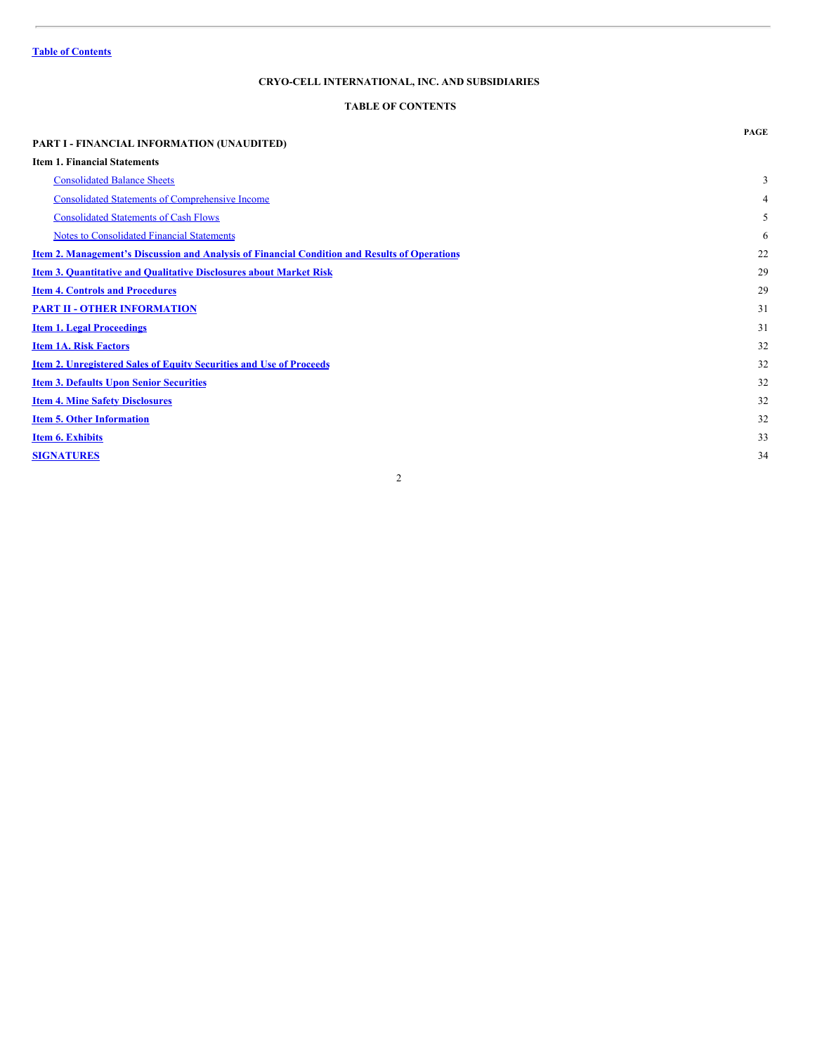[Table of Contents](#)

## CRYO-CELL INTERNATIONAL, INC. AND SUBSIDIARIES

## TABLE OF CONTENTS

| | PAGE |
|---|---|
| **PART I - FINANCIAL INFORMATION (UNAUDITED)** | |
| **Item 1. Financial Statements** | |
| Consolidated Balance Sheets | 3 |
| Consolidated Statements of Comprehensive Income | 4 |
| Consolidated Statements of Cash Flows | 5 |
| Notes to Consolidated Financial Statements | 6 |
| **Item 2. Management's Discussion and Analysis of Financial Condition and Results of Operations** | 22 |
| **Item 3. Quantitative and Qualitative Disclosures about Market Risk** | 29 |
| **Item 4. Controls and Procedures** | 29 |
| **PART II - OTHER INFORMATION** | 31 |
| **Item 1. Legal Proceedings** | 31 |
| **Item 1A. Risk Factors** | 32 |
| **Item 2. Unregistered Sales of Equity Securities and Use of Proceeds** | 32 |
| **Item 3. Defaults Upon Senior Securities** | 32 |
| **Item 4. Mine Safety Disclosures** | 32 |
| **Item 5. Other Information** | 32 |
| **Item 6. Exhibits** | 33 |
| **SIGNATURES** | 34 |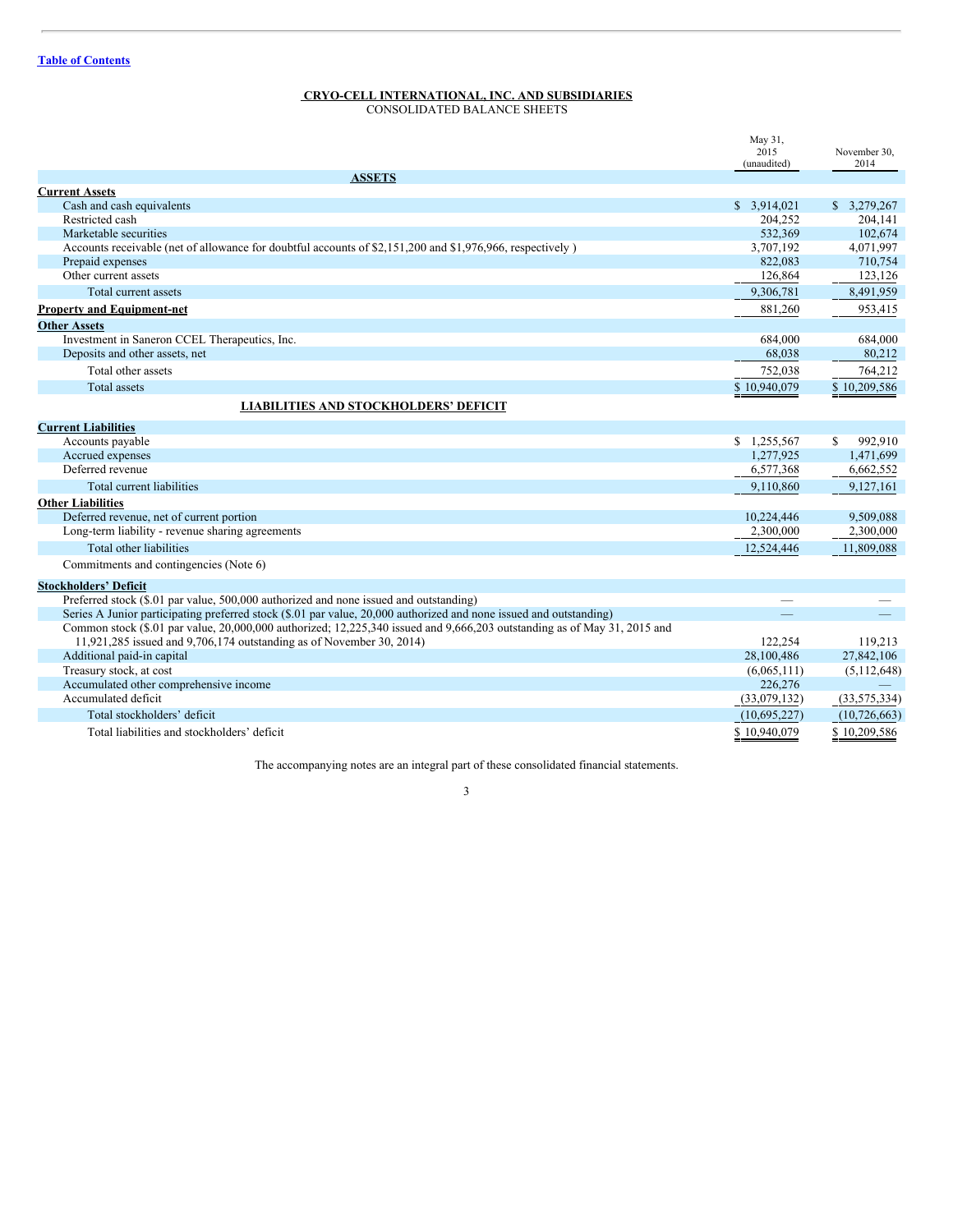[Table of Contents](#)

# CRYO-CELL INTERNATIONAL, INC. AND SUBSIDIARIES

CONSOLIDATED BALANCE SHEETS

| | May 31, 2015 (unaudited) | November 30, 2014 |
|---|---|---|
| **ASSETS** | | |
| **Current Assets** | | |
| Cash and cash equivalents | $ 3,914,021 | $ 3,279,267 |
| Restricted cash | 204,252 | 204,141 |
| Marketable securities | 532,369 | 102,674 |
| Accounts receivable (net of allowance for doubtful accounts of $2,151,200 and $1,976,966, respectively ) | 3,707,192 | 4,071,997 |
| Prepaid expenses | 822,083 | 710,754 |
| Other current assets | 126,864 | 123,126 |
| Total current assets | 9,306,781 | 8,491,959 |
| **Property and Equipment-net** | 881,260 | 953,415 |
| **Other Assets** | | |
| Investment in Saneron CCEL Therapeutics, Inc. | 684,000 | 684,000 |
| Deposits and other assets, net | 68,038 | 80,212 |
| Total other assets | 752,038 | 764,212 |
| Total assets | $ 10,940,079 | $ 10,209,586 |
| **LIABILITIES AND STOCKHOLDERS' DEFICIT** | | |
| **Current Liabilities** | | |
| Accounts payable | $ 1,255,567 | $ 992,910 |
| Accrued expenses | 1,277,925 | 1,471,699 |
| Deferred revenue | 6,577,368 | 6,662,552 |
| Total current liabilities | 9,110,860 | 9,127,161 |
| **Other Liabilities** | | |
| Deferred revenue, net of current portion | 10,224,446 | 9,509,088 |
| Long-term liability - revenue sharing agreements | 2,300,000 | 2,300,000 |
| Total other liabilities | 12,524,446 | 11,809,088 |
| Commitments and contingencies (Note 6) | | |
| **Stockholders' Deficit** | | |
| Preferred stock ($.01 par value, 500,000 authorized and none issued and outstanding) | — | — |
| Series A Junior participating preferred stock ($.01 par value, 20,000 authorized and none issued and outstanding) | — | — |
| Common stock ($.01 par value, 20,000,000 authorized; 12,225,340 issued and 9,666,203 outstanding as of May 31, 2015 and 11,921,285 issued and 9,706,174 outstanding as of November 30, 2014) | 122,254 | 119,213 |
| Additional paid-in capital | 28,100,486 | 27,842,106 |
| Treasury stock, at cost | (6,065,111) | (5,112,648) |
| Accumulated other comprehensive income | 226,276 | — |
| Accumulated deficit | (33,079,132) | (33,575,334) |
| Total stockholders' deficit | (10,695,227) | (10,726,663) |
| Total liabilities and stockholders' deficit | $ 10,940,079 | $ 10,209,586 |

The accompanying notes are an integral part of these consolidated financial statements.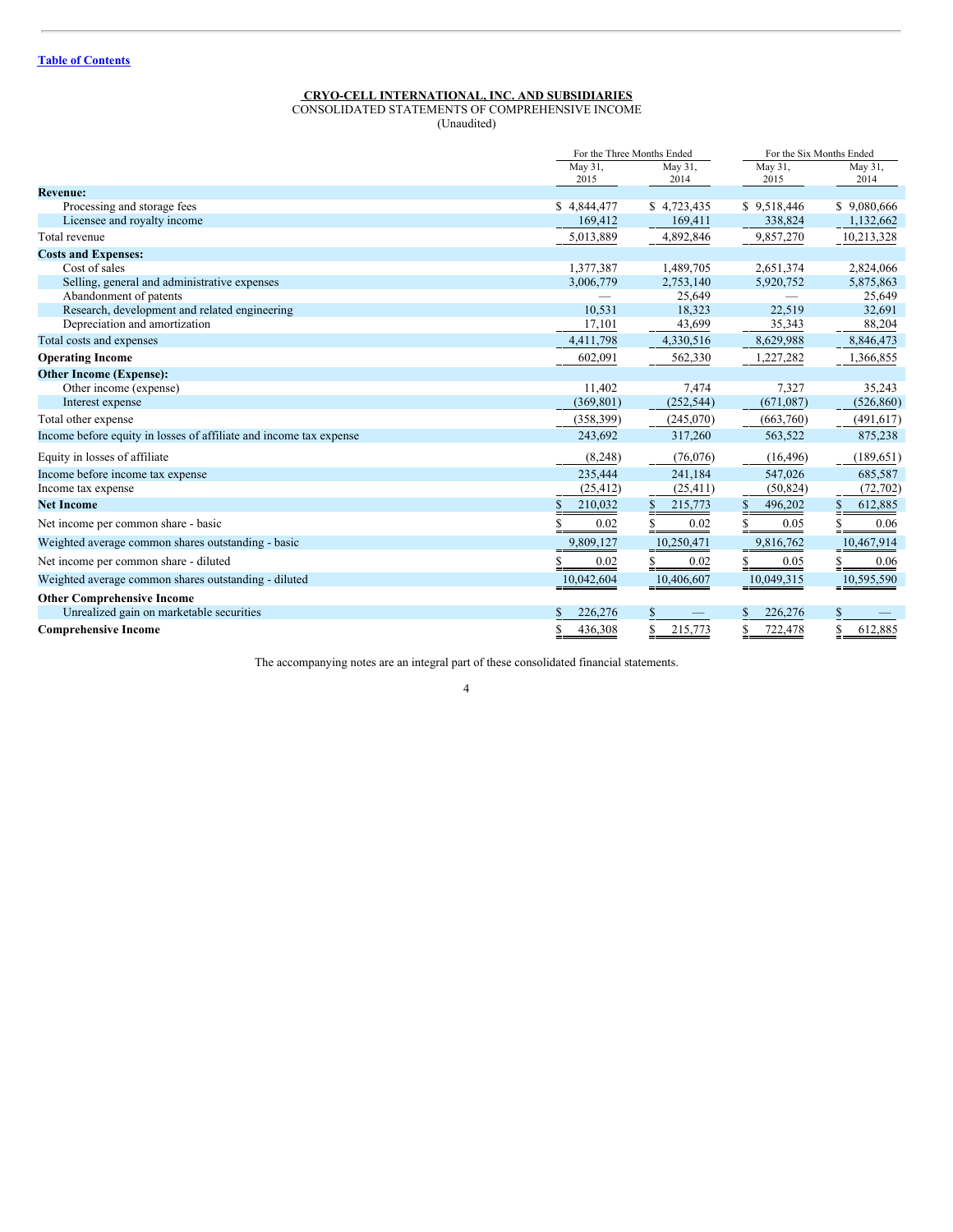[Table of Contents](#)

**CRYO-CELL INTERNATIONAL, INC. AND SUBSIDIARIES**

CONSOLIDATED STATEMENTS OF COMPREHENSIVE INCOME

(Unaudited)

| | For the Three Months Ended | | For the Six Months Ended | |
|---|---|---|---|---|
| | May 31, 2015 | May 31, 2014 | May 31, 2015 | May 31, 2014 |
| **Revenue:** | | | | |
| Processing and storage fees | $ 4,844,477 | $ 4,723,435 | $ 9,518,446 | $ 9,080,666 |
| Licensee and royalty income | 169,412 | 169,411 | 338,824 | 1,132,662 |
| Total revenue | 5,013,889 | 4,892,846 | 9,857,270 | 10,213,328 |
| **Costs and Expenses:** | | | | |
| Cost of sales | 1,377,387 | 1,489,705 | 2,651,374 | 2,824,066 |
| Selling, general and administrative expenses | 3,006,779 | 2,753,140 | 5,920,752 | 5,875,863 |
| Abandonment of patents | — | 25,649 | — | 25,649 |
| Research, development and related engineering | 10,531 | 18,323 | 22,519 | 32,691 |
| Depreciation and amortization | 17,101 | 43,699 | 35,343 | 88,204 |
| Total costs and expenses | 4,411,798 | 4,330,516 | 8,629,988 | 8,846,473 |
| **Operating Income** | 602,091 | 562,330 | 1,227,282 | 1,366,855 |
| **Other Income (Expense):** | | | | |
| Other income (expense) | 11,402 | 7,474 | 7,327 | 35,243 |
| Interest expense | (369,801) | (252,544) | (671,087) | (526,860) |
| Total other expense | (358,399) | (245,070) | (663,760) | (491,617) |
| Income before equity in losses of affiliate and income tax expense | 243,692 | 317,260 | 563,522 | 875,238 |
| Equity in losses of affiliate | (8,248) | (76,076) | (16,496) | (189,651) |
| Income before income tax expense | 235,444 | 241,184 | 547,026 | 685,587 |
| Income tax expense | (25,412) | (25,411) | (50,824) | (72,702) |
| **Net Income** | $ 210,032 | $ 215,773 | $ 496,202 | $ 612,885 |
| Net income per common share - basic | $ 0.02 | $ 0.02 | $ 0.05 | $ 0.06 |
| Weighted average common shares outstanding - basic | 9,809,127 | 10,250,471 | 9,816,762 | 10,467,914 |
| Net income per common share - diluted | $ 0.02 | $ 0.02 | $ 0.05 | $ 0.06 |
| Weighted average common shares outstanding - diluted | 10,042,604 | 10,406,607 | 10,049,315 | 10,595,590 |
| **Other Comprehensive Income** | | | | |
| Unrealized gain on marketable securities | $ 226,276 | $ — | $ 226,276 | $ — |
| **Comprehensive Income** | $ 436,308 | $ 215,773 | $ 722,478 | $ 612,885 |

The accompanying notes are an integral part of these consolidated financial statements.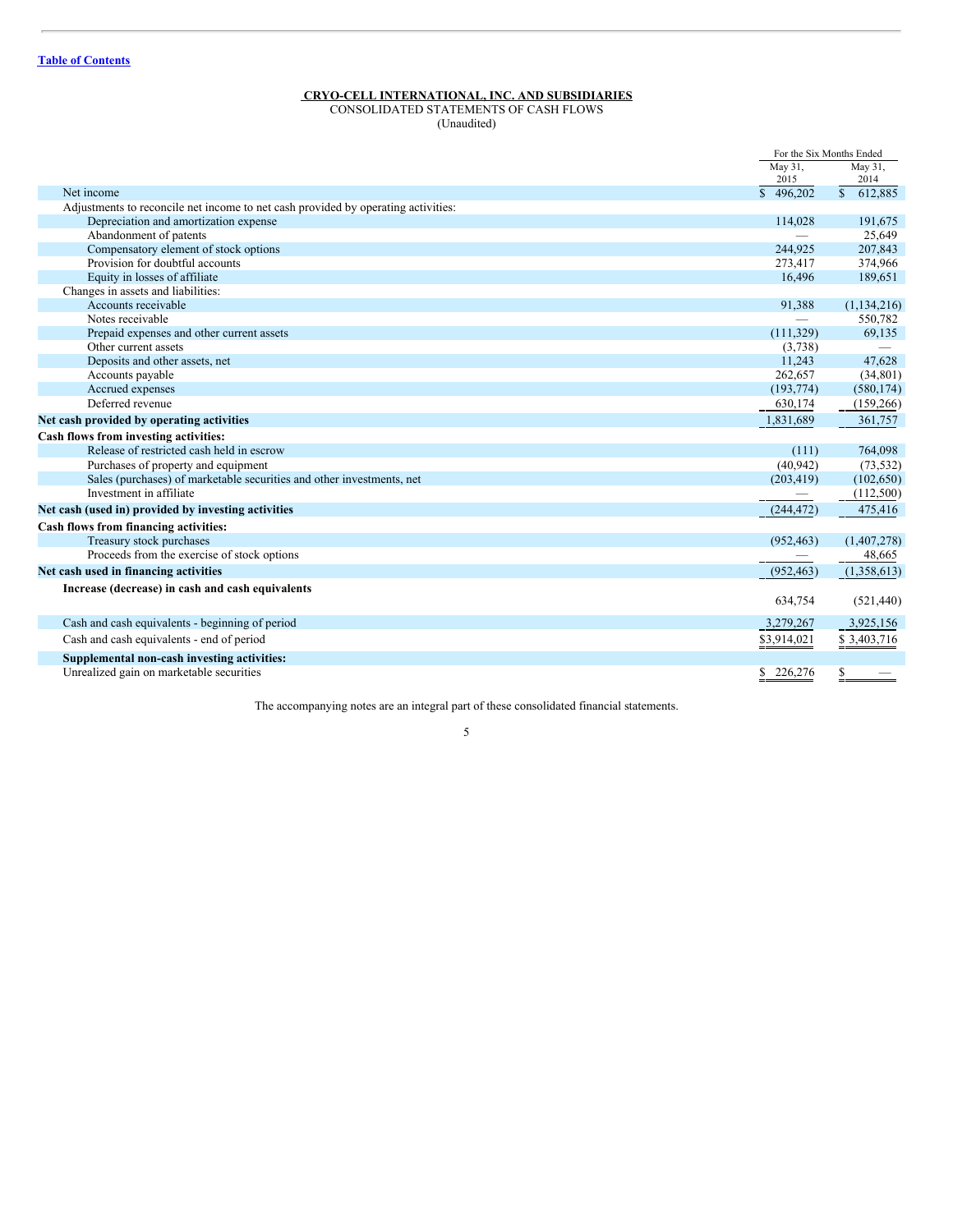[Table of Contents](#)

**CRYO-CELL INTERNATIONAL, INC. AND SUBSIDIARIES**
CONSOLIDATED STATEMENTS OF CASH FLOWS
(Unaudited)

| | For the Six Months Ended | |
|---|---|---|
| | May 31, 2015 | May 31, 2014 |
| Net income | $ 496,202 | $ 612,885 |
| Adjustments to reconcile net income to net cash provided by operating activities: | | |
| Depreciation and amortization expense | 114,028 | 191,675 |
| Abandonment of patents | — | 25,649 |
| Compensatory element of stock options | 244,925 | 207,843 |
| Provision for doubtful accounts | 273,417 | 374,966 |
| Equity in losses of affiliate | 16,496 | 189,651 |
| Changes in assets and liabilities: | | |
| Accounts receivable | 91,388 | (1,134,216) |
| Notes receivable | — | 550,782 |
| Prepaid expenses and other current assets | (111,329) | 69,135 |
| Other current assets | (3,738) | — |
| Deposits and other assets, net | 11,243 | 47,628 |
| Accounts payable | 262,657 | (34,801) |
| Accrued expenses | (193,774) | (580,174) |
| Deferred revenue | 630,174 | (159,266) |
| **Net cash provided by operating activities** | 1,831,689 | 361,757 |
| **Cash flows from investing activities:** | | |
| Release of restricted cash held in escrow | (111) | 764,098 |
| Purchases of property and equipment | (40,942) | (73,532) |
| Sales (purchases) of marketable securities and other investments, net | (203,419) | (102,650) |
| Investment in affiliate | — | (112,500) |
| **Net cash (used in) provided by investing activities** | (244,472) | 475,416 |
| **Cash flows from financing activities:** | | |
| Treasury stock purchases | (952,463) | (1,407,278) |
| Proceeds from the exercise of stock options | — | 48,665 |
| **Net cash used in financing activities** | (952,463) | (1,358,613) |
| **Increase (decrease) in cash and cash equivalents** | 634,754 | (521,440) |
| Cash and cash equivalents - beginning of period | 3,279,267 | 3,925,156 |
| Cash and cash equivalents - end of period | $3,914,021 | $ 3,403,716 |
| **Supplemental non-cash investing activities:** | | |
| Unrealized gain on marketable securities | $ 226,276 | $ — |

The accompanying notes are an integral part of these consolidated financial statements.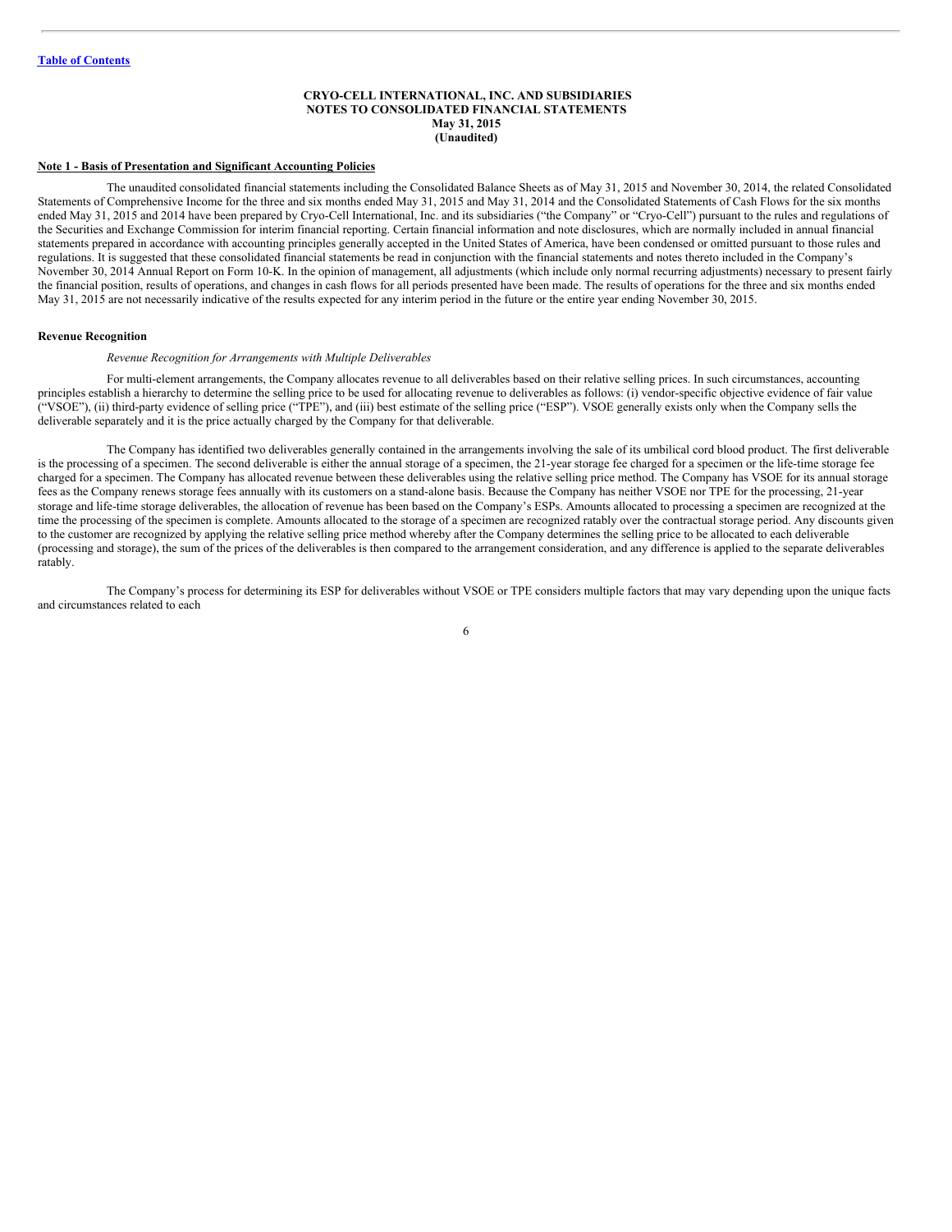**CRYO-CELL INTERNATIONAL, INC. AND SUBSIDIARIES**
**NOTES TO CONSOLIDATED FINANCIAL STATEMENTS**
**May 31, 2015**
**(Unaudited)**

**Note 1 - Basis of Presentation and Significant Accounting Policies**

The unaudited consolidated financial statements including the Consolidated Balance Sheets as of May 31, 2015 and November 30, 2014, the related Consolidated Statements of Comprehensive Income for the three and six months ended May 31, 2015 and May 31, 2014 and the Consolidated Statements of Cash Flows for the six months ended May 31, 2015 and 2014 have been prepared by Cryo-Cell International, Inc. and its subsidiaries ("the Company" or "Cryo-Cell") pursuant to the rules and regulations of the Securities and Exchange Commission for interim financial reporting. Certain financial information and note disclosures, which are normally included in annual financial statements prepared in accordance with accounting principles generally accepted in the United States of America, have been condensed or omitted pursuant to those rules and regulations. It is suggested that these consolidated financial statements be read in conjunction with the financial statements and notes thereto included in the Company's November 30, 2014 Annual Report on Form 10-K. In the opinion of management, all adjustments (which include only normal recurring adjustments) necessary to present fairly the financial position, results of operations, and changes in cash flows for all periods presented have been made. The results of operations for the three and six months ended May 31, 2015 are not necessarily indicative of the results expected for any interim period in the future or the entire year ending November 30, 2015.

**Revenue Recognition**

*Revenue Recognition for Arrangements with Multiple Deliverables*

For multi-element arrangements, the Company allocates revenue to all deliverables based on their relative selling prices. In such circumstances, accounting principles establish a hierarchy to determine the selling price to be used for allocating revenue to deliverables as follows: (i) vendor-specific objective evidence of fair value ("VSOE"), (ii) third-party evidence of selling price ("TPE"), and (iii) best estimate of the selling price ("ESP"). VSOE generally exists only when the Company sells the deliverable separately and it is the price actually charged by the Company for that deliverable.

The Company has identified two deliverables generally contained in the arrangements involving the sale of its umbilical cord blood product. The first deliverable is the processing of a specimen. The second deliverable is either the annual storage of a specimen, the 21-year storage fee charged for a specimen or the life-time storage fee charged for a specimen. The Company has allocated revenue between these deliverables using the relative selling price method. The Company has VSOE for its annual storage fees as the Company renews storage fees annually with its customers on a stand-alone basis. Because the Company has neither VSOE nor TPE for the processing, 21-year storage and life-time storage deliverables, the allocation of revenue has been based on the Company's ESPs. Amounts allocated to processing a specimen are recognized at the time the processing of the specimen is complete. Amounts allocated to the storage of a specimen are recognized ratably over the contractual storage period. Any discounts given to the customer are recognized by applying the relative selling price method whereby after the Company determines the selling price to be allocated to each deliverable (processing and storage), the sum of the prices of the deliverables is then compared to the arrangement consideration, and any difference is applied to the separate deliverables ratably.

The Company's process for determining its ESP for deliverables without VSOE or TPE considers multiple factors that may vary depending upon the unique facts and circumstances related to each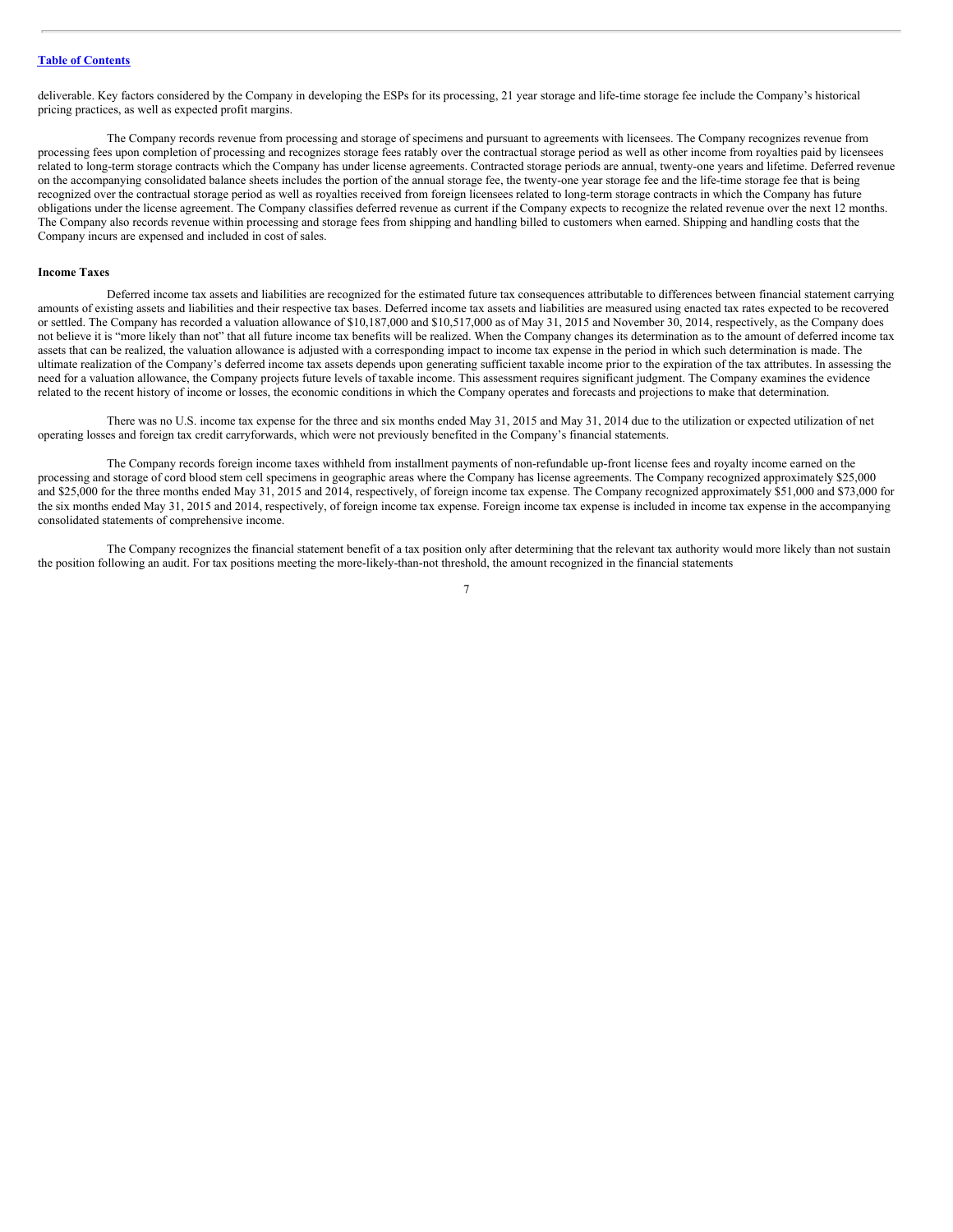deliverable. Key factors considered by the Company in developing the ESPs for its processing, 21 year storage and life-time storage fee include the Company's historical pricing practices, as well as expected profit margins.

The Company records revenue from processing and storage of specimens and pursuant to agreements with licensees. The Company recognizes revenue from processing fees upon completion of processing and recognizes storage fees ratably over the contractual storage period as well as other income from royalties paid by licensees related to long-term storage contracts which the Company has under license agreements. Contracted storage periods are annual, twenty-one years and lifetime. Deferred revenue on the accompanying consolidated balance sheets includes the portion of the annual storage fee, the twenty-one year storage fee and the life-time storage fee that is being recognized over the contractual storage period as well as royalties received from foreign licensees related to long-term storage contracts in which the Company has future obligations under the license agreement. The Company classifies deferred revenue as current if the Company expects to recognize the related revenue over the next 12 months. The Company also records revenue within processing and storage fees from shipping and handling billed to customers when earned. Shipping and handling costs that the Company incurs are expensed and included in cost of sales.

**Income Taxes**

Deferred income tax assets and liabilities are recognized for the estimated future tax consequences attributable to differences between financial statement carrying amounts of existing assets and liabilities and their respective tax bases. Deferred income tax assets and liabilities are measured using enacted tax rates expected to be recovered or settled. The Company has recorded a valuation allowance of $10,187,000 and $10,517,000 as of May 31, 2015 and November 30, 2014, respectively, as the Company does not believe it is "more likely than not" that all future income tax benefits will be realized. When the Company changes its determination as to the amount of deferred income tax assets that can be realized, the valuation allowance is adjusted with a corresponding impact to income tax expense in the period in which such determination is made. The ultimate realization of the Company's deferred income tax assets depends upon generating sufficient taxable income prior to the expiration of the tax attributes. In assessing the need for a valuation allowance, the Company projects future levels of taxable income. This assessment requires significant judgment. The Company examines the evidence related to the recent history of income or losses, the economic conditions in which the Company operates and forecasts and projections to make that determination.

There was no U.S. income tax expense for the three and six months ended May 31, 2015 and May 31, 2014 due to the utilization or expected utilization of net operating losses and foreign tax credit carryforwards, which were not previously benefited in the Company's financial statements.

The Company records foreign income taxes withheld from installment payments of non-refundable up-front license fees and royalty income earned on the processing and storage of cord blood stem cell specimens in geographic areas where the Company has license agreements. The Company recognized approximately $25,000 and $25,000 for the three months ended May 31, 2015 and 2014, respectively, of foreign income tax expense. The Company recognized approximately $51,000 and $73,000 for the six months ended May 31, 2015 and 2014, respectively, of foreign income tax expense. Foreign income tax expense is included in income tax expense in the accompanying consolidated statements of comprehensive income.

The Company recognizes the financial statement benefit of a tax position only after determining that the relevant tax authority would more likely than not sustain the position following an audit. For tax positions meeting the more-likely-than-not threshold, the amount recognized in the financial statements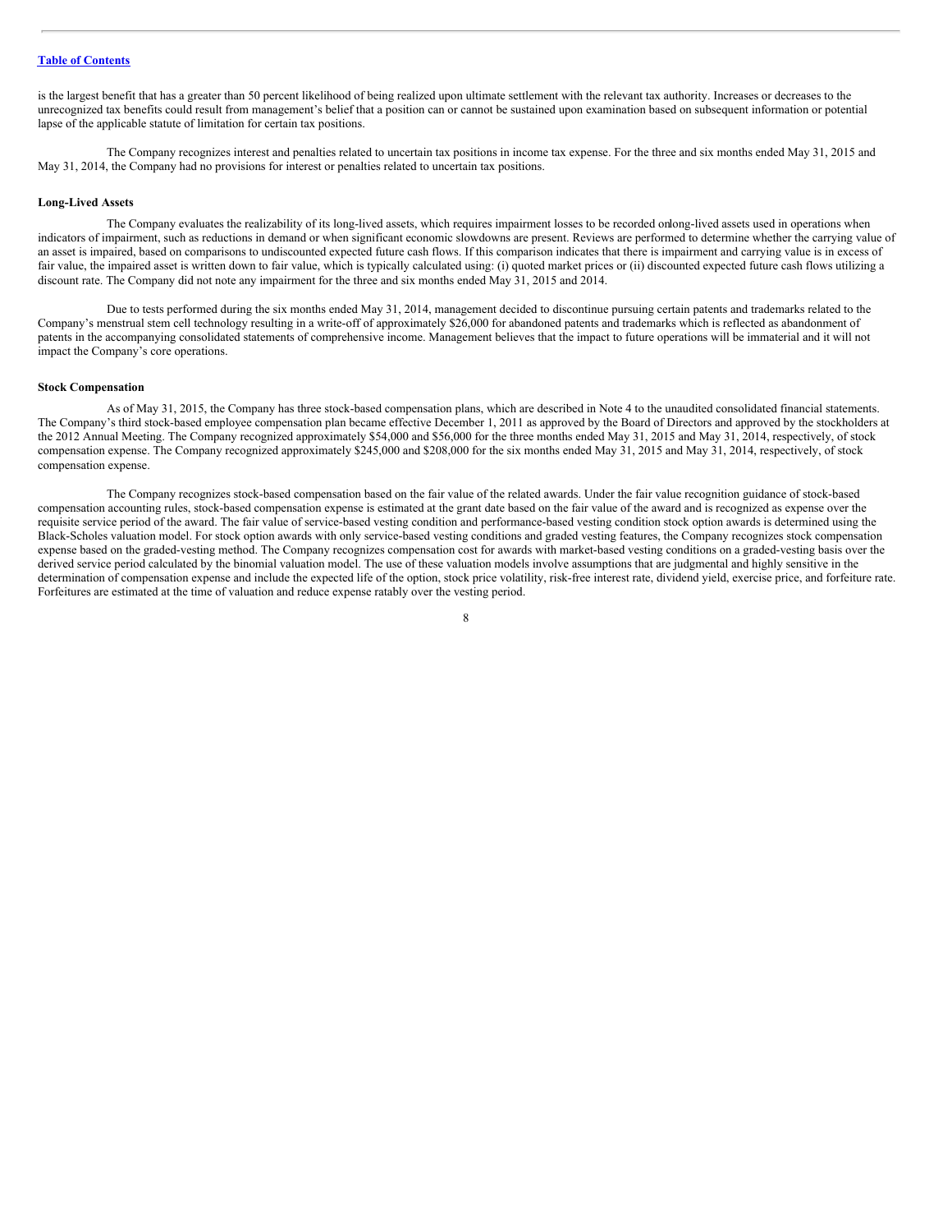is the largest benefit that has a greater than 50 percent likelihood of being realized upon ultimate settlement with the relevant tax authority. Increases or decreases to the unrecognized tax benefits could result from management's belief that a position can or cannot be sustained upon examination based on subsequent information or potential lapse of the applicable statute of limitation for certain tax positions.

The Company recognizes interest and penalties related to uncertain tax positions in income tax expense. For the three and six months ended May 31, 2015 and May 31, 2014, the Company had no provisions for interest or penalties related to uncertain tax positions.

**Long-Lived Assets**

The Company evaluates the realizability of its long-lived assets, which requires impairment losses to be recorded onlong-lived assets used in operations when indicators of impairment, such as reductions in demand or when significant economic slowdowns are present. Reviews are performed to determine whether the carrying value of an asset is impaired, based on comparisons to undiscounted expected future cash flows. If this comparison indicates that there is impairment and carrying value is in excess of fair value, the impaired asset is written down to fair value, which is typically calculated using: (i) quoted market prices or (ii) discounted expected future cash flows utilizing a discount rate. The Company did not note any impairment for the three and six months ended May 31, 2015 and 2014.

Due to tests performed during the six months ended May 31, 2014, management decided to discontinue pursuing certain patents and trademarks related to the Company's menstrual stem cell technology resulting in a write-off of approximately $26,000 for abandoned patents and trademarks which is reflected as abandonment of patents in the accompanying consolidated statements of comprehensive income. Management believes that the impact to future operations will be immaterial and it will not impact the Company's core operations.

**Stock Compensation**

As of May 31, 2015, the Company has three stock-based compensation plans, which are described in Note 4 to the unaudited consolidated financial statements. The Company's third stock-based employee compensation plan became effective December 1, 2011 as approved by the Board of Directors and approved by the stockholders at the 2012 Annual Meeting. The Company recognized approximately $54,000 and $56,000 for the three months ended May 31, 2015 and May 31, 2014, respectively, of stock compensation expense. The Company recognized approximately $245,000 and $208,000 for the six months ended May 31, 2015 and May 31, 2014, respectively, of stock compensation expense.

The Company recognizes stock-based compensation based on the fair value of the related awards. Under the fair value recognition guidance of stock-based compensation accounting rules, stock-based compensation expense is estimated at the grant date based on the fair value of the award and is recognized as expense over the requisite service period of the award. The fair value of service-based vesting condition and performance-based vesting condition stock option awards is determined using the Black-Scholes valuation model. For stock option awards with only service-based vesting conditions and graded vesting features, the Company recognizes stock compensation expense based on the graded-vesting method. The Company recognizes compensation cost for awards with market-based vesting conditions on a graded-vesting basis over the derived service period calculated by the binomial valuation model. The use of these valuation models involve assumptions that are judgmental and highly sensitive in the determination of compensation expense and include the expected life of the option, stock price volatility, risk-free interest rate, dividend yield, exercise price, and forfeiture rate. Forfeitures are estimated at the time of valuation and reduce expense ratably over the vesting period.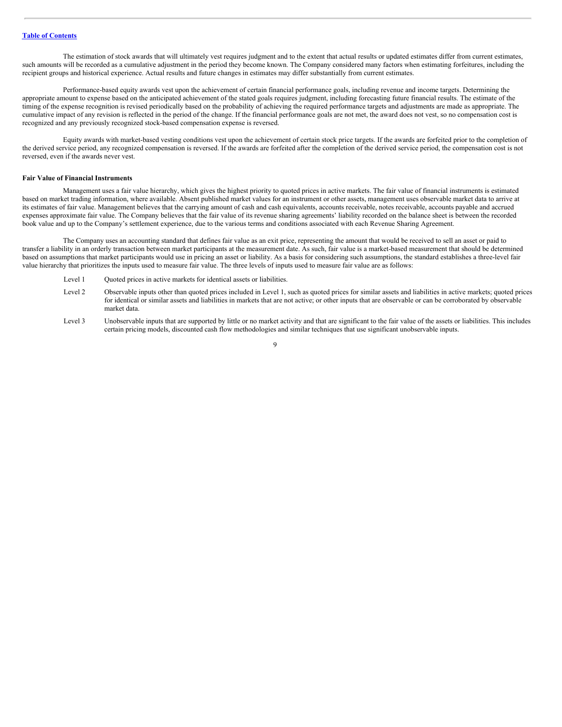The estimation of stock awards that will ultimately vest requires judgment and to the extent that actual results or updated estimates differ from current estimates, such amounts will be recorded as a cumulative adjustment in the period they become known. The Company considered many factors when estimating forfeitures, including the recipient groups and historical experience. Actual results and future changes in estimates may differ substantially from current estimates.

Performance-based equity awards vest upon the achievement of certain financial performance goals, including revenue and income targets. Determining the appropriate amount to expense based on the anticipated achievement of the stated goals requires judgment, including forecasting future financial results. The estimate of the timing of the expense recognition is revised periodically based on the probability of achieving the required performance targets and adjustments are made as appropriate. The cumulative impact of any revision is reflected in the period of the change. If the financial performance goals are not met, the award does not vest, so no compensation cost is recognized and any previously recognized stock-based compensation expense is reversed.

Equity awards with market-based vesting conditions vest upon the achievement of certain stock price targets. If the awards are forfeited prior to the completion of the derived service period, any recognized compensation is reversed. If the awards are forfeited after the completion of the derived service period, the compensation cost is not reversed, even if the awards never vest.

**Fair Value of Financial Instruments**

Management uses a fair value hierarchy, which gives the highest priority to quoted prices in active markets. The fair value of financial instruments is estimated based on market trading information, where available. Absent published market values for an instrument or other assets, management uses observable market data to arrive at its estimates of fair value. Management believes that the carrying amount of cash and cash equivalents, accounts receivable, notes receivable, accounts payable and accrued expenses approximate fair value. The Company believes that the fair value of its revenue sharing agreements' liability recorded on the balance sheet is between the recorded book value and up to the Company's settlement experience, due to the various terms and conditions associated with each Revenue Sharing Agreement.

The Company uses an accounting standard that defines fair value as an exit price, representing the amount that would be received to sell an asset or paid to transfer a liability in an orderly transaction between market participants at the measurement date. As such, fair value is a market-based measurement that should be determined based on assumptions that market participants would use in pricing an asset or liability. As a basis for considering such assumptions, the standard establishes a three-level fair value hierarchy that prioritizes the inputs used to measure fair value. The three levels of inputs used to measure fair value are as follows:

- Level 1 Quoted prices in active markets for identical assets or liabilities.
- Level 2 Observable inputs other than quoted prices included in Level 1, such as quoted prices for similar assets and liabilities in active markets; quoted prices for identical or similar assets and liabilities in markets that are not active; or other inputs that are observable or can be corroborated by observable market data.
- Level 3 Unobservable inputs that are supported by little or no market activity and that are significant to the fair value of the assets or liabilities. This includes certain pricing models, discounted cash flow methodologies and similar techniques that use significant unobservable inputs.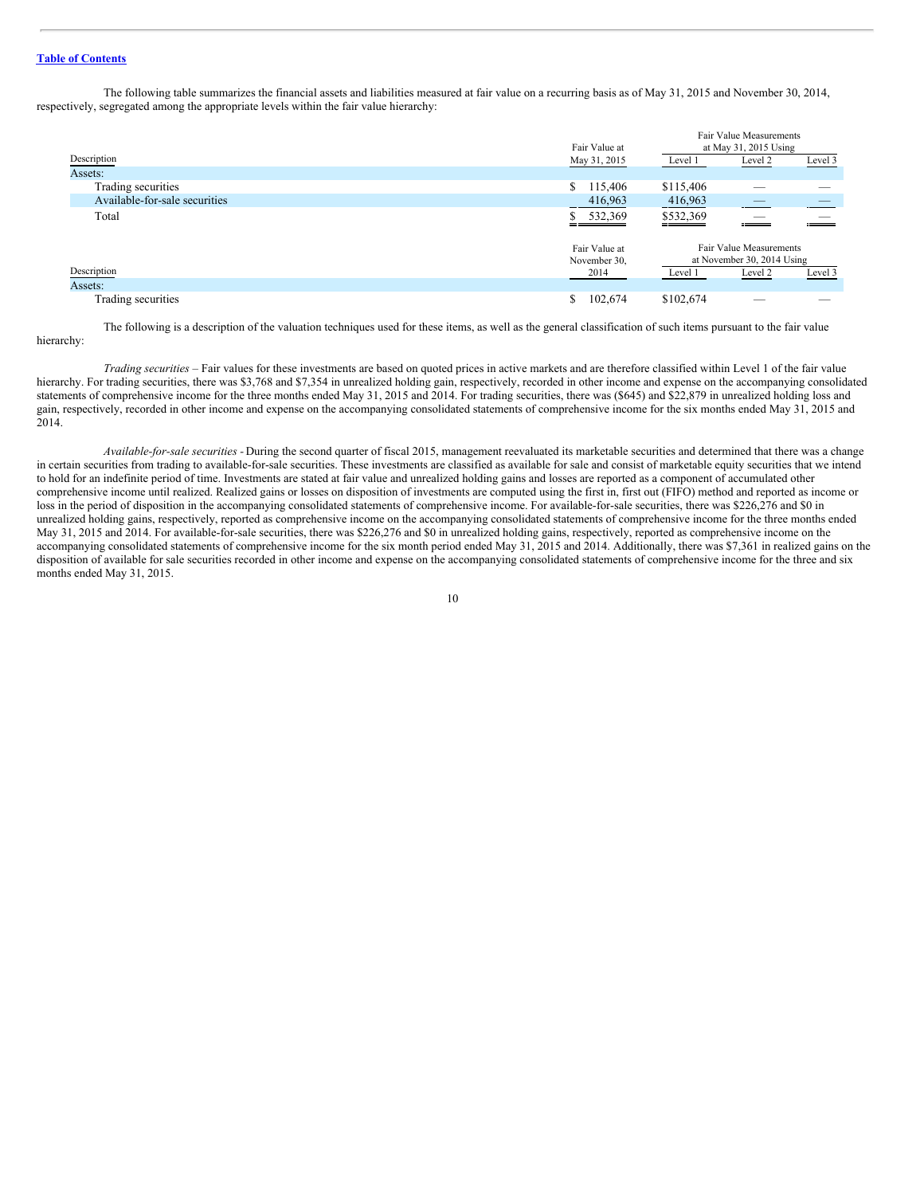The following table summarizes the financial assets and liabilities measured at fair value on a recurring basis as of May 31, 2015 and November 30, 2014, respectively, segregated among the appropriate levels within the fair value hierarchy:

| Description | Fair Value at May 31, 2015 | Fair Value Measurements at May 31, 2015 Using | | |
|---|---|---|---|---|
| | | Level 1 | Level 2 | Level 3 |
| Assets: | | | | |
| Trading securities | $ 115,406 | $115,406 | — | — |
| Available-for-sale securities | 416,963 | 416,963 | — | — |
| Total | $ 532,369 | $532,369 | — | — |

| Description | Fair Value at November 30, 2014 | Fair Value Measurements at November 30, 2014 Using | | |
|---|---|---|---|---|
| | | Level 1 | Level 2 | Level 3 |
| Assets: | | | | |
| Trading securities | $ 102,674 | $102,674 | — | — |

The following is a description of the valuation techniques used for these items, as well as the general classification of such items pursuant to the fair value hierarchy:

*Trading securities* – Fair values for these investments are based on quoted prices in active markets and are therefore classified within Level 1 of the fair value hierarchy. For trading securities, there was $3,768 and $7,354 in unrealized holding gain, respectively, recorded in other income and expense on the accompanying consolidated statements of comprehensive income for the three months ended May 31, 2015 and 2014. For trading securities, there was ($645) and $22,879 in unrealized holding loss and gain, respectively, recorded in other income and expense on the accompanying consolidated statements of comprehensive income for the six months ended May 31, 2015 and 2014.

*Available-for-sale securities* - During the second quarter of fiscal 2015, management reevaluated its marketable securities and determined that there was a change in certain securities from trading to available-for-sale securities. These investments are classified as available for sale and consist of marketable equity securities that we intend to hold for an indefinite period of time. Investments are stated at fair value and unrealized holding gains and losses are reported as a component of accumulated other comprehensive income until realized. Realized gains or losses on disposition of investments are computed using the first in, first out (FIFO) method and reported as income or loss in the period of disposition in the accompanying consolidated statements of comprehensive income. For available-for-sale securities, there was $226,276 and $0 in unrealized holding gains, respectively, reported as comprehensive income on the accompanying consolidated statements of comprehensive income for the three months ended May 31, 2015 and 2014. For available-for-sale securities, there was $226,276 and $0 in unrealized holding gains, respectively, reported as comprehensive income on the accompanying consolidated statements of comprehensive income for the six month period ended May 31, 2015 and 2014. Additionally, there was $7,361 in realized gains on the disposition of available for sale securities recorded in other income and expense on the accompanying consolidated statements of comprehensive income for the three and six months ended May 31, 2015.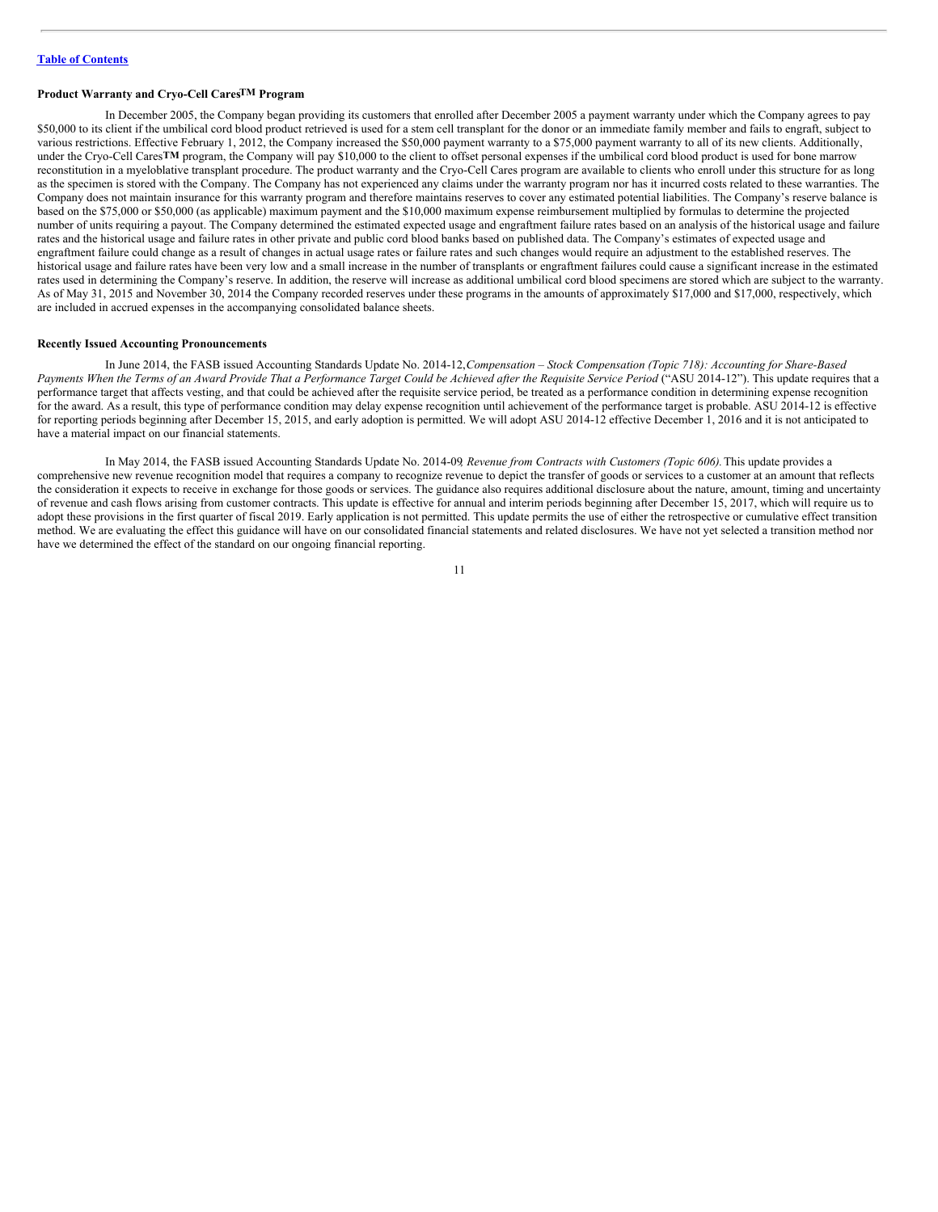**Product Warranty and Cryo-Cell Cares™ Program**

In December 2005, the Company began providing its customers that enrolled after December 2005 a payment warranty under which the Company agrees to pay \$50,000 to its client if the umbilical cord blood product retrieved is used for a stem cell transplant for the donor or an immediate family member and fails to engraft, subject to various restrictions. Effective February 1, 2012, the Company increased the \$50,000 payment warranty to a \$75,000 payment warranty to all of its new clients. Additionally, under the Cryo-Cell Cares™ program, the Company will pay \$10,000 to the client to offset personal expenses if the umbilical cord blood product is used for bone marrow reconstitution in a myeloblative transplant procedure. The product warranty and the Cryo-Cell Cares program are available to clients who enroll under this structure for as long as the specimen is stored with the Company. The Company has not experienced any claims under the warranty program nor has it incurred costs related to these warranties. The Company does not maintain insurance for this warranty program and therefore maintains reserves to cover any estimated potential liabilities. The Company's reserve balance is based on the \$75,000 or \$50,000 (as applicable) maximum payment and the \$10,000 maximum expense reimbursement multiplied by formulas to determine the projected number of units requiring a payout. The Company determined the estimated expected usage and engraftment failure rates based on an analysis of the historical usage and failure rates and the historical usage and failure rates in other private and public cord blood banks based on published data. The Company's estimates of expected usage and engraftment failure could change as a result of changes in actual usage rates or failure rates and such changes would require an adjustment to the established reserves. The historical usage and failure rates have been very low and a small increase in the number of transplants or engraftment failures could cause a significant increase in the estimated rates used in determining the Company's reserve. In addition, the reserve will increase as additional umbilical cord blood specimens are stored which are subject to the warranty. As of May 31, 2015 and November 30, 2014 the Company recorded reserves under these programs in the amounts of approximately \$17,000 and \$17,000, respectively, which are included in accrued expenses in the accompanying consolidated balance sheets.

**Recently Issued Accounting Pronouncements**

In June 2014, the FASB issued Accounting Standards Update No. 2014-12, *Compensation – Stock Compensation (Topic 718): Accounting for Share-Based Payments When the Terms of an Award Provide That a Performance Target Could be Achieved after the Requisite Service Period* ("ASU 2014-12"). This update requires that a performance target that affects vesting, and that could be achieved after the requisite service period, be treated as a performance condition in determining expense recognition for the award. As a result, this type of performance condition may delay expense recognition until achievement of the performance target is probable. ASU 2014-12 is effective for reporting periods beginning after December 15, 2015, and early adoption is permitted. We will adopt ASU 2014-12 effective December 1, 2016 and it is not anticipated to have a material impact on our financial statements.

In May 2014, the FASB issued Accounting Standards Update No. 2014-09, *Revenue from Contracts with Customers (Topic 606).* This update provides a comprehensive new revenue recognition model that requires a company to recognize revenue to depict the transfer of goods or services to a customer at an amount that reflects the consideration it expects to receive in exchange for those goods or services. The guidance also requires additional disclosure about the nature, amount, timing and uncertainty of revenue and cash flows arising from customer contracts. This update is effective for annual and interim periods beginning after December 15, 2017, which will require us to adopt these provisions in the first quarter of fiscal 2019. Early application is not permitted. This update permits the use of either the retrospective or cumulative effect transition method. We are evaluating the effect this guidance will have on our consolidated financial statements and related disclosures. We have not yet selected a transition method nor have we determined the effect of the standard on our ongoing financial reporting.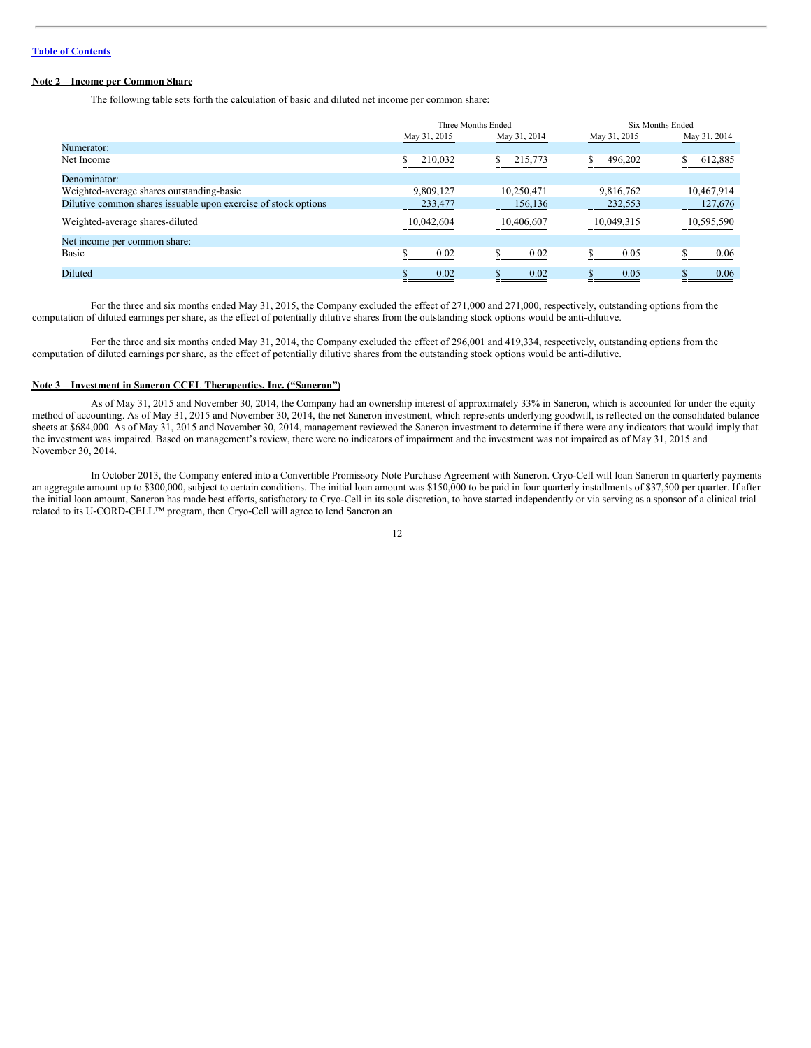## Note 2 – Income per Common Share

The following table sets forth the calculation of basic and diluted net income per common share:

| | Three Months Ended | | Six Months Ended | |
|---|---|---|---|---|
| | May 31, 2015 | May 31, 2014 | May 31, 2015 | May 31, 2014 |
| Numerator: | | | | |
| Net Income | $ 210,032 | $ 215,773 | $ 496,202 | $ 612,885 |
| Denominator: | | | | |
| Weighted-average shares outstanding-basic | 9,809,127 | 10,250,471 | 9,816,762 | 10,467,914 |
| Dilutive common shares issuable upon exercise of stock options | 233,477 | 156,136 | 232,553 | 127,676 |
| Weighted-average shares-diluted | 10,042,604 | 10,406,607 | 10,049,315 | 10,595,590 |
| Net income per common share: | | | | |
| Basic | $ 0.02 | $ 0.02 | $ 0.05 | $ 0.06 |
| Diluted | $ 0.02 | $ 0.02 | $ 0.05 | $ 0.06 |

For the three and six months ended May 31, 2015, the Company excluded the effect of 271,000 and 271,000, respectively, outstanding options from the computation of diluted earnings per share, as the effect of potentially dilutive shares from the outstanding stock options would be anti-dilutive.

For the three and six months ended May 31, 2014, the Company excluded the effect of 296,001 and 419,334, respectively, outstanding options from the computation of diluted earnings per share, as the effect of potentially dilutive shares from the outstanding stock options would be anti-dilutive.

## Note 3 – Investment in Saneron CCEL Therapeutics, Inc. ("Saneron")

As of May 31, 2015 and November 30, 2014, the Company had an ownership interest of approximately 33% in Saneron, which is accounted for under the equity method of accounting. As of May 31, 2015 and November 30, 2014, the net Saneron investment, which represents underlying goodwill, is reflected on the consolidated balance sheets at $684,000. As of May 31, 2015 and November 30, 2014, management reviewed the Saneron investment to determine if there were any indicators that would imply that the investment was impaired. Based on management's review, there were no indicators of impairment and the investment was not impaired as of May 31, 2015 and November 30, 2014.

In October 2013, the Company entered into a Convertible Promissory Note Purchase Agreement with Saneron. Cryo-Cell will loan Saneron in quarterly payments an aggregate amount up to $300,000, subject to certain conditions. The initial loan amount was $150,000 to be paid in four quarterly installments of $37,500 per quarter. If after the initial loan amount, Saneron has made best efforts, satisfactory to Cryo-Cell in its sole discretion, to have started independently or via serving as a sponsor of a clinical trial related to its U-CORD-CELL™ program, then Cryo-Cell will agree to lend Saneron an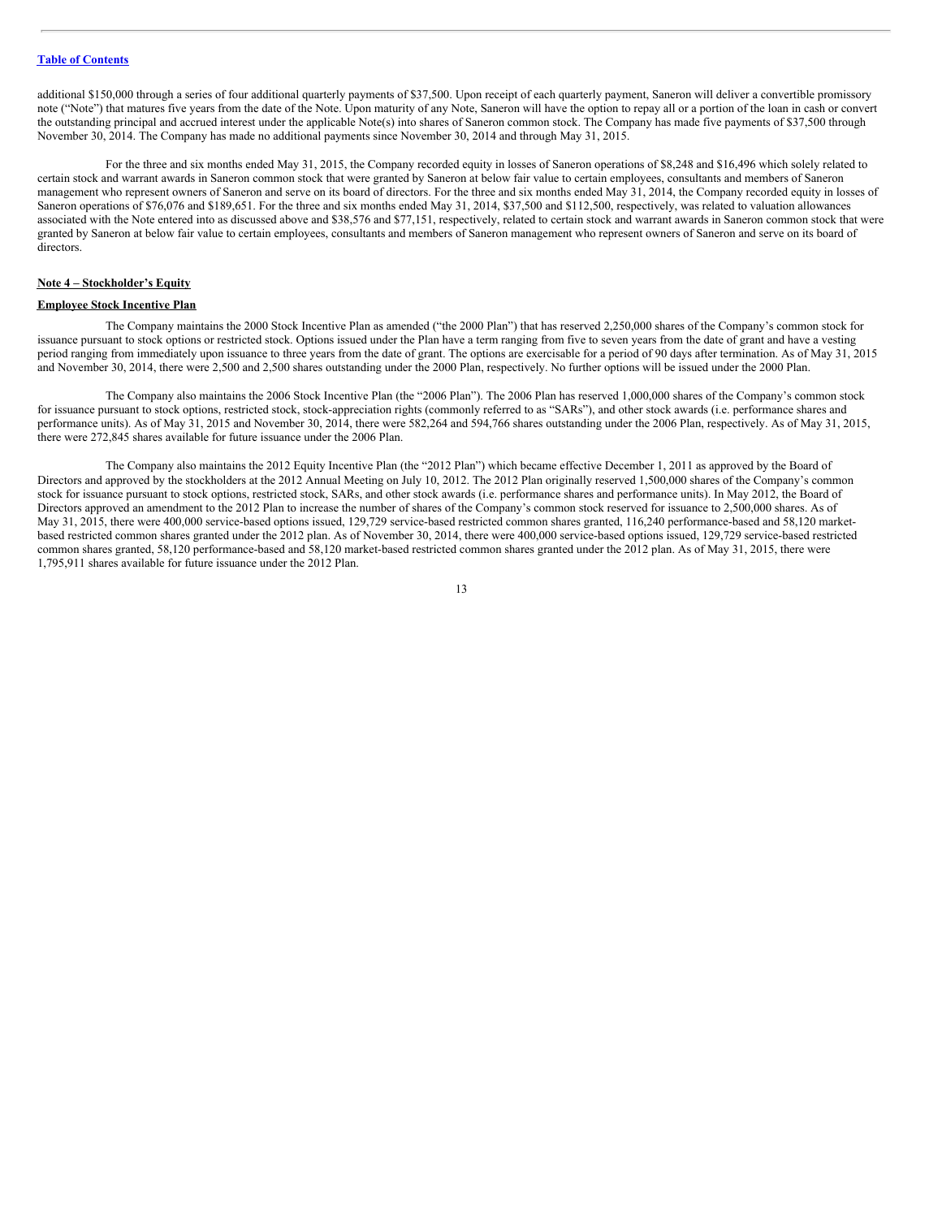additional $150,000 through a series of four additional quarterly payments of $37,500. Upon receipt of each quarterly payment, Saneron will deliver a convertible promissory note ("Note") that matures five years from the date of the Note. Upon maturity of any Note, Saneron will have the option to repay all or a portion of the loan in cash or convert the outstanding principal and accrued interest under the applicable Note(s) into shares of Saneron common stock. The Company has made five payments of $37,500 through November 30, 2014. The Company has made no additional payments since November 30, 2014 and through May 31, 2015.

For the three and six months ended May 31, 2015, the Company recorded equity in losses of Saneron operations of $8,248 and $16,496 which solely related to certain stock and warrant awards in Saneron common stock that were granted by Saneron at below fair value to certain employees, consultants and members of Saneron management who represent owners of Saneron and serve on its board of directors. For the three and six months ended May 31, 2014, the Company recorded equity in losses of Saneron operations of $76,076 and $189,651. For the three and six months ended May 31, 2014, $37,500 and $112,500, respectively, was related to valuation allowances associated with the Note entered into as discussed above and $38,576 and $77,151, respectively, related to certain stock and warrant awards in Saneron common stock that were granted by Saneron at below fair value to certain employees, consultants and members of Saneron management who represent owners of Saneron and serve on its board of directors.

**Note 4 – Stockholder's Equity**

**Employee Stock Incentive Plan**

The Company maintains the 2000 Stock Incentive Plan as amended ("the 2000 Plan") that has reserved 2,250,000 shares of the Company's common stock for issuance pursuant to stock options or restricted stock. Options issued under the Plan have a term ranging from five to seven years from the date of grant and have a vesting period ranging from immediately upon issuance to three years from the date of grant. The options are exercisable for a period of 90 days after termination. As of May 31, 2015 and November 30, 2014, there were 2,500 and 2,500 shares outstanding under the 2000 Plan, respectively. No further options will be issued under the 2000 Plan.

The Company also maintains the 2006 Stock Incentive Plan (the "2006 Plan"). The 2006 Plan has reserved 1,000,000 shares of the Company's common stock for issuance pursuant to stock options, restricted stock, stock-appreciation rights (commonly referred to as "SARs"), and other stock awards (i.e. performance shares and performance units). As of May 31, 2015 and November 30, 2014, there were 582,264 and 594,766 shares outstanding under the 2006 Plan, respectively. As of May 31, 2015, there were 272,845 shares available for future issuance under the 2006 Plan.

The Company also maintains the 2012 Equity Incentive Plan (the "2012 Plan") which became effective December 1, 2011 as approved by the Board of Directors and approved by the stockholders at the 2012 Annual Meeting on July 10, 2012. The 2012 Plan originally reserved 1,500,000 shares of the Company's common stock for issuance pursuant to stock options, restricted stock, SARs, and other stock awards (i.e. performance shares and performance units). In May 2012, the Board of Directors approved an amendment to the 2012 Plan to increase the number of shares of the Company's common stock reserved for issuance to 2,500,000 shares. As of May 31, 2015, there were 400,000 service-based options issued, 129,729 service-based restricted common shares granted, 116,240 performance-based and 58,120 market-based restricted common shares granted under the 2012 plan. As of November 30, 2014, there were 400,000 service-based options issued, 129,729 service-based restricted common shares granted, 58,120 performance-based and 58,120 market-based restricted common shares granted under the 2012 plan. As of May 31, 2015, there were 1,795,911 shares available for future issuance under the 2012 Plan.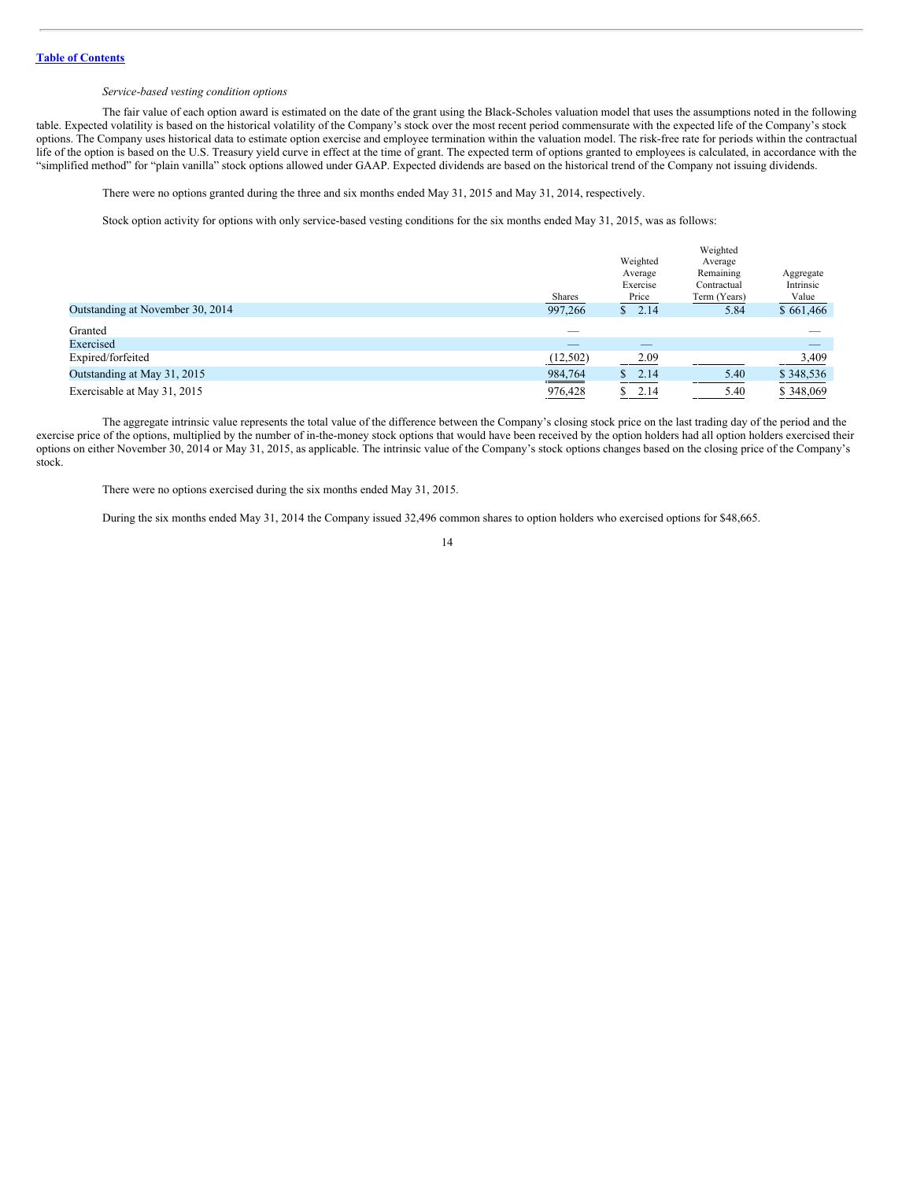[Table of Contents](#)

*Service-based vesting condition options*

The fair value of each option award is estimated on the date of the grant using the Black-Scholes valuation model that uses the assumptions noted in the following table. Expected volatility is based on the historical volatility of the Company's stock over the most recent period commensurate with the expected life of the Company's stock options. The Company uses historical data to estimate option exercise and employee termination within the valuation model. The risk-free rate for periods within the contractual life of the option is based on the U.S. Treasury yield curve in effect at the time of grant. The expected term of options granted to employees is calculated, in accordance with the "simplified method" for "plain vanilla" stock options allowed under GAAP. Expected dividends are based on the historical trend of the Company not issuing dividends.

There were no options granted during the three and six months ended May 31, 2015 and May 31, 2014, respectively.

Stock option activity for options with only service-based vesting conditions for the six months ended May 31, 2015, was as follows:

| | Shares | Weighted Average Exercise Price | Weighted Average Remaining Contractual Term (Years) | Aggregate Intrinsic Value |
|---|---|---|---|---|
| Outstanding at November 30, 2014 | 997,266 | $ 2.14 | 5.84 | $ 661,466 |
| Granted | — | | | — |
| Exercised | — | — | | — |
| Expired/forfeited | (12,502) | 2.09 | | 3,409 |
| Outstanding at May 31, 2015 | 984,764 | $ 2.14 | 5.40 | $ 348,536 |
| Exercisable at May 31, 2015 | 976,428 | $ 2.14 | 5.40 | $ 348,069 |

The aggregate intrinsic value represents the total value of the difference between the Company's closing stock price on the last trading day of the period and the exercise price of the options, multiplied by the number of in-the-money stock options that would have been received by the option holders had all option holders exercised their options on either November 30, 2014 or May 31, 2015, as applicable. The intrinsic value of the Company's stock options changes based on the closing price of the Company's stock.

There were no options exercised during the six months ended May 31, 2015.

During the six months ended May 31, 2014 the Company issued 32,496 common shares to option holders who exercised options for $48,665.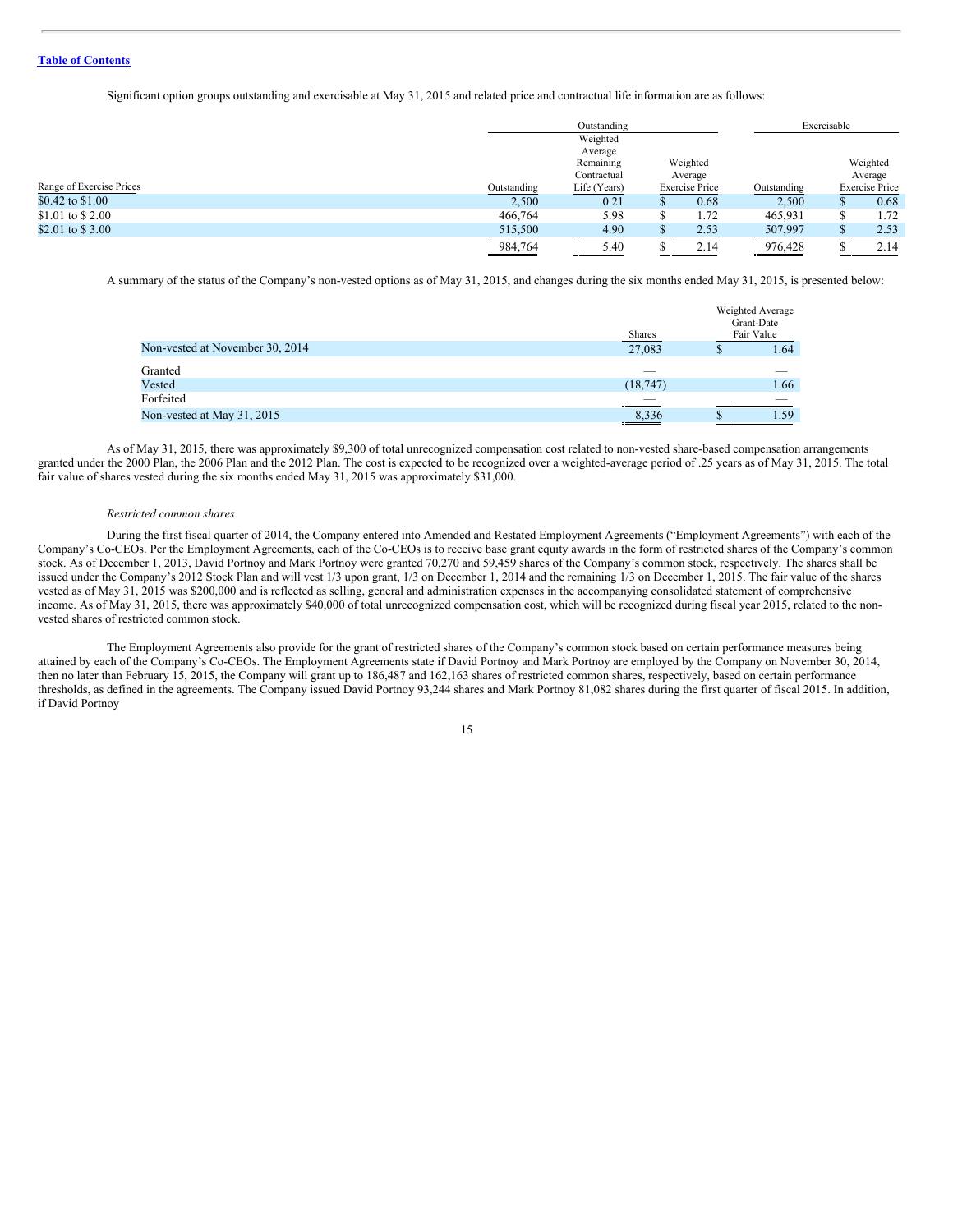[Table of Contents](#)

Significant option groups outstanding and exercisable at May 31, 2015 and related price and contractual life information are as follows:

| | Outstanding | | | Exercisable | |
|---|---|---|---|---|---|
| Range of Exercise Prices | Outstanding | Weighted Average Remaining Contractual Life (Years) | Weighted Average Exercise Price | Outstanding | Weighted Average Exercise Price |
| $0.42 to $1.00 | 2,500 | 0.21 | $ 0.68 | 2,500 | $ 0.68 |
| $1.01 to $ 2.00 | 466,764 | 5.98 | $ 1.72 | 465,931 | $ 1.72 |
| $2.01 to $ 3.00 | 515,500 | 4.90 | $ 2.53 | 507,997 | $ 2.53 |
| | 984,764 | 5.40 | $ 2.14 | 976,428 | $ 2.14 |

A summary of the status of the Company's non-vested options as of May 31, 2015, and changes during the six months ended May 31, 2015, is presented below:

| | Shares | Weighted Average Grant-Date Fair Value |
|---|---|---|
| Non-vested at November 30, 2014 | 27,083 | $ 1.64 |
| Granted | — | — |
| Vested | (18,747) | 1.66 |
| Forfeited | — | — |
| Non-vested at May 31, 2015 | 8,336 | $ 1.59 |

As of May 31, 2015, there was approximately $9,300 of total unrecognized compensation cost related to non-vested share-based compensation arrangements granted under the 2000 Plan, the 2006 Plan and the 2012 Plan. The cost is expected to be recognized over a weighted-average period of .25 years as of May 31, 2015. The total fair value of shares vested during the six months ended May 31, 2015 was approximately $31,000.

*Restricted common shares*

During the first fiscal quarter of 2014, the Company entered into Amended and Restated Employment Agreements ("Employment Agreements") with each of the Company's Co-CEOs. Per the Employment Agreements, each of the Co-CEOs is to receive base grant equity awards in the form of restricted shares of the Company's common stock. As of December 1, 2013, David Portnoy and Mark Portnoy were granted 70,270 and 59,459 shares of the Company's common stock, respectively. The shares shall be issued under the Company's 2012 Stock Plan and will vest 1/3 upon grant, 1/3 on December 1, 2014 and the remaining 1/3 on December 1, 2015. The fair value of the shares vested as of May 31, 2015 was $200,000 and is reflected as selling, general and administration expenses in the accompanying consolidated statement of comprehensive income. As of May 31, 2015, there was approximately $40,000 of total unrecognized compensation cost, which will be recognized during fiscal year 2015, related to the non-vested shares of restricted common stock.

The Employment Agreements also provide for the grant of restricted shares of the Company's common stock based on certain performance measures being attained by each of the Company's Co-CEOs. The Employment Agreements state if David Portnoy and Mark Portnoy are employed by the Company on November 30, 2014, then no later than February 15, 2015, the Company will grant up to 186,487 and 162,163 shares of restricted common shares, respectively, based on certain performance thresholds, as defined in the agreements. The Company issued David Portnoy 93,244 shares and Mark Portnoy 81,082 shares during the first quarter of fiscal 2015. In addition, if David Portnoy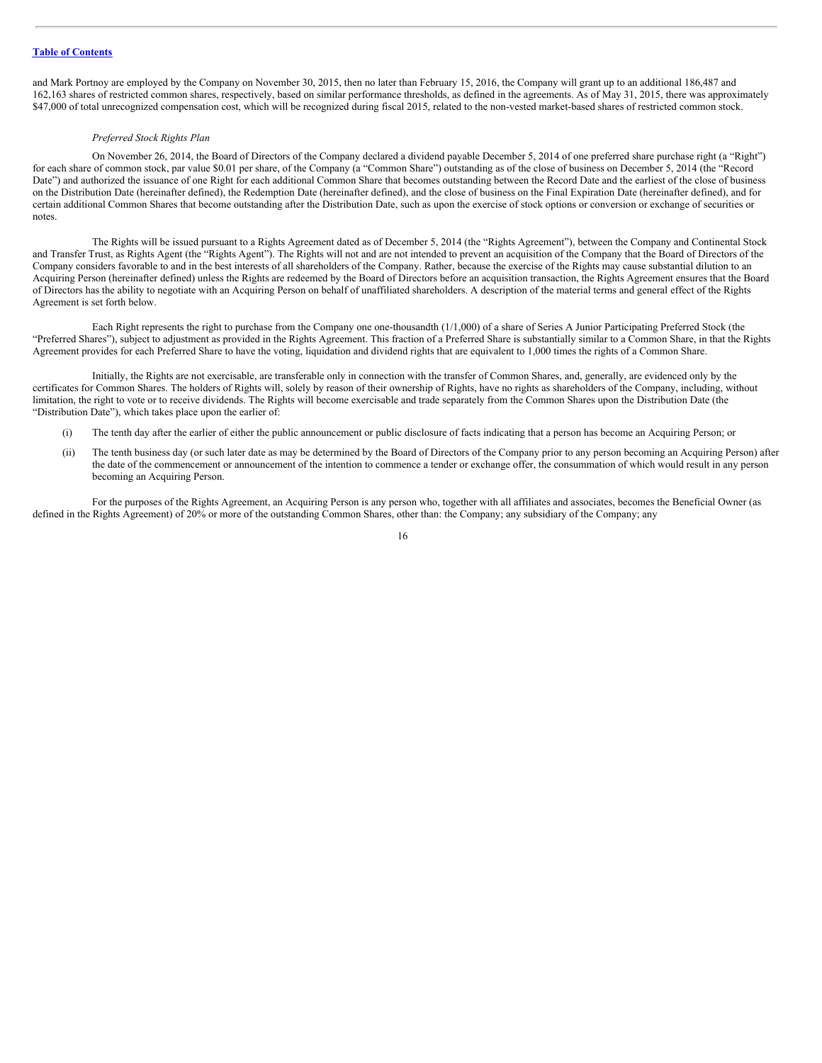and Mark Portnoy are employed by the Company on November 30, 2015, then no later than February 15, 2016, the Company will grant up to an additional 186,487 and 162,163 shares of restricted common shares, respectively, based on similar performance thresholds, as defined in the agreements. As of May 31, 2015, there was approximately $47,000 of total unrecognized compensation cost, which will be recognized during fiscal 2015, related to the non-vested market-based shares of restricted common stock.

*Preferred Stock Rights Plan*

On November 26, 2014, the Board of Directors of the Company declared a dividend payable December 5, 2014 of one preferred share purchase right (a "Right") for each share of common stock, par value $0.01 per share, of the Company (a "Common Share") outstanding as of the close of business on December 5, 2014 (the "Record Date") and authorized the issuance of one Right for each additional Common Share that becomes outstanding between the Record Date and the earliest of the close of business on the Distribution Date (hereinafter defined), the Redemption Date (hereinafter defined), and the close of business on the Final Expiration Date (hereinafter defined), and for certain additional Common Shares that become outstanding after the Distribution Date, such as upon the exercise of stock options or conversion or exchange of securities or notes.

The Rights will be issued pursuant to a Rights Agreement dated as of December 5, 2014 (the "Rights Agreement"), between the Company and Continental Stock and Transfer Trust, as Rights Agent (the "Rights Agent"). The Rights will not and are not intended to prevent an acquisition of the Company that the Board of Directors of the Company considers favorable to and in the best interests of all shareholders of the Company. Rather, because the exercise of the Rights may cause substantial dilution to an Acquiring Person (hereinafter defined) unless the Rights are redeemed by the Board of Directors before an acquisition transaction, the Rights Agreement ensures that the Board of Directors has the ability to negotiate with an Acquiring Person on behalf of unaffiliated shareholders. A description of the material terms and general effect of the Rights Agreement is set forth below.

Each Right represents the right to purchase from the Company one one-thousandth (1/1,000) of a share of Series A Junior Participating Preferred Stock (the "Preferred Shares"), subject to adjustment as provided in the Rights Agreement. This fraction of a Preferred Share is substantially similar to a Common Share, in that the Rights Agreement provides for each Preferred Share to have the voting, liquidation and dividend rights that are equivalent to 1,000 times the rights of a Common Share.

Initially, the Rights are not exercisable, are transferable only in connection with the transfer of Common Shares, and, generally, are evidenced only by the certificates for Common Shares. The holders of Rights will, solely by reason of their ownership of Rights, have no rights as shareholders of the Company, including, without limitation, the right to vote or to receive dividends. The Rights will become exercisable and trade separately from the Common Shares upon the Distribution Date (the "Distribution Date"), which takes place upon the earlier of:

(i) The tenth day after the earlier of either the public announcement or public disclosure of facts indicating that a person has become an Acquiring Person; or

(ii) The tenth business day (or such later date as may be determined by the Board of Directors of the Company prior to any person becoming an Acquiring Person) after the date of the commencement or announcement of the intention to commence a tender or exchange offer, the consummation of which would result in any person becoming an Acquiring Person.

For the purposes of the Rights Agreement, an Acquiring Person is any person who, together with all affiliates and associates, becomes the Beneficial Owner (as defined in the Rights Agreement) of 20% or more of the outstanding Common Shares, other than: the Company; any subsidiary of the Company; any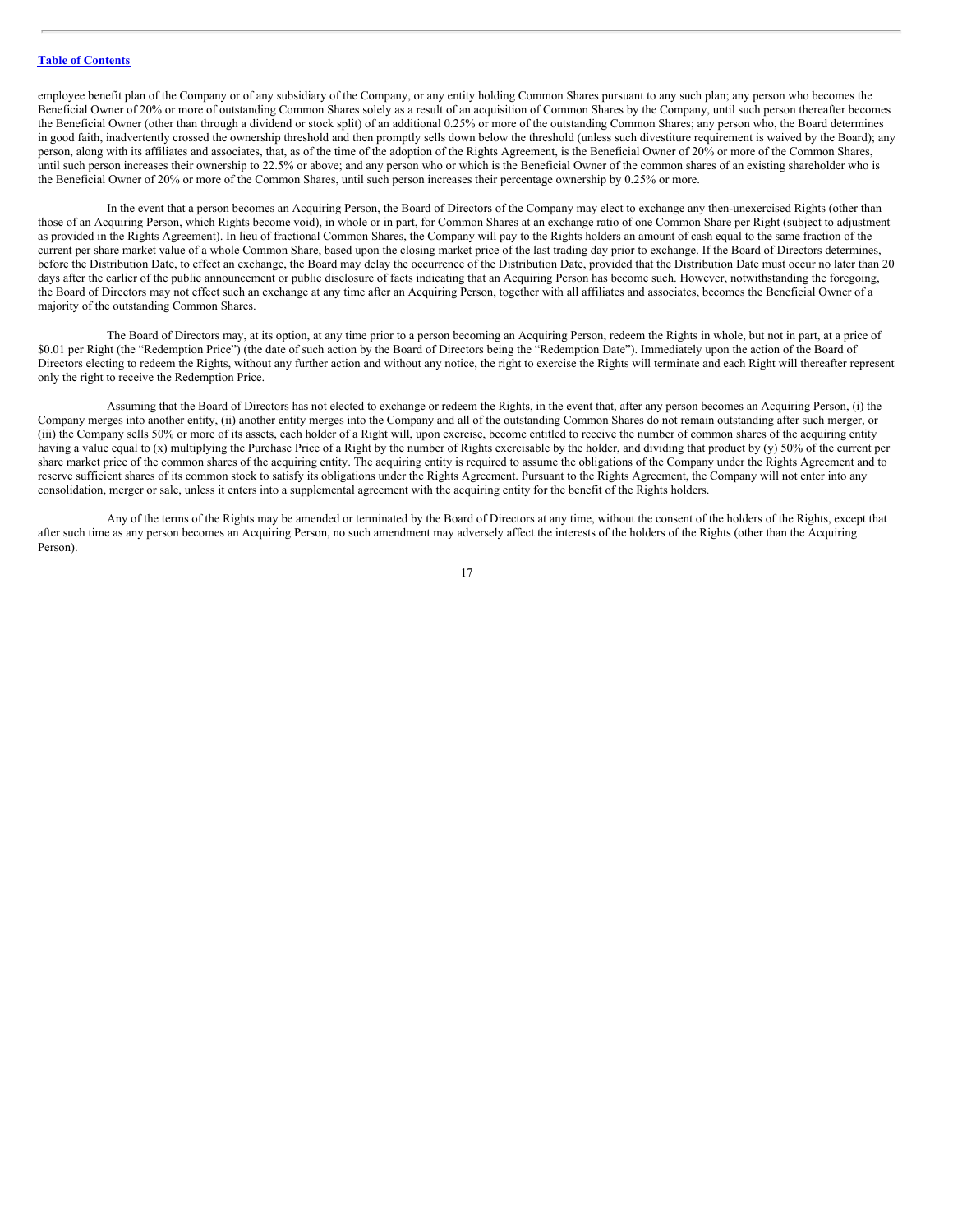employee benefit plan of the Company or of any subsidiary of the Company, or any entity holding Common Shares pursuant to any such plan; any person who becomes the Beneficial Owner of 20% or more of outstanding Common Shares solely as a result of an acquisition of Common Shares by the Company, until such person thereafter becomes the Beneficial Owner (other than through a dividend or stock split) of an additional 0.25% or more of the outstanding Common Shares; any person who, the Board determines in good faith, inadvertently crossed the ownership threshold and then promptly sells down below the threshold (unless such divestiture requirement is waived by the Board); any person, along with its affiliates and associates, that, as of the time of the adoption of the Rights Agreement, is the Beneficial Owner of 20% or more of the Common Shares, until such person increases their ownership to 22.5% or above; and any person who or which is the Beneficial Owner of the common shares of an existing shareholder who is the Beneficial Owner of 20% or more of the Common Shares, until such person increases their percentage ownership by 0.25% or more.

In the event that a person becomes an Acquiring Person, the Board of Directors of the Company may elect to exchange any then-unexercised Rights (other than those of an Acquiring Person, which Rights become void), in whole or in part, for Common Shares at an exchange ratio of one Common Share per Right (subject to adjustment as provided in the Rights Agreement). In lieu of fractional Common Shares, the Company will pay to the Rights holders an amount of cash equal to the same fraction of the current per share market value of a whole Common Share, based upon the closing market price of the last trading day prior to exchange. If the Board of Directors determines, before the Distribution Date, to effect an exchange, the Board may delay the occurrence of the Distribution Date, provided that the Distribution Date must occur no later than 20 days after the earlier of the public announcement or public disclosure of facts indicating that an Acquiring Person has become such. However, notwithstanding the foregoing, the Board of Directors may not effect such an exchange at any time after an Acquiring Person, together with all affiliates and associates, becomes the Beneficial Owner of a majority of the outstanding Common Shares.

The Board of Directors may, at its option, at any time prior to a person becoming an Acquiring Person, redeem the Rights in whole, but not in part, at a price of $0.01 per Right (the "Redemption Price") (the date of such action by the Board of Directors being the "Redemption Date"). Immediately upon the action of the Board of Directors electing to redeem the Rights, without any further action and without any notice, the right to exercise the Rights will terminate and each Right will thereafter represent only the right to receive the Redemption Price.

Assuming that the Board of Directors has not elected to exchange or redeem the Rights, in the event that, after any person becomes an Acquiring Person, (i) the Company merges into another entity, (ii) another entity merges into the Company and all of the outstanding Common Shares do not remain outstanding after such merger, or (iii) the Company sells 50% or more of its assets, each holder of a Right will, upon exercise, become entitled to receive the number of common shares of the acquiring entity having a value equal to (x) multiplying the Purchase Price of a Right by the number of Rights exercisable by the holder, and dividing that product by (y) 50% of the current per share market price of the common shares of the acquiring entity. The acquiring entity is required to assume the obligations of the Company under the Rights Agreement and to reserve sufficient shares of its common stock to satisfy its obligations under the Rights Agreement. Pursuant to the Rights Agreement, the Company will not enter into any consolidation, merger or sale, unless it enters into a supplemental agreement with the acquiring entity for the benefit of the Rights holders.

Any of the terms of the Rights may be amended or terminated by the Board of Directors at any time, without the consent of the holders of the Rights, except that after such time as any person becomes an Acquiring Person, no such amendment may adversely affect the interests of the holders of the Rights (other than the Acquiring Person).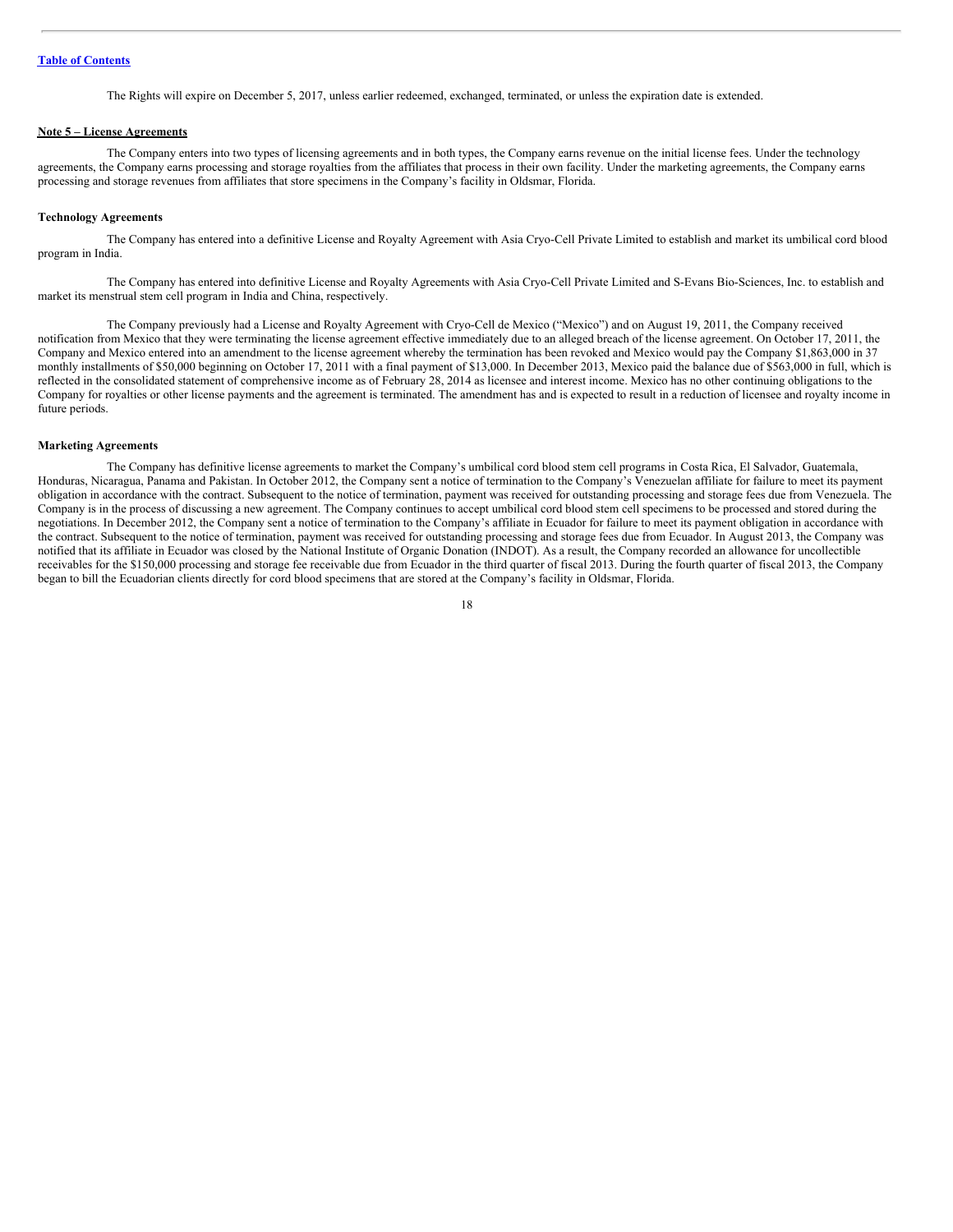The Rights will expire on December 5, 2017, unless earlier redeemed, exchanged, terminated, or unless the expiration date is extended.

## Note 5 – License Agreements

The Company enters into two types of licensing agreements and in both types, the Company earns revenue on the initial license fees. Under the technology agreements, the Company earns processing and storage royalties from the affiliates that process in their own facility. Under the marketing agreements, the Company earns processing and storage revenues from affiliates that store specimens in the Company's facility in Oldsmar, Florida.

### Technology Agreements

The Company has entered into a definitive License and Royalty Agreement with Asia Cryo-Cell Private Limited to establish and market its umbilical cord blood program in India.

The Company has entered into definitive License and Royalty Agreements with Asia Cryo-Cell Private Limited and S-Evans Bio-Sciences, Inc. to establish and market its menstrual stem cell program in India and China, respectively.

The Company previously had a License and Royalty Agreement with Cryo-Cell de Mexico ("Mexico") and on August 19, 2011, the Company received notification from Mexico that they were terminating the license agreement effective immediately due to an alleged breach of the license agreement. On October 17, 2011, the Company and Mexico entered into an amendment to the license agreement whereby the termination has been revoked and Mexico would pay the Company $1,863,000 in 37 monthly installments of $50,000 beginning on October 17, 2011 with a final payment of $13,000. In December 2013, Mexico paid the balance due of $563,000 in full, which is reflected in the consolidated statement of comprehensive income as of February 28, 2014 as licensee and interest income. Mexico has no other continuing obligations to the Company for royalties or other license payments and the agreement is terminated. The amendment has and is expected to result in a reduction of licensee and royalty income in future periods.

### Marketing Agreements

The Company has definitive license agreements to market the Company's umbilical cord blood stem cell programs in Costa Rica, El Salvador, Guatemala, Honduras, Nicaragua, Panama and Pakistan. In October 2012, the Company sent a notice of termination to the Company's Venezuelan affiliate for failure to meet its payment obligation in accordance with the contract. Subsequent to the notice of termination, payment was received for outstanding processing and storage fees due from Venezuela. The Company is in the process of discussing a new agreement. The Company continues to accept umbilical cord blood stem cell specimens to be processed and stored during the negotiations. In December 2012, the Company sent a notice of termination to the Company's affiliate in Ecuador for failure to meet its payment obligation in accordance with the contract. Subsequent to the notice of termination, payment was received for outstanding processing and storage fees due from Ecuador. In August 2013, the Company was notified that its affiliate in Ecuador was closed by the National Institute of Organic Donation (INDOT). As a result, the Company recorded an allowance for uncollectible receivables for the $150,000 processing and storage fee receivable due from Ecuador in the third quarter of fiscal 2013. During the fourth quarter of fiscal 2013, the Company began to bill the Ecuadorian clients directly for cord blood specimens that are stored at the Company's facility in Oldsmar, Florida.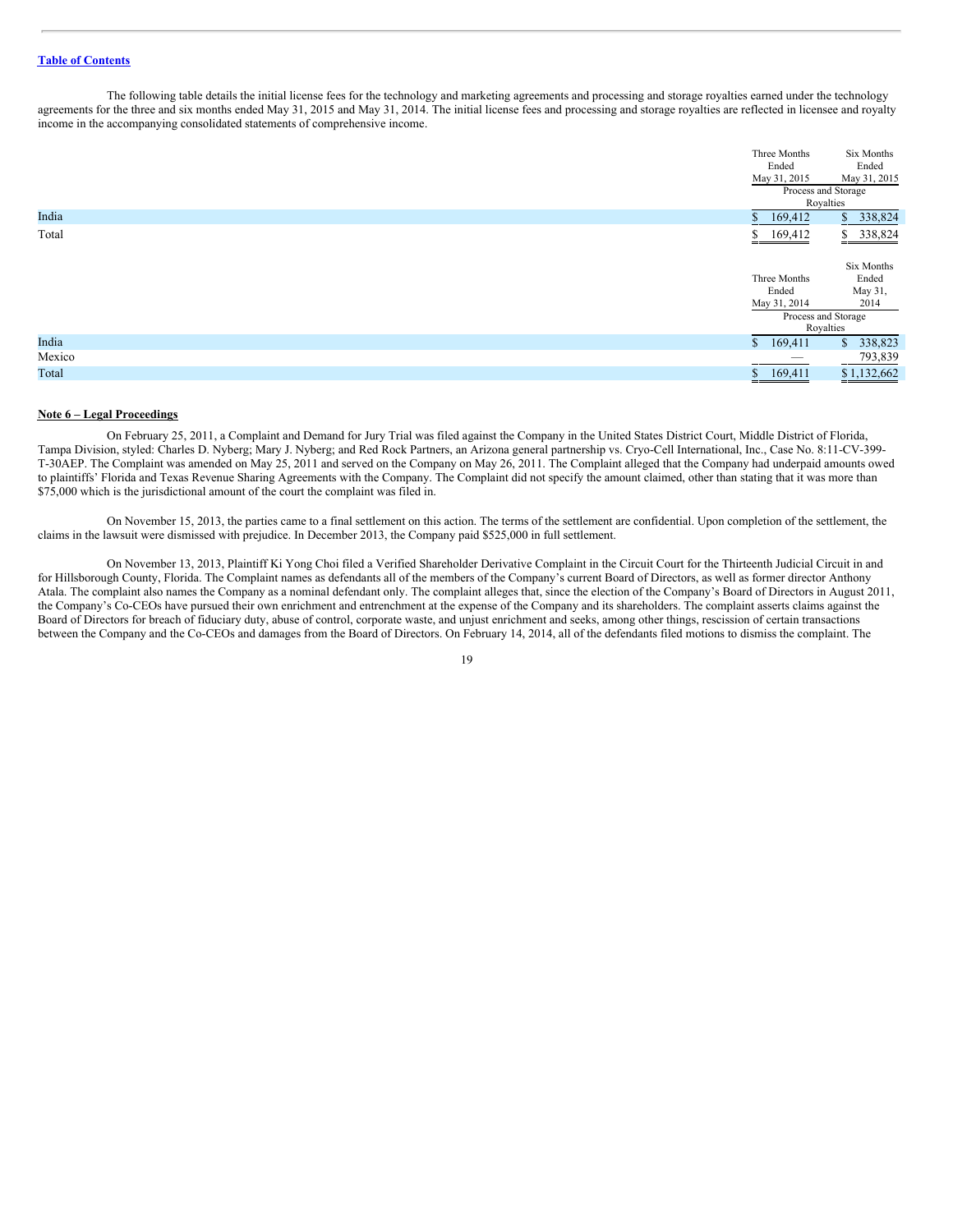[Table of Contents](#)

The following table details the initial license fees for the technology and marketing agreements and processing and storage royalties earned under the technology agreements for the three and six months ended May 31, 2015 and May 31, 2014. The initial license fees and processing and storage royalties are reflected in licensee and royalty income in the accompanying consolidated statements of comprehensive income.

| | Three Months Ended May 31, 2015 | Six Months Ended May 31, 2015 |
|---|---|---|
| | Process and Storage Royalties | |
| India | $ 169,412 | $ 338,824 |
| Total | $ 169,412 | $ 338,824 |

| | Three Months Ended May 31, 2014 | Six Months Ended May 31, 2014 |
|---|---|---|
| | Process and Storage Royalties | |
| India | $ 169,411 | $ 338,823 |
| Mexico | — | 793,839 |
| Total | $ 169,411 | $ 1,132,662 |

**Note 6 – Legal Proceedings**

On February 25, 2011, a Complaint and Demand for Jury Trial was filed against the Company in the United States District Court, Middle District of Florida, Tampa Division, styled: Charles D. Nyberg; Mary J. Nyberg; and Red Rock Partners, an Arizona general partnership vs. Cryo-Cell International, Inc., Case No. 8:11-CV-399-T-30AEP. The Complaint was amended on May 25, 2011 and served on the Company on May 26, 2011. The Complaint alleged that the Company had underpaid amounts owed to plaintiffs' Florida and Texas Revenue Sharing Agreements with the Company. The Complaint did not specify the amount claimed, other than stating that it was more than $75,000 which is the jurisdictional amount of the court the complaint was filed in.

On November 15, 2013, the parties came to a final settlement on this action. The terms of the settlement are confidential. Upon completion of the settlement, the claims in the lawsuit were dismissed with prejudice. In December 2013, the Company paid $525,000 in full settlement.

On November 13, 2013, Plaintiff Ki Yong Choi filed a Verified Shareholder Derivative Complaint in the Circuit Court for the Thirteenth Judicial Circuit in and for Hillsborough County, Florida. The Complaint names as defendants all of the members of the Company's current Board of Directors, as well as former director Anthony Atala. The complaint also names the Company as a nominal defendant only. The complaint alleges that, since the election of the Company's Board of Directors in August 2011, the Company's Co-CEOs have pursued their own enrichment and entrenchment at the expense of the Company and its shareholders. The complaint asserts claims against the Board of Directors for breach of fiduciary duty, abuse of control, corporate waste, and unjust enrichment and seeks, among other things, rescission of certain transactions between the Company and the Co-CEOs and damages from the Board of Directors. On February 14, 2014, all of the defendants filed motions to dismiss the complaint. The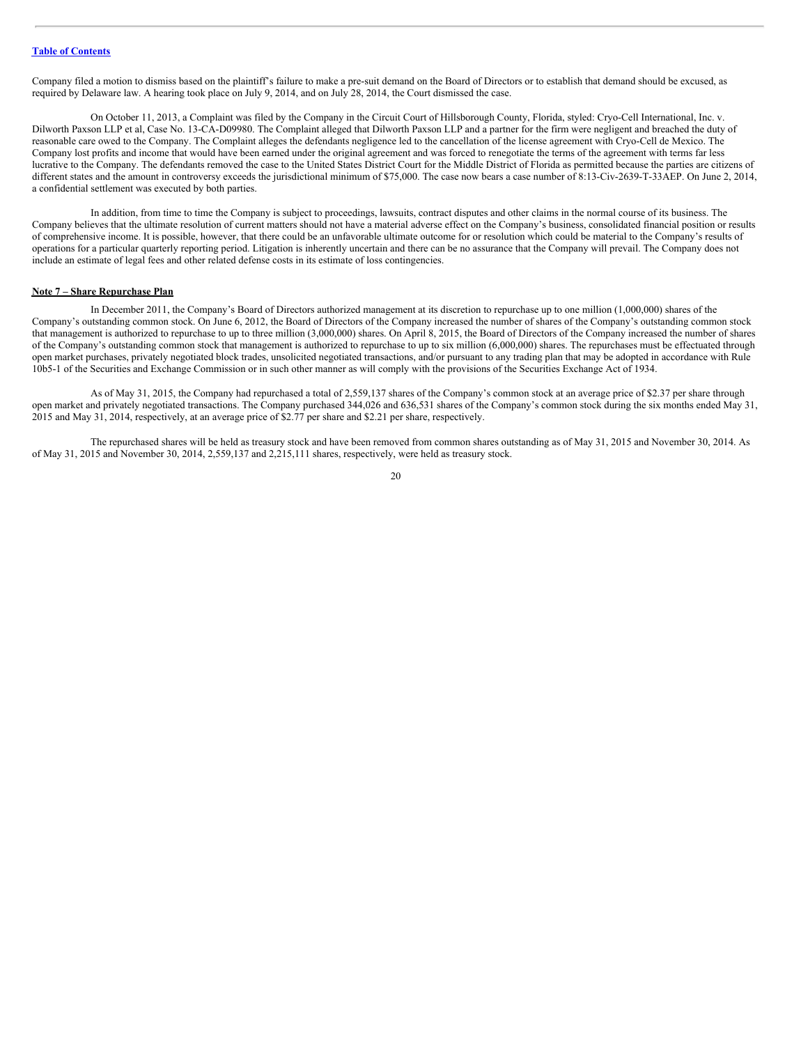[Table of Contents](#)

Company filed a motion to dismiss based on the plaintiff's failure to make a pre-suit demand on the Board of Directors or to establish that demand should be excused, as required by Delaware law. A hearing took place on July 9, 2014, and on July 28, 2014, the Court dismissed the case.

On October 11, 2013, a Complaint was filed by the Company in the Circuit Court of Hillsborough County, Florida, styled: Cryo-Cell International, Inc. v. Dilworth Paxson LLP et al, Case No. 13-CA-D09980. The Complaint alleged that Dilworth Paxson LLP and a partner for the firm were negligent and breached the duty of reasonable care owed to the Company. The Complaint alleges the defendants negligence led to the cancellation of the license agreement with Cryo-Cell de Mexico. The Company lost profits and income that would have been earned under the original agreement and was forced to renegotiate the terms of the agreement with terms far less lucrative to the Company. The defendants removed the case to the United States District Court for the Middle District of Florida as permitted because the parties are citizens of different states and the amount in controversy exceeds the jurisdictional minimum of $75,000. The case now bears a case number of 8:13-Civ-2639-T-33AEP. On June 2, 2014, a confidential settlement was executed by both parties.

In addition, from time to time the Company is subject to proceedings, lawsuits, contract disputes and other claims in the normal course of its business. The Company believes that the ultimate resolution of current matters should not have a material adverse effect on the Company's business, consolidated financial position or results of comprehensive income. It is possible, however, that there could be an unfavorable ultimate outcome for or resolution which could be material to the Company's results of operations for a particular quarterly reporting period. Litigation is inherently uncertain and there can be no assurance that the Company will prevail. The Company does not include an estimate of legal fees and other related defense costs in its estimate of loss contingencies.

**Note 7 – Share Repurchase Plan**

In December 2011, the Company's Board of Directors authorized management at its discretion to repurchase up to one million (1,000,000) shares of the Company's outstanding common stock. On June 6, 2012, the Board of Directors of the Company increased the number of shares of the Company's outstanding common stock that management is authorized to repurchase to up to three million (3,000,000) shares. On April 8, 2015, the Board of Directors of the Company increased the number of shares of the Company's outstanding common stock that management is authorized to repurchase to up to six million (6,000,000) shares. The repurchases must be effectuated through open market purchases, privately negotiated block trades, unsolicited negotiated transactions, and/or pursuant to any trading plan that may be adopted in accordance with Rule 10b5-1 of the Securities and Exchange Commission or in such other manner as will comply with the provisions of the Securities Exchange Act of 1934.

As of May 31, 2015, the Company had repurchased a total of 2,559,137 shares of the Company's common stock at an average price of $2.37 per share through open market and privately negotiated transactions. The Company purchased 344,026 and 636,531 shares of the Company's common stock during the six months ended May 31, 2015 and May 31, 2014, respectively, at an average price of $2.77 per share and $2.21 per share, respectively.

The repurchased shares will be held as treasury stock and have been removed from common shares outstanding as of May 31, 2015 and November 30, 2014. As of May 31, 2015 and November 30, 2014, 2,559,137 and 2,215,111 shares, respectively, were held as treasury stock.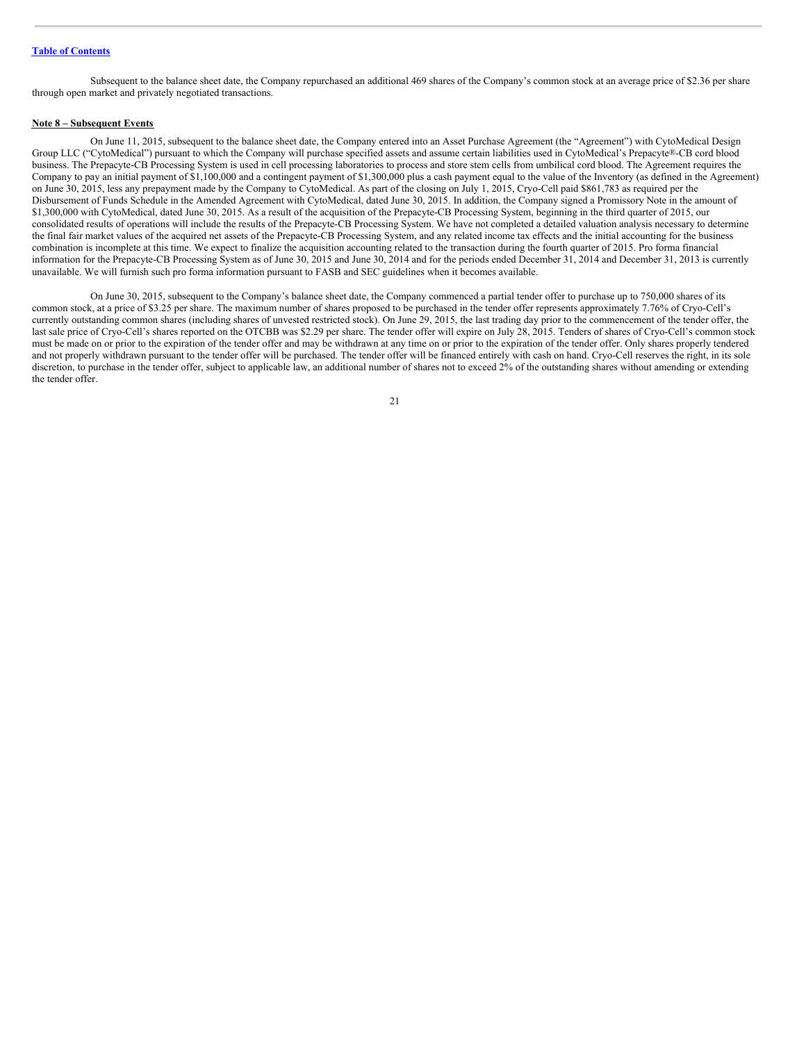Subsequent to the balance sheet date, the Company repurchased an additional 469 shares of the Company's common stock at an average price of $2.36 per share through open market and privately negotiated transactions.

**Note 8 – Subsequent Events**

On June 11, 2015, subsequent to the balance sheet date, the Company entered into an Asset Purchase Agreement (the "Agreement") with CytoMedical Design Group LLC ("CytoMedical") pursuant to which the Company will purchase specified assets and assume certain liabilities used in CytoMedical's Prepacyte®-CB cord blood business. The Prepacyte-CB Processing System is used in cell processing laboratories to process and store stem cells from umbilical cord blood. The Agreement requires the Company to pay an initial payment of $1,100,000 and a contingent payment of $1,300,000 plus a cash payment equal to the value of the Inventory (as defined in the Agreement) on June 30, 2015, less any prepayment made by the Company to CytoMedical. As part of the closing on July 1, 2015, Cryo-Cell paid $861,783 as required per the Disbursement of Funds Schedule in the Amended Agreement with CytoMedical, dated June 30, 2015. In addition, the Company signed a Promissory Note in the amount of $1,300,000 with CytoMedical, dated June 30, 2015. As a result of the acquisition of the Prepacyte-CB Processing System, beginning in the third quarter of 2015, our consolidated results of operations will include the results of the Prepacyte-CB Processing System. We have not completed a detailed valuation analysis necessary to determine the final fair market values of the acquired net assets of the Prepacyte-CB Processing System, and any related income tax effects and the initial accounting for the business combination is incomplete at this time. We expect to finalize the acquisition accounting related to the transaction during the fourth quarter of 2015. Pro forma financial information for the Prepacyte-CB Processing System as of June 30, 2015 and June 30, 2014 and for the periods ended December 31, 2014 and December 31, 2013 is currently unavailable. We will furnish such pro forma information pursuant to FASB and SEC guidelines when it becomes available.

On June 30, 2015, subsequent to the Company's balance sheet date, the Company commenced a partial tender offer to purchase up to 750,000 shares of its common stock, at a price of $3.25 per share. The maximum number of shares proposed to be purchased in the tender offer represents approximately 7.76% of Cryo-Cell's currently outstanding common shares (including shares of unvested restricted stock). On June 29, 2015, the last trading day prior to the commencement of the tender offer, the last sale price of Cryo-Cell's shares reported on the OTCBB was $2.29 per share. The tender offer will expire on July 28, 2015. Tenders of shares of Cryo-Cell's common stock must be made on or prior to the expiration of the tender offer and may be withdrawn at any time on or prior to the expiration of the tender offer. Only shares properly tendered and not properly withdrawn pursuant to the tender offer will be purchased. The tender offer will be financed entirely with cash on hand. Cryo-Cell reserves the right, in its sole discretion, to purchase in the tender offer, subject to applicable law, an additional number of shares not to exceed 2% of the outstanding shares without amending or extending the tender offer.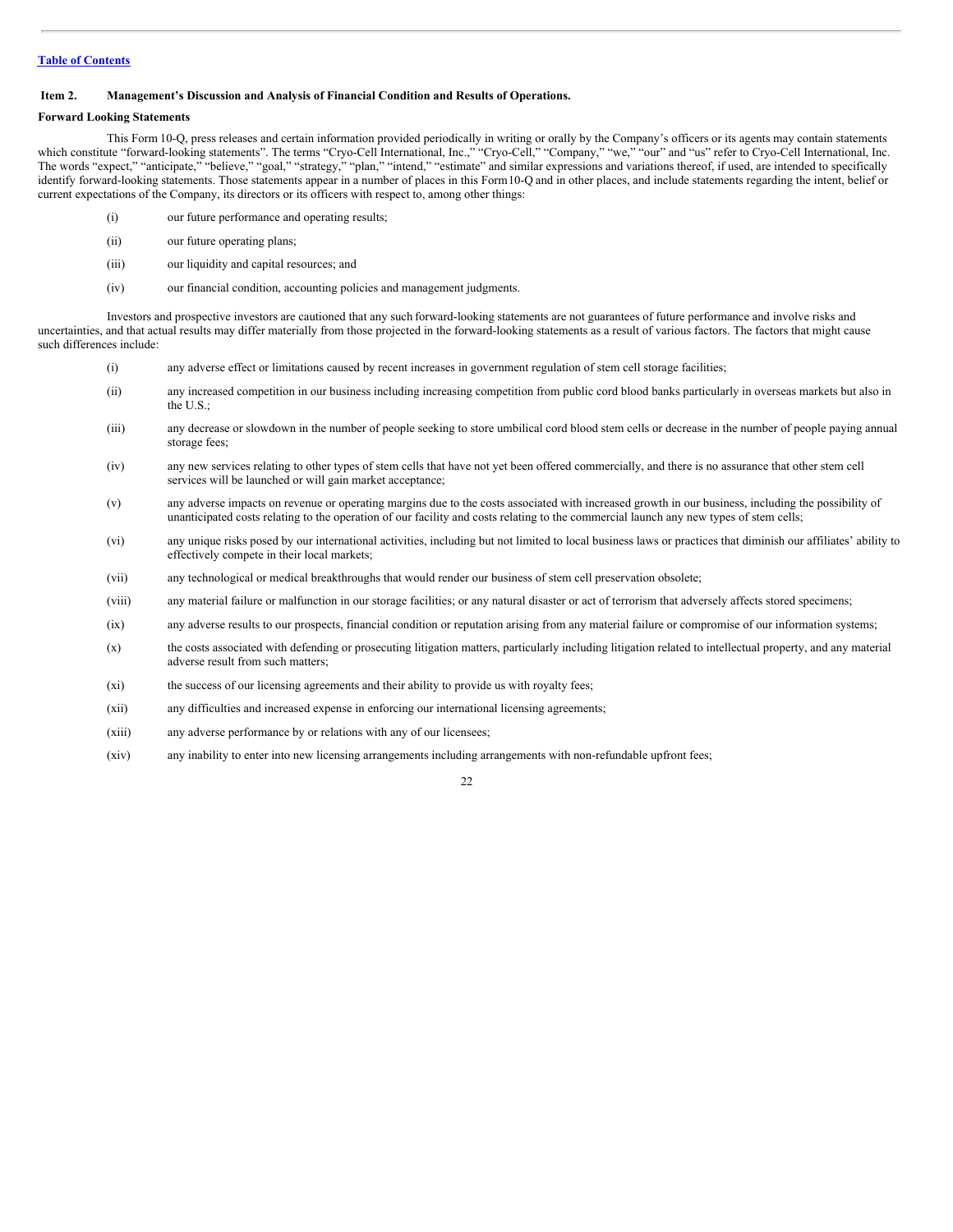[Table of Contents](#)

### Item 2. Management's Discussion and Analysis of Financial Condition and Results of Operations.

**Forward Looking Statements**

This Form 10-Q, press releases and certain information provided periodically in writing or orally by the Company's officers or its agents may contain statements which constitute "forward-looking statements". The terms "Cryo-Cell International, Inc.," "Cryo-Cell," "Company," "we," "our" and "us" refer to Cryo-Cell International, Inc. The words "expect," "anticipate," "believe," "goal," "strategy," "plan," "intend," "estimate" and similar expressions and variations thereof, if used, are intended to specifically identify forward-looking statements. Those statements appear in a number of places in this Form10-Q and in other places, and include statements regarding the intent, belief or current expectations of the Company, its directors or its officers with respect to, among other things:

(i) our future performance and operating results;

(ii) our future operating plans;

(iii) our liquidity and capital resources; and

(iv) our financial condition, accounting policies and management judgments.

Investors and prospective investors are cautioned that any such forward-looking statements are not guarantees of future performance and involve risks and uncertainties, and that actual results may differ materially from those projected in the forward-looking statements as a result of various factors. The factors that might cause such differences include:

(i) any adverse effect or limitations caused by recent increases in government regulation of stem cell storage facilities;

(ii) any increased competition in our business including increasing competition from public cord blood banks particularly in overseas markets but also in the U.S.;

(iii) any decrease or slowdown in the number of people seeking to store umbilical cord blood stem cells or decrease in the number of people paying annual storage fees;

(iv) any new services relating to other types of stem cells that have not yet been offered commercially, and there is no assurance that other stem cell services will be launched or will gain market acceptance;

(v) any adverse impacts on revenue or operating margins due to the costs associated with increased growth in our business, including the possibility of unanticipated costs relating to the operation of our facility and costs relating to the commercial launch any new types of stem cells;

(vi) any unique risks posed by our international activities, including but not limited to local business laws or practices that diminish our affiliates' ability to effectively compete in their local markets;

(vii) any technological or medical breakthroughs that would render our business of stem cell preservation obsolete;

(viii) any material failure or malfunction in our storage facilities; or any natural disaster or act of terrorism that adversely affects stored specimens;

(ix) any adverse results to our prospects, financial condition or reputation arising from any material failure or compromise of our information systems;

(x) the costs associated with defending or prosecuting litigation matters, particularly including litigation related to intellectual property, and any material adverse result from such matters;

(xi) the success of our licensing agreements and their ability to provide us with royalty fees;

(xii) any difficulties and increased expense in enforcing our international licensing agreements;

(xiii) any adverse performance by or relations with any of our licensees;

(xiv) any inability to enter into new licensing arrangements including arrangements with non-refundable upfront fees;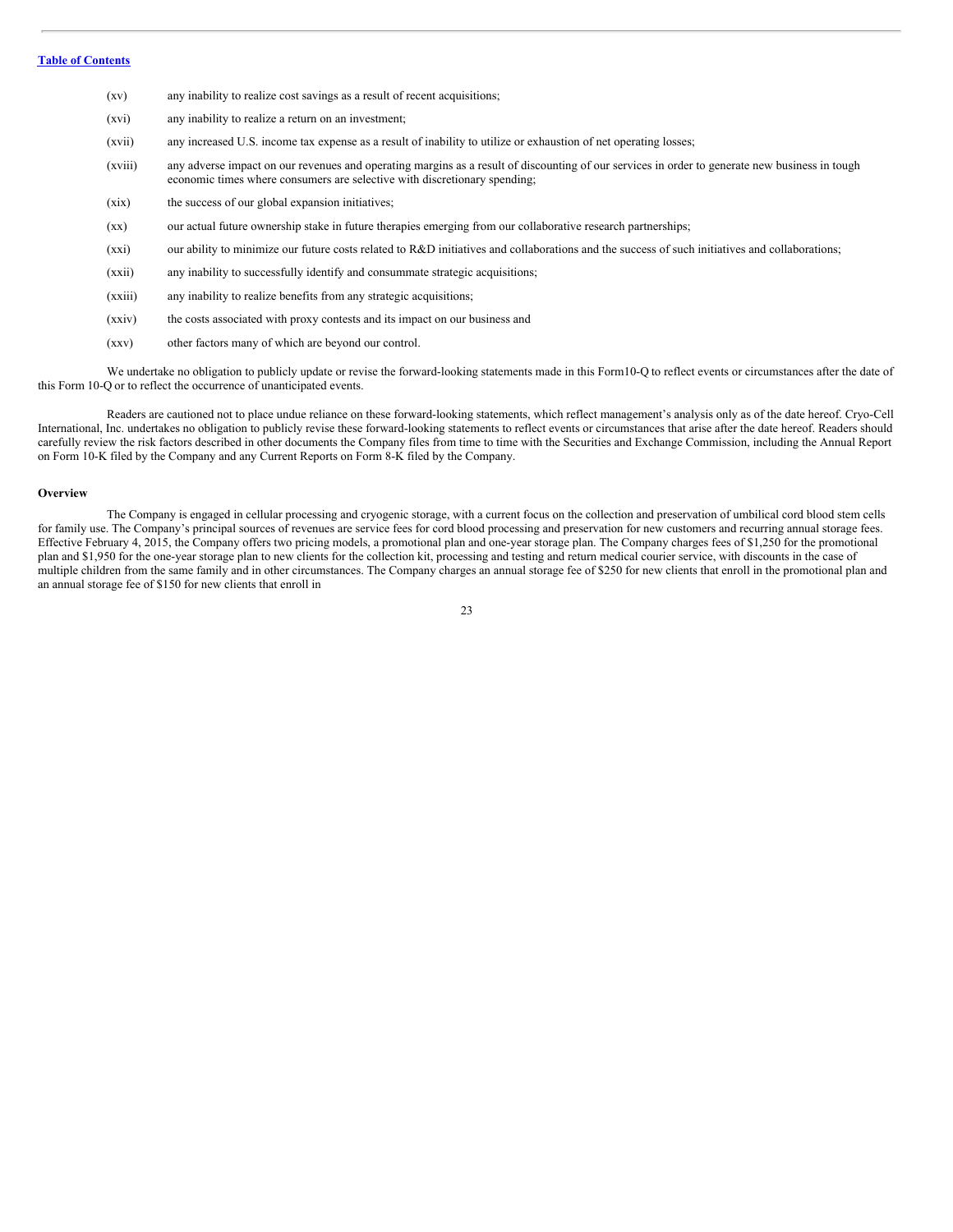(xv) any inability to realize cost savings as a result of recent acquisitions;

(xvi) any inability to realize a return on an investment;

(xvii) any increased U.S. income tax expense as a result of inability to utilize or exhaustion of net operating losses;

(xviii) any adverse impact on our revenues and operating margins as a result of discounting of our services in order to generate new business in tough economic times where consumers are selective with discretionary spending;

(xix) the success of our global expansion initiatives;

(xx) our actual future ownership stake in future therapies emerging from our collaborative research partnerships;

(xxi) our ability to minimize our future costs related to R&D initiatives and collaborations and the success of such initiatives and collaborations;

(xxii) any inability to successfully identify and consummate strategic acquisitions;

(xxiii) any inability to realize benefits from any strategic acquisitions;

(xxiv) the costs associated with proxy contests and its impact on our business and

(xxv) other factors many of which are beyond our control.

We undertake no obligation to publicly update or revise the forward-looking statements made in this Form10-Q to reflect events or circumstances after the date of this Form 10-Q or to reflect the occurrence of unanticipated events.

Readers are cautioned not to place undue reliance on these forward-looking statements, which reflect management's analysis only as of the date hereof. Cryo-Cell International, Inc. undertakes no obligation to publicly revise these forward-looking statements to reflect events or circumstances that arise after the date hereof. Readers should carefully review the risk factors described in other documents the Company files from time to time with the Securities and Exchange Commission, including the Annual Report on Form 10-K filed by the Company and any Current Reports on Form 8-K filed by the Company.

**Overview**

The Company is engaged in cellular processing and cryogenic storage, with a current focus on the collection and preservation of umbilical cord blood stem cells for family use. The Company's principal sources of revenues are service fees for cord blood processing and preservation for new customers and recurring annual storage fees. Effective February 4, 2015, the Company offers two pricing models, a promotional plan and one-year storage plan. The Company charges fees of $1,250 for the promotional plan and $1,950 for the one-year storage plan to new clients for the collection kit, processing and testing and return medical courier service, with discounts in the case of multiple children from the same family and in other circumstances. The Company charges an annual storage fee of $250 for new clients that enroll in the promotional plan and an annual storage fee of $150 for new clients that enroll in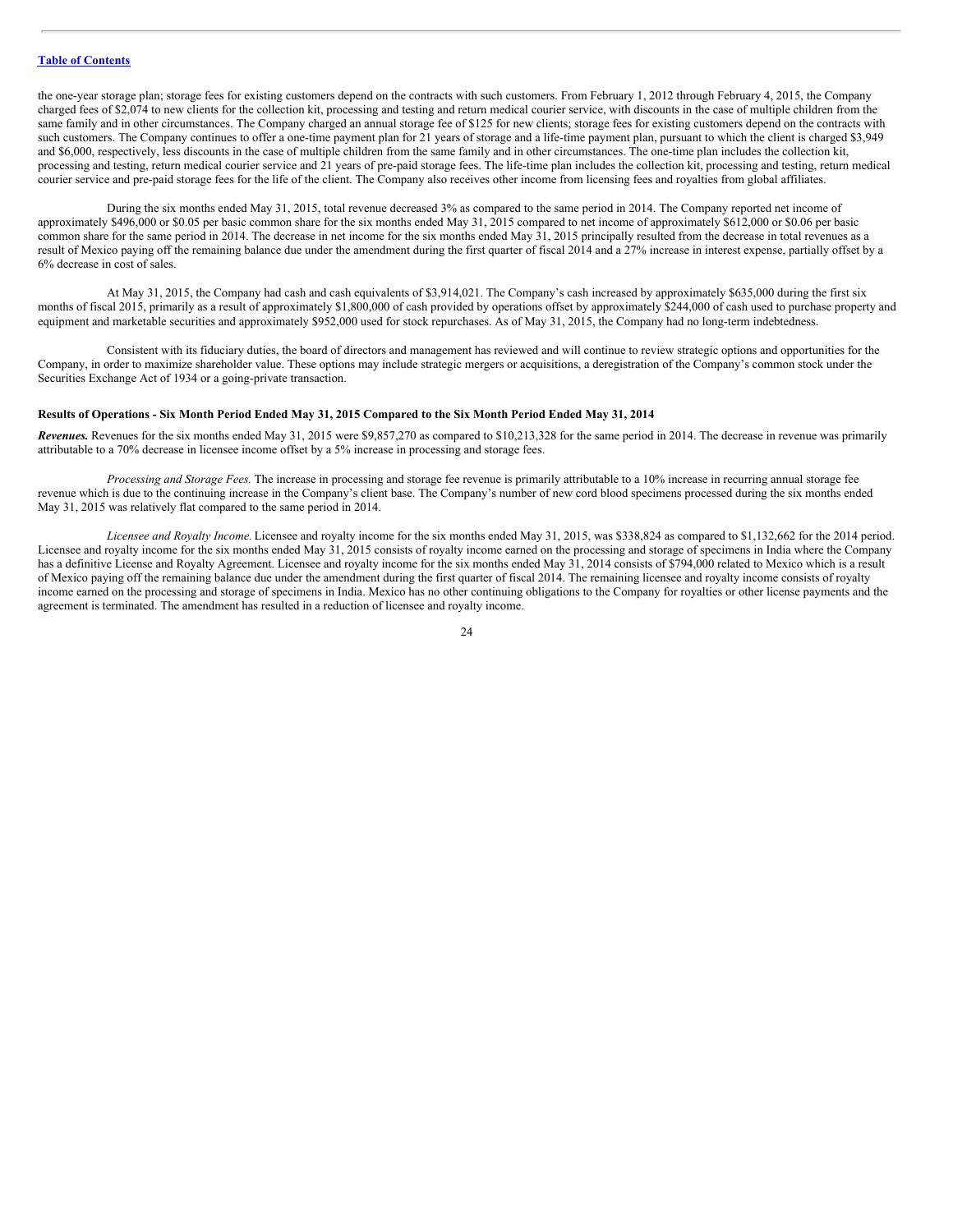the one-year storage plan; storage fees for existing customers depend on the contracts with such customers. From February 1, 2012 through February 4, 2015, the Company charged fees of $2,074 to new clients for the collection kit, processing and testing and return medical courier service, with discounts in the case of multiple children from the same family and in other circumstances. The Company charged an annual storage fee of $125 for new clients; storage fees for existing customers depend on the contracts with such customers. The Company continues to offer a one-time payment plan for 21 years of storage and a life-time payment plan, pursuant to which the client is charged $3,949 and $6,000, respectively, less discounts in the case of multiple children from the same family and in other circumstances. The one-time plan includes the collection kit, processing and testing, return medical courier service and 21 years of pre-paid storage fees. The life-time plan includes the collection kit, processing and testing, return medical courier service and pre-paid storage fees for the life of the client. The Company also receives other income from licensing fees and royalties from global affiliates.

During the six months ended May 31, 2015, total revenue decreased 3% as compared to the same period in 2014. The Company reported net income of approximately $496,000 or $0.05 per basic common share for the six months ended May 31, 2015 compared to net income of approximately $612,000 or $0.06 per basic common share for the same period in 2014. The decrease in net income for the six months ended May 31, 2015 principally resulted from the decrease in total revenues as a result of Mexico paying off the remaining balance due under the amendment during the first quarter of fiscal 2014 and a 27% increase in interest expense, partially offset by a 6% decrease in cost of sales.

At May 31, 2015, the Company had cash and cash equivalents of $3,914,021. The Company's cash increased by approximately $635,000 during the first six months of fiscal 2015, primarily as a result of approximately $1,800,000 of cash provided by operations offset by approximately $244,000 of cash used to purchase property and equipment and marketable securities and approximately $952,000 used for stock repurchases. As of May 31, 2015, the Company had no long-term indebtedness.

Consistent with its fiduciary duties, the board of directors and management has reviewed and will continue to review strategic options and opportunities for the Company, in order to maximize shareholder value. These options may include strategic mergers or acquisitions, a deregistration of the Company's common stock under the Securities Exchange Act of 1934 or a going-private transaction.

**Results of Operations - Six Month Period Ended May 31, 2015 Compared to the Six Month Period Ended May 31, 2014**

***Revenues.*** Revenues for the six months ended May 31, 2015 were $9,857,270 as compared to $10,213,328 for the same period in 2014. The decrease in revenue was primarily attributable to a 70% decrease in licensee income offset by a 5% increase in processing and storage fees.

*Processing and Storage Fees.* The increase in processing and storage fee revenue is primarily attributable to a 10% increase in recurring annual storage fee revenue which is due to the continuing increase in the Company's client base. The Company's number of new cord blood specimens processed during the six months ended May 31, 2015 was relatively flat compared to the same period in 2014.

*Licensee and Royalty Income.* Licensee and royalty income for the six months ended May 31, 2015, was $338,824 as compared to $1,132,662 for the 2014 period. Licensee and royalty income for the six months ended May 31, 2015 consists of royalty income earned on the processing and storage of specimens in India where the Company has a definitive License and Royalty Agreement. Licensee and royalty income for the six months ended May 31, 2014 consists of $794,000 related to Mexico which is a result of Mexico paying off the remaining balance due under the amendment during the first quarter of fiscal 2014. The remaining licensee and royalty income consists of royalty income earned on the processing and storage of specimens in India. Mexico has no other continuing obligations to the Company for royalties or other license payments and the agreement is terminated. The amendment has resulted in a reduction of licensee and royalty income.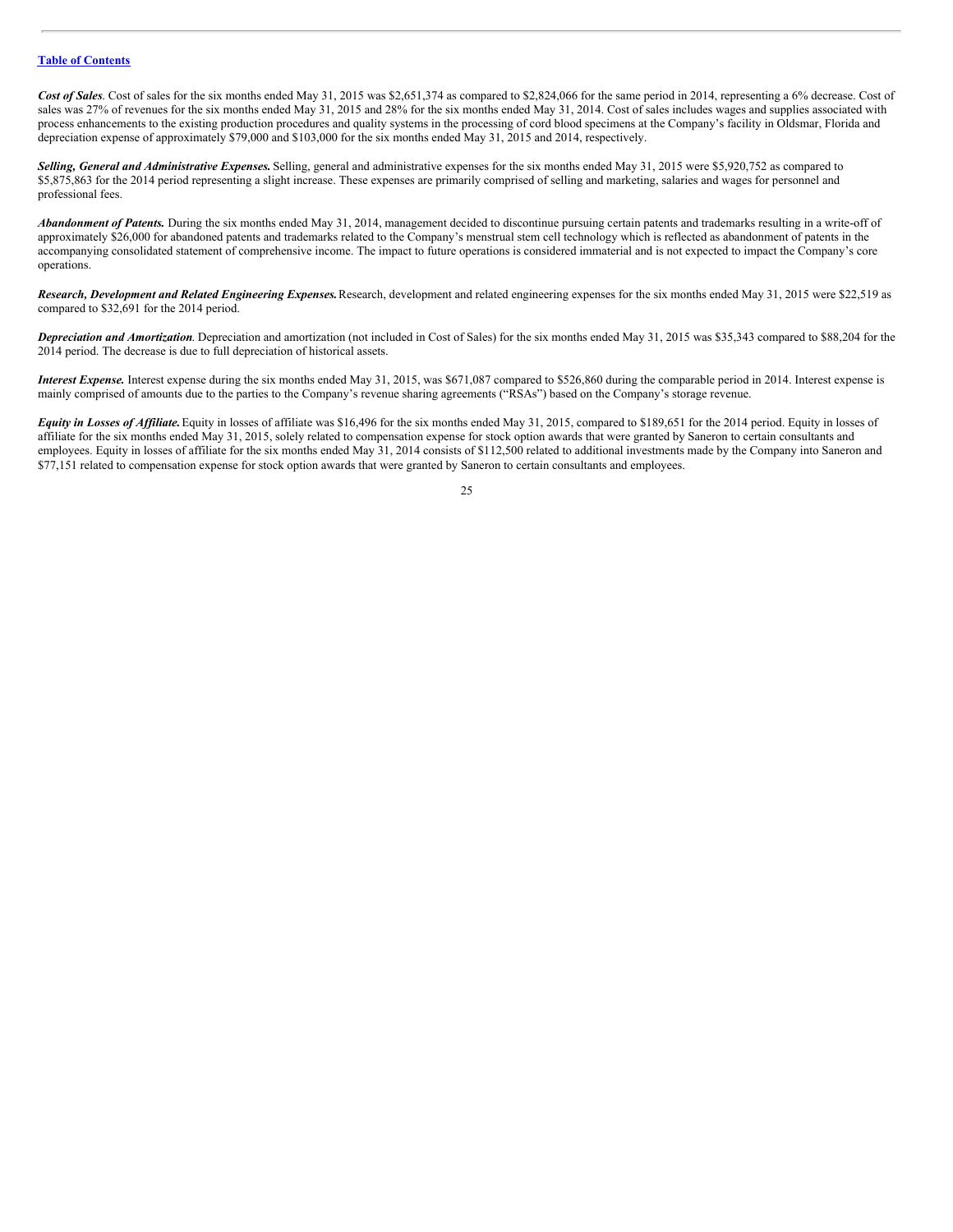***Cost of Sales***. Cost of sales for the six months ended May 31, 2015 was $2,651,374 as compared to $2,824,066 for the same period in 2014, representing a 6% decrease. Cost of sales was 27% of revenues for the six months ended May 31, 2015 and 28% for the six months ended May 31, 2014. Cost of sales includes wages and supplies associated with process enhancements to the existing production procedures and quality systems in the processing of cord blood specimens at the Company's facility in Oldsmar, Florida and depreciation expense of approximately $79,000 and $103,000 for the six months ended May 31, 2015 and 2014, respectively.

***Selling, General and Administrative Expenses.*** Selling, general and administrative expenses for the six months ended May 31, 2015 were $5,920,752 as compared to $5,875,863 for the 2014 period representing a slight increase. These expenses are primarily comprised of selling and marketing, salaries and wages for personnel and professional fees.

***Abandonment of Patents.*** During the six months ended May 31, 2014, management decided to discontinue pursuing certain patents and trademarks resulting in a write-off of approximately $26,000 for abandoned patents and trademarks related to the Company's menstrual stem cell technology which is reflected as abandonment of patents in the accompanying consolidated statement of comprehensive income. The impact to future operations is considered immaterial and is not expected to impact the Company's core operations.

***Research, Development and Related Engineering Expenses.*** Research, development and related engineering expenses for the six months ended May 31, 2015 were $22,519 as compared to $32,691 for the 2014 period.

***Depreciation and Amortization***. Depreciation and amortization (not included in Cost of Sales) for the six months ended May 31, 2015 was $35,343 compared to $88,204 for the 2014 period. The decrease is due to full depreciation of historical assets.

***Interest Expense.*** Interest expense during the six months ended May 31, 2015, was $671,087 compared to $526,860 during the comparable period in 2014. Interest expense is mainly comprised of amounts due to the parties to the Company's revenue sharing agreements ("RSAs") based on the Company's storage revenue.

***Equity in Losses of Affiliate.*** Equity in losses of affiliate was $16,496 for the six months ended May 31, 2015, compared to $189,651 for the 2014 period. Equity in losses of affiliate for the six months ended May 31, 2015, solely related to compensation expense for stock option awards that were granted by Saneron to certain consultants and employees. Equity in losses of affiliate for the six months ended May 31, 2014 consists of $112,500 related to additional investments made by the Company into Saneron and $77,151 related to compensation expense for stock option awards that were granted by Saneron to certain consultants and employees.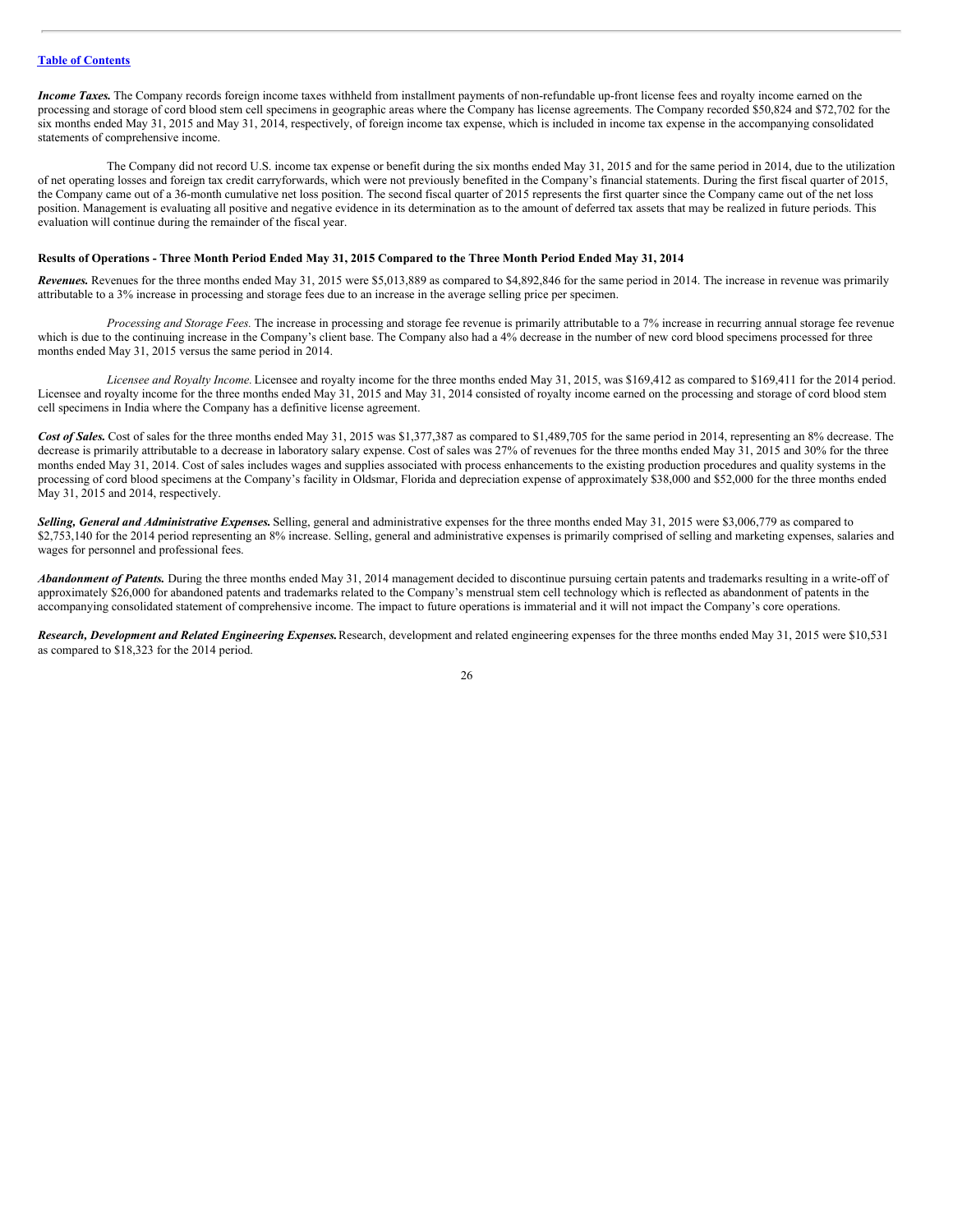***Income Taxes.*** The Company records foreign income taxes withheld from installment payments of non-refundable up-front license fees and royalty income earned on the processing and storage of cord blood stem cell specimens in geographic areas where the Company has license agreements. The Company recorded $50,824 and $72,702 for the six months ended May 31, 2015 and May 31, 2014, respectively, of foreign income tax expense, which is included in income tax expense in the accompanying consolidated statements of comprehensive income.

The Company did not record U.S. income tax expense or benefit during the six months ended May 31, 2015 and for the same period in 2014, due to the utilization of net operating losses and foreign tax credit carryforwards, which were not previously benefited in the Company's financial statements. During the first fiscal quarter of 2015, the Company came out of a 36-month cumulative net loss position. The second fiscal quarter of 2015 represents the first quarter since the Company came out of the net loss position. Management is evaluating all positive and negative evidence in its determination as to the amount of deferred tax assets that may be realized in future periods. This evaluation will continue during the remainder of the fiscal year.

**Results of Operations - Three Month Period Ended May 31, 2015 Compared to the Three Month Period Ended May 31, 2014**

***Revenues.*** Revenues for the three months ended May 31, 2015 were $5,013,889 as compared to $4,892,846 for the same period in 2014. The increase in revenue was primarily attributable to a 3% increase in processing and storage fees due to an increase in the average selling price per specimen.

*Processing and Storage Fees.* The increase in processing and storage fee revenue is primarily attributable to a 7% increase in recurring annual storage fee revenue which is due to the continuing increase in the Company's client base. The Company also had a 4% decrease in the number of new cord blood specimens processed for three months ended May 31, 2015 versus the same period in 2014.

*Licensee and Royalty Income.* Licensee and royalty income for the three months ended May 31, 2015, was $169,412 as compared to $169,411 for the 2014 period. Licensee and royalty income for the three months ended May 31, 2015 and May 31, 2014 consisted of royalty income earned on the processing and storage of cord blood stem cell specimens in India where the Company has a definitive license agreement.

***Cost of Sales.*** Cost of sales for the three months ended May 31, 2015 was $1,377,387 as compared to $1,489,705 for the same period in 2014, representing an 8% decrease. The decrease is primarily attributable to a decrease in laboratory salary expense. Cost of sales was 27% of revenues for the three months ended May 31, 2015 and 30% for the three months ended May 31, 2014. Cost of sales includes wages and supplies associated with process enhancements to the existing production procedures and quality systems in the processing of cord blood specimens at the Company's facility in Oldsmar, Florida and depreciation expense of approximately $38,000 and $52,000 for the three months ended May 31, 2015 and 2014, respectively.

***Selling, General and Administrative Expenses.*** Selling, general and administrative expenses for the three months ended May 31, 2015 were $3,006,779 as compared to $2,753,140 for the 2014 period representing an 8% increase. Selling, general and administrative expenses is primarily comprised of selling and marketing expenses, salaries and wages for personnel and professional fees.

***Abandonment of Patents.*** During the three months ended May 31, 2014 management decided to discontinue pursuing certain patents and trademarks resulting in a write-off of approximately $26,000 for abandoned patents and trademarks related to the Company's menstrual stem cell technology which is reflected as abandonment of patents in the accompanying consolidated statement of comprehensive income. The impact to future operations is immaterial and it will not impact the Company's core operations.

***Research, Development and Related Engineering Expenses.*** Research, development and related engineering expenses for the three months ended May 31, 2015 were $10,531 as compared to $18,323 for the 2014 period.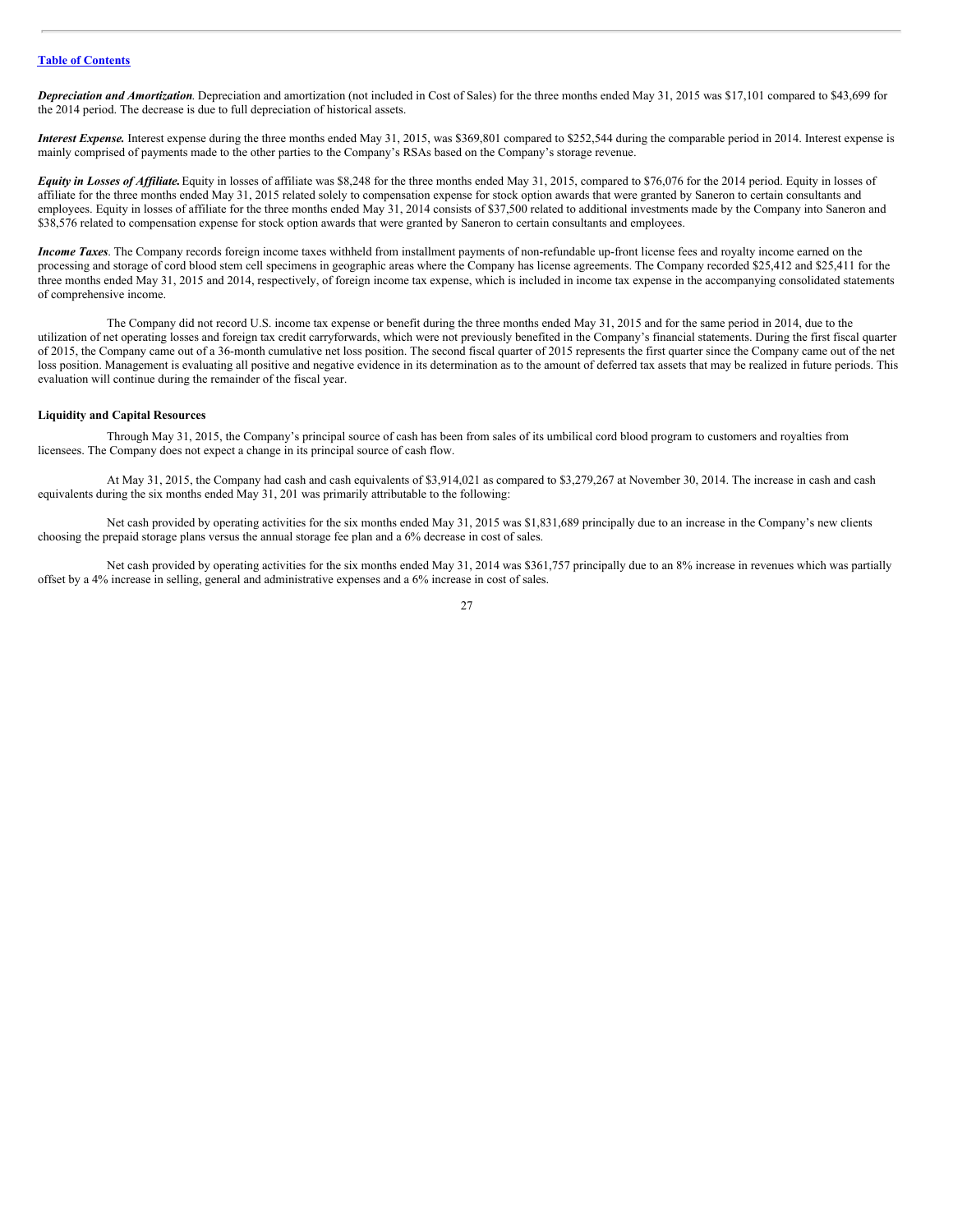[Table of Contents](#)

***Depreciation and Amortization***. Depreciation and amortization (not included in Cost of Sales) for the three months ended May 31, 2015 was $17,101 compared to $43,699 for the 2014 period. The decrease is due to full depreciation of historical assets.

***Interest Expense.*** Interest expense during the three months ended May 31, 2015, was $369,801 compared to $252,544 during the comparable period in 2014. Interest expense is mainly comprised of payments made to the other parties to the Company's RSAs based on the Company's storage revenue.

***Equity in Losses of Affiliate.*** Equity in losses of affiliate was $8,248 for the three months ended May 31, 2015, compared to $76,076 for the 2014 period. Equity in losses of affiliate for the three months ended May 31, 2015 related solely to compensation expense for stock option awards that were granted by Saneron to certain consultants and employees. Equity in losses of affiliate for the three months ended May 31, 2014 consists of $37,500 related to additional investments made by the Company into Saneron and $38,576 related to compensation expense for stock option awards that were granted by Saneron to certain consultants and employees.

***Income Taxes***. The Company records foreign income taxes withheld from installment payments of non-refundable up-front license fees and royalty income earned on the processing and storage of cord blood stem cell specimens in geographic areas where the Company has license agreements. The Company recorded $25,412 and $25,411 for the three months ended May 31, 2015 and 2014, respectively, of foreign income tax expense, which is included in income tax expense in the accompanying consolidated statements of comprehensive income.

The Company did not record U.S. income tax expense or benefit during the three months ended May 31, 2015 and for the same period in 2014, due to the utilization of net operating losses and foreign tax credit carryforwards, which were not previously benefited in the Company's financial statements. During the first fiscal quarter of 2015, the Company came out of a 36-month cumulative net loss position. The second fiscal quarter of 2015 represents the first quarter since the Company came out of the net loss position. Management is evaluating all positive and negative evidence in its determination as to the amount of deferred tax assets that may be realized in future periods. This evaluation will continue during the remainder of the fiscal year.

**Liquidity and Capital Resources**

Through May 31, 2015, the Company's principal source of cash has been from sales of its umbilical cord blood program to customers and royalties from licensees. The Company does not expect a change in its principal source of cash flow.

At May 31, 2015, the Company had cash and cash equivalents of $3,914,021 as compared to $3,279,267 at November 30, 2014. The increase in cash and cash equivalents during the six months ended May 31, 201 was primarily attributable to the following:

Net cash provided by operating activities for the six months ended May 31, 2015 was $1,831,689 principally due to an increase in the Company's new clients choosing the prepaid storage plans versus the annual storage fee plan and a 6% decrease in cost of sales.

Net cash provided by operating activities for the six months ended May 31, 2014 was $361,757 principally due to an 8% increase in revenues which was partially offset by a 4% increase in selling, general and administrative expenses and a 6% increase in cost of sales.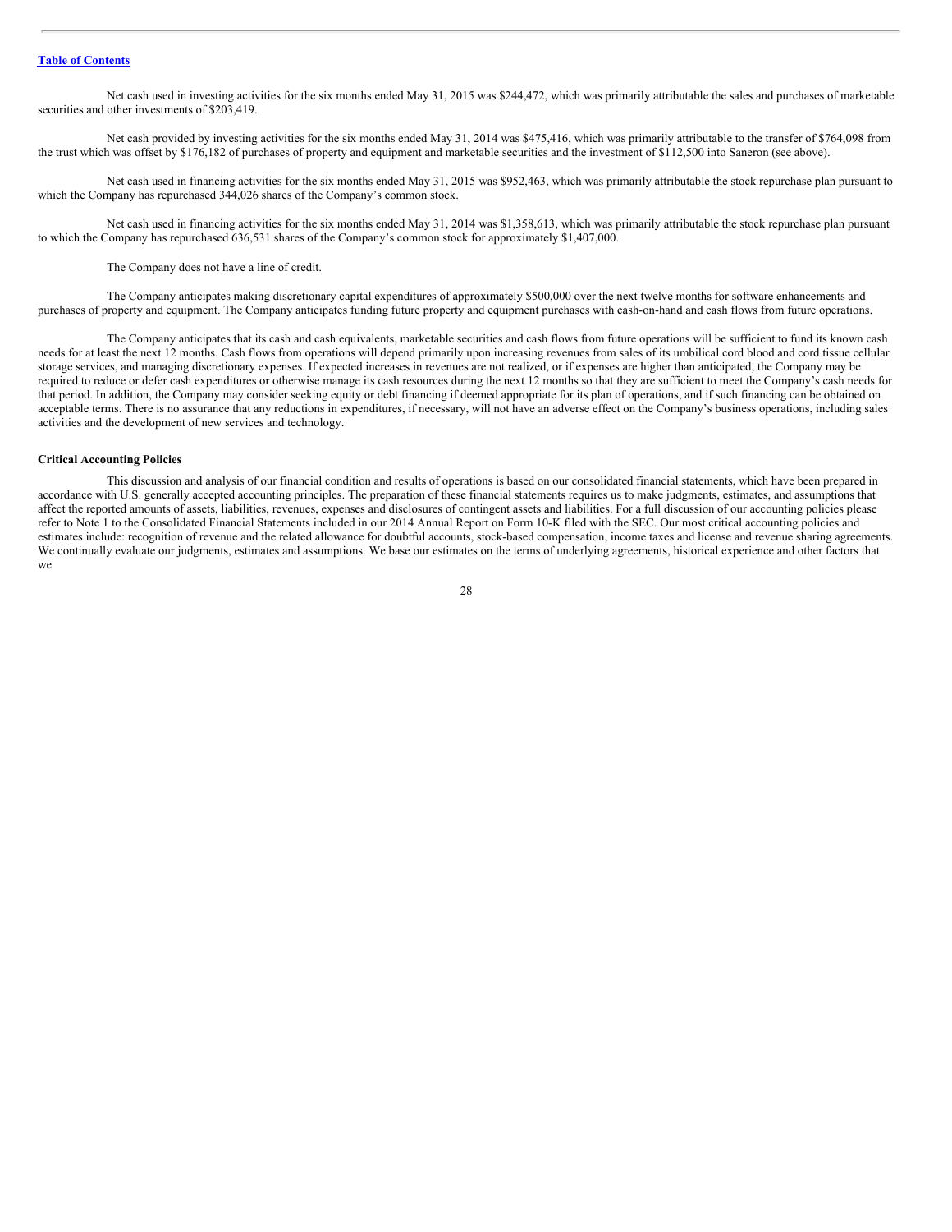Net cash used in investing activities for the six months ended May 31, 2015 was $244,472, which was primarily attributable the sales and purchases of marketable securities and other investments of $203,419.

Net cash provided by investing activities for the six months ended May 31, 2014 was $475,416, which was primarily attributable to the transfer of $764,098 from the trust which was offset by $176,182 of purchases of property and equipment and marketable securities and the investment of $112,500 into Saneron (see above).

Net cash used in financing activities for the six months ended May 31, 2015 was $952,463, which was primarily attributable the stock repurchase plan pursuant to which the Company has repurchased 344,026 shares of the Company's common stock.

Net cash used in financing activities for the six months ended May 31, 2014 was $1,358,613, which was primarily attributable the stock repurchase plan pursuant to which the Company has repurchased 636,531 shares of the Company's common stock for approximately $1,407,000.

The Company does not have a line of credit.

The Company anticipates making discretionary capital expenditures of approximately $500,000 over the next twelve months for software enhancements and purchases of property and equipment. The Company anticipates funding future property and equipment purchases with cash-on-hand and cash flows from future operations.

The Company anticipates that its cash and cash equivalents, marketable securities and cash flows from future operations will be sufficient to fund its known cash needs for at least the next 12 months. Cash flows from operations will depend primarily upon increasing revenues from sales of its umbilical cord blood and cord tissue cellular storage services, and managing discretionary expenses. If expected increases in revenues are not realized, or if expenses are higher than anticipated, the Company may be required to reduce or defer cash expenditures or otherwise manage its cash resources during the next 12 months so that they are sufficient to meet the Company's cash needs for that period. In addition, the Company may consider seeking equity or debt financing if deemed appropriate for its plan of operations, and if such financing can be obtained on acceptable terms. There is no assurance that any reductions in expenditures, if necessary, will not have an adverse effect on the Company's business operations, including sales activities and the development of new services and technology.

**Critical Accounting Policies**

This discussion and analysis of our financial condition and results of operations is based on our consolidated financial statements, which have been prepared in accordance with U.S. generally accepted accounting principles. The preparation of these financial statements requires us to make judgments, estimates, and assumptions that affect the reported amounts of assets, liabilities, revenues, expenses and disclosures of contingent assets and liabilities. For a full discussion of our accounting policies please refer to Note 1 to the Consolidated Financial Statements included in our 2014 Annual Report on Form 10-K filed with the SEC. Our most critical accounting policies and estimates include: recognition of revenue and the related allowance for doubtful accounts, stock-based compensation, income taxes and license and revenue sharing agreements. We continually evaluate our judgments, estimates and assumptions. We base our estimates on the terms of underlying agreements, historical experience and other factors that we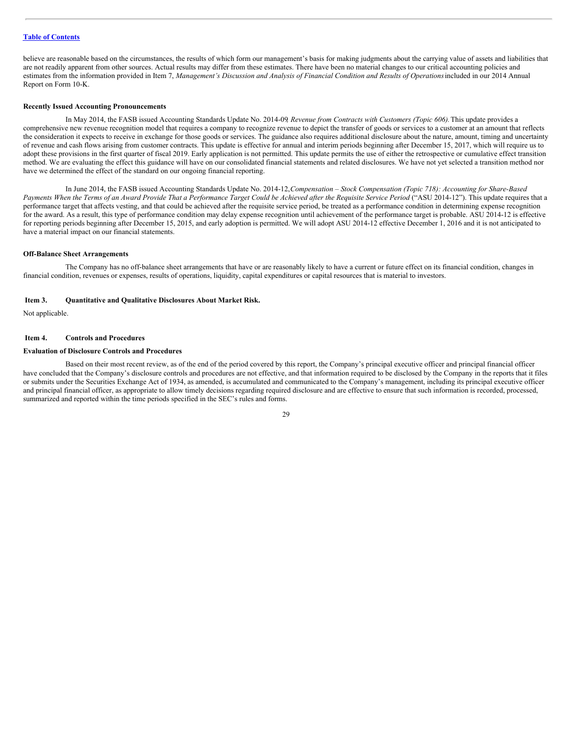believe are reasonable based on the circumstances, the results of which form our management's basis for making judgments about the carrying value of assets and liabilities that are not readily apparent from other sources. Actual results may differ from these estimates. There have been no material changes to our critical accounting policies and estimates from the information provided in Item 7, *Management's Discussion and Analysis of Financial Condition and Results of Operations* included in our 2014 Annual Report on Form 10-K.

**Recently Issued Accounting Pronouncements**

In May 2014, the FASB issued Accounting Standards Update No. 2014-09, *Revenue from Contracts with Customers (Topic 606).* This update provides a comprehensive new revenue recognition model that requires a company to recognize revenue to depict the transfer of goods or services to a customer at an amount that reflects the consideration it expects to receive in exchange for those goods or services. The guidance also requires additional disclosure about the nature, amount, timing and uncertainty of revenue and cash flows arising from customer contracts. This update is effective for annual and interim periods beginning after December 15, 2017, which will require us to adopt these provisions in the first quarter of fiscal 2019. Early application is not permitted. This update permits the use of either the retrospective or cumulative effect transition method. We are evaluating the effect this guidance will have on our consolidated financial statements and related disclosures. We have not yet selected a transition method nor have we determined the effect of the standard on our ongoing financial reporting.

In June 2014, the FASB issued Accounting Standards Update No. 2014-12, *Compensation – Stock Compensation (Topic 718): Accounting for Share-Based Payments When the Terms of an Award Provide That a Performance Target Could be Achieved after the Requisite Service Period* ("ASU 2014-12"). This update requires that a performance target that affects vesting, and that could be achieved after the requisite service period, be treated as a performance condition in determining expense recognition for the award. As a result, this type of performance condition may delay expense recognition until achievement of the performance target is probable. ASU 2014-12 is effective for reporting periods beginning after December 15, 2015, and early adoption is permitted. We will adopt ASU 2014-12 effective December 1, 2016 and it is not anticipated to have a material impact on our financial statements.

**Off-Balance Sheet Arrangements**

The Company has no off-balance sheet arrangements that have or are reasonably likely to have a current or future effect on its financial condition, changes in financial condition, revenues or expenses, results of operations, liquidity, capital expenditures or capital resources that is material to investors.

## Item 3. Quantitative and Qualitative Disclosures About Market Risk.

Not applicable.

## Item 4. Controls and Procedures

**Evaluation of Disclosure Controls and Procedures**

Based on their most recent review, as of the end of the period covered by this report, the Company's principal executive officer and principal financial officer have concluded that the Company's disclosure controls and procedures are not effective, and that information required to be disclosed by the Company in the reports that it files or submits under the Securities Exchange Act of 1934, as amended, is accumulated and communicated to the Company's management, including its principal executive officer and principal financial officer, as appropriate to allow timely decisions regarding required disclosure and are effective to ensure that such information is recorded, processed, summarized and reported within the time periods specified in the SEC's rules and forms.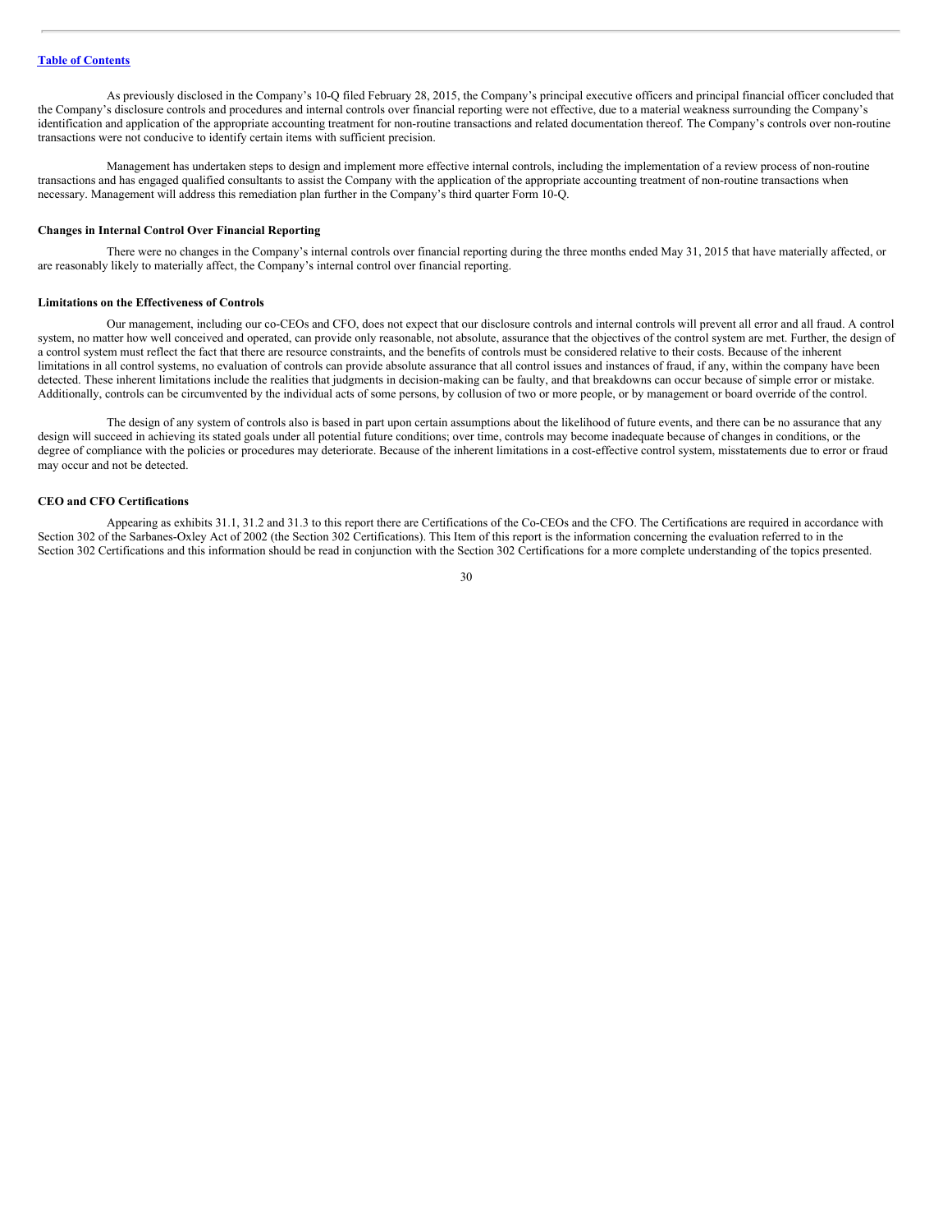As previously disclosed in the Company's 10-Q filed February 28, 2015, the Company's principal executive officers and principal financial officer concluded that the Company's disclosure controls and procedures and internal controls over financial reporting were not effective, due to a material weakness surrounding the Company's identification and application of the appropriate accounting treatment for non-routine transactions and related documentation thereof. The Company's controls over non-routine transactions were not conducive to identify certain items with sufficient precision.

Management has undertaken steps to design and implement more effective internal controls, including the implementation of a review process of non-routine transactions and has engaged qualified consultants to assist the Company with the application of the appropriate accounting treatment of non-routine transactions when necessary. Management will address this remediation plan further in the Company's third quarter Form 10-Q.

**Changes in Internal Control Over Financial Reporting**

There were no changes in the Company's internal controls over financial reporting during the three months ended May 31, 2015 that have materially affected, or are reasonably likely to materially affect, the Company's internal control over financial reporting.

**Limitations on the Effectiveness of Controls**

Our management, including our co-CEOs and CFO, does not expect that our disclosure controls and internal controls will prevent all error and all fraud. A control system, no matter how well conceived and operated, can provide only reasonable, not absolute, assurance that the objectives of the control system are met. Further, the design of a control system must reflect the fact that there are resource constraints, and the benefits of controls must be considered relative to their costs. Because of the inherent limitations in all control systems, no evaluation of controls can provide absolute assurance that all control issues and instances of fraud, if any, within the company have been detected. These inherent limitations include the realities that judgments in decision-making can be faulty, and that breakdowns can occur because of simple error or mistake. Additionally, controls can be circumvented by the individual acts of some persons, by collusion of two or more people, or by management or board override of the control.

The design of any system of controls also is based in part upon certain assumptions about the likelihood of future events, and there can be no assurance that any design will succeed in achieving its stated goals under all potential future conditions; over time, controls may become inadequate because of changes in conditions, or the degree of compliance with the policies or procedures may deteriorate. Because of the inherent limitations in a cost-effective control system, misstatements due to error or fraud may occur and not be detected.

**CEO and CFO Certifications**

Appearing as exhibits 31.1, 31.2 and 31.3 to this report there are Certifications of the Co-CEOs and the CFO. The Certifications are required in accordance with Section 302 of the Sarbanes-Oxley Act of 2002 (the Section 302 Certifications). This Item of this report is the information concerning the evaluation referred to in the Section 302 Certifications and this information should be read in conjunction with the Section 302 Certifications for a more complete understanding of the topics presented.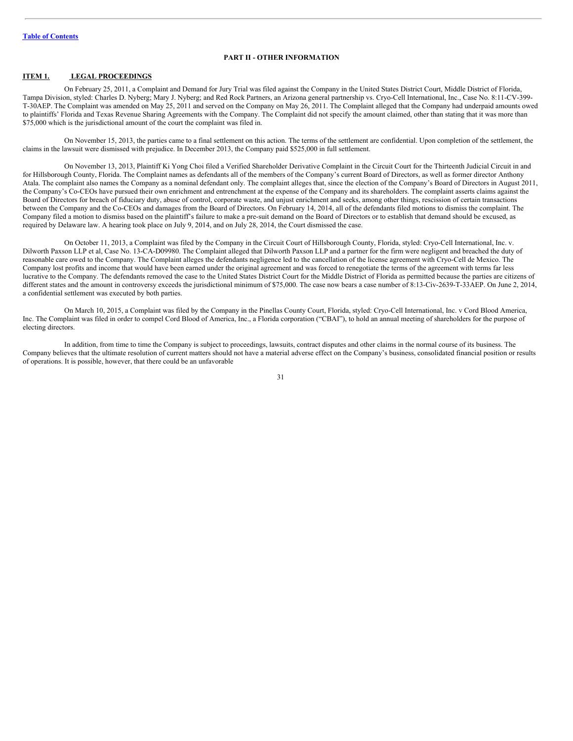[Table of Contents](#)

## PART II - OTHER INFORMATION

### ITEM 1. LEGAL PROCEEDINGS

On February 25, 2011, a Complaint and Demand for Jury Trial was filed against the Company in the United States District Court, Middle District of Florida, Tampa Division, styled: Charles D. Nyberg; Mary J. Nyberg; and Red Rock Partners, an Arizona general partnership vs. Cryo-Cell International, Inc., Case No. 8:11-CV-399-T-30AEP. The Complaint was amended on May 25, 2011 and served on the Company on May 26, 2011. The Complaint alleged that the Company had underpaid amounts owed to plaintiffs' Florida and Texas Revenue Sharing Agreements with the Company. The Complaint did not specify the amount claimed, other than stating that it was more than $75,000 which is the jurisdictional amount of the court the complaint was filed in.

On November 15, 2013, the parties came to a final settlement on this action. The terms of the settlement are confidential. Upon completion of the settlement, the claims in the lawsuit were dismissed with prejudice. In December 2013, the Company paid $525,000 in full settlement.

On November 13, 2013, Plaintiff Ki Yong Choi filed a Verified Shareholder Derivative Complaint in the Circuit Court for the Thirteenth Judicial Circuit in and for Hillsborough County, Florida. The Complaint names as defendants all of the members of the Company's current Board of Directors, as well as former director Anthony Atala. The complaint also names the Company as a nominal defendant only. The complaint alleges that, since the election of the Company's Board of Directors in August 2011, the Company's Co-CEOs have pursued their own enrichment and entrenchment at the expense of the Company and its shareholders. The complaint asserts claims against the Board of Directors for breach of fiduciary duty, abuse of control, corporate waste, and unjust enrichment and seeks, among other things, rescission of certain transactions between the Company and the Co-CEOs and damages from the Board of Directors. On February 14, 2014, all of the defendants filed motions to dismiss the complaint. The Company filed a motion to dismiss based on the plaintiff's failure to make a pre-suit demand on the Board of Directors or to establish that demand should be excused, as required by Delaware law. A hearing took place on July 9, 2014, and on July 28, 2014, the Court dismissed the case.

On October 11, 2013, a Complaint was filed by the Company in the Circuit Court of Hillsborough County, Florida, styled: Cryo-Cell International, Inc. v. Dilworth Paxson LLP et al, Case No. 13-CA-D09980. The Complaint alleged that Dilworth Paxson LLP and a partner for the firm were negligent and breached the duty of reasonable care owed to the Company. The Complaint alleges the defendants negligence led to the cancellation of the license agreement with Cryo-Cell de Mexico. The Company lost profits and income that would have been earned under the original agreement and was forced to renegotiate the terms of the agreement with terms far less lucrative to the Company. The defendants removed the case to the United States District Court for the Middle District of Florida as permitted because the parties are citizens of different states and the amount in controversy exceeds the jurisdictional minimum of $75,000. The case now bears a case number of 8:13-Civ-2639-T-33AEP. On June 2, 2014, a confidential settlement was executed by both parties.

On March 10, 2015, a Complaint was filed by the Company in the Pinellas County Court, Florida, styled: Cryo-Cell International, Inc. v Cord Blood America, Inc. The Complaint was filed in order to compel Cord Blood of America, Inc., a Florida corporation ("CBAI"), to hold an annual meeting of shareholders for the purpose of electing directors.

In addition, from time to time the Company is subject to proceedings, lawsuits, contract disputes and other claims in the normal course of its business. The Company believes that the ultimate resolution of current matters should not have a material adverse effect on the Company's business, consolidated financial position or results of operations. It is possible, however, that there could be an unfavorable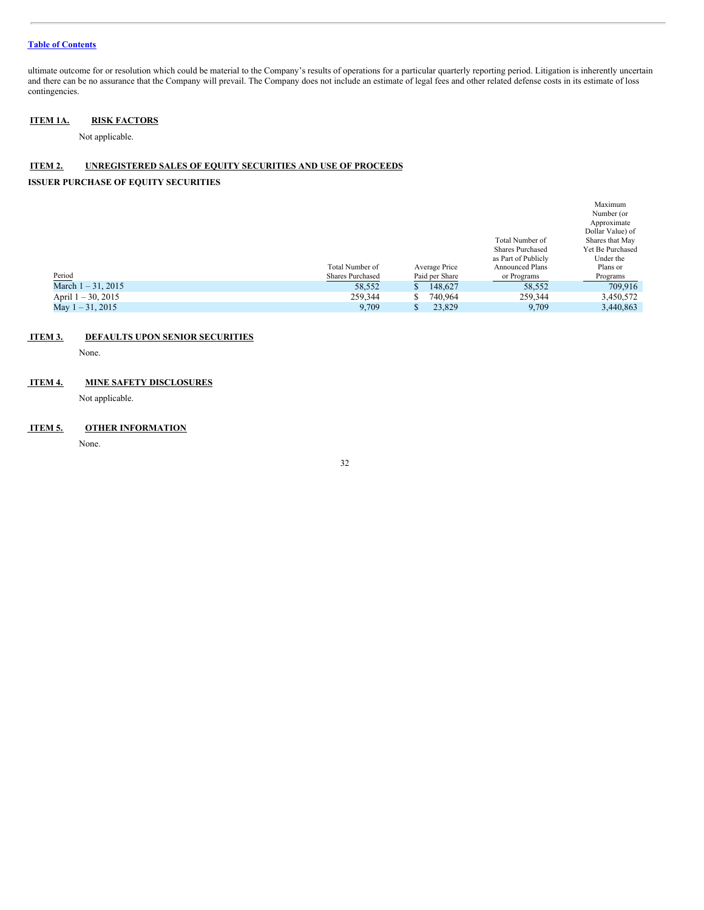[Table of Contents](#)

ultimate outcome for or resolution which could be material to the Company's results of operations for a particular quarterly reporting period. Litigation is inherently uncertain and there can be no assurance that the Company will prevail. The Company does not include an estimate of legal fees and other related defense costs in its estimate of loss contingencies.

## ITEM 1A. RISK FACTORS

Not applicable.

## ITEM 2. UNREGISTERED SALES OF EQUITY SECURITIES AND USE OF PROCEEDS

**ISSUER PURCHASE OF EQUITY SECURITIES**

| Period | Total Number of Shares Purchased | Average Price Paid per Share | Total Number of Shares Purchased as Part of Publicly Announced Plans or Programs | Maximum Number (or Approximate Dollar Value) of Shares that May Yet Be Purchased Under the Plans or Programs |
|---|---|---|---|---|
| March 1 – 31, 2015 | 58,552 | $ 148,627 | 58,552 | 709,916 |
| April 1 – 30, 2015 | 259,344 | $ 740,964 | 259,344 | 3,450,572 |
| May 1 – 31, 2015 | 9,709 | $ 23,829 | 9,709 | 3,440,863 |

## ITEM 3. DEFAULTS UPON SENIOR SECURITIES

None.

## ITEM 4. MINE SAFETY DISCLOSURES

Not applicable.

## ITEM 5. OTHER INFORMATION

None.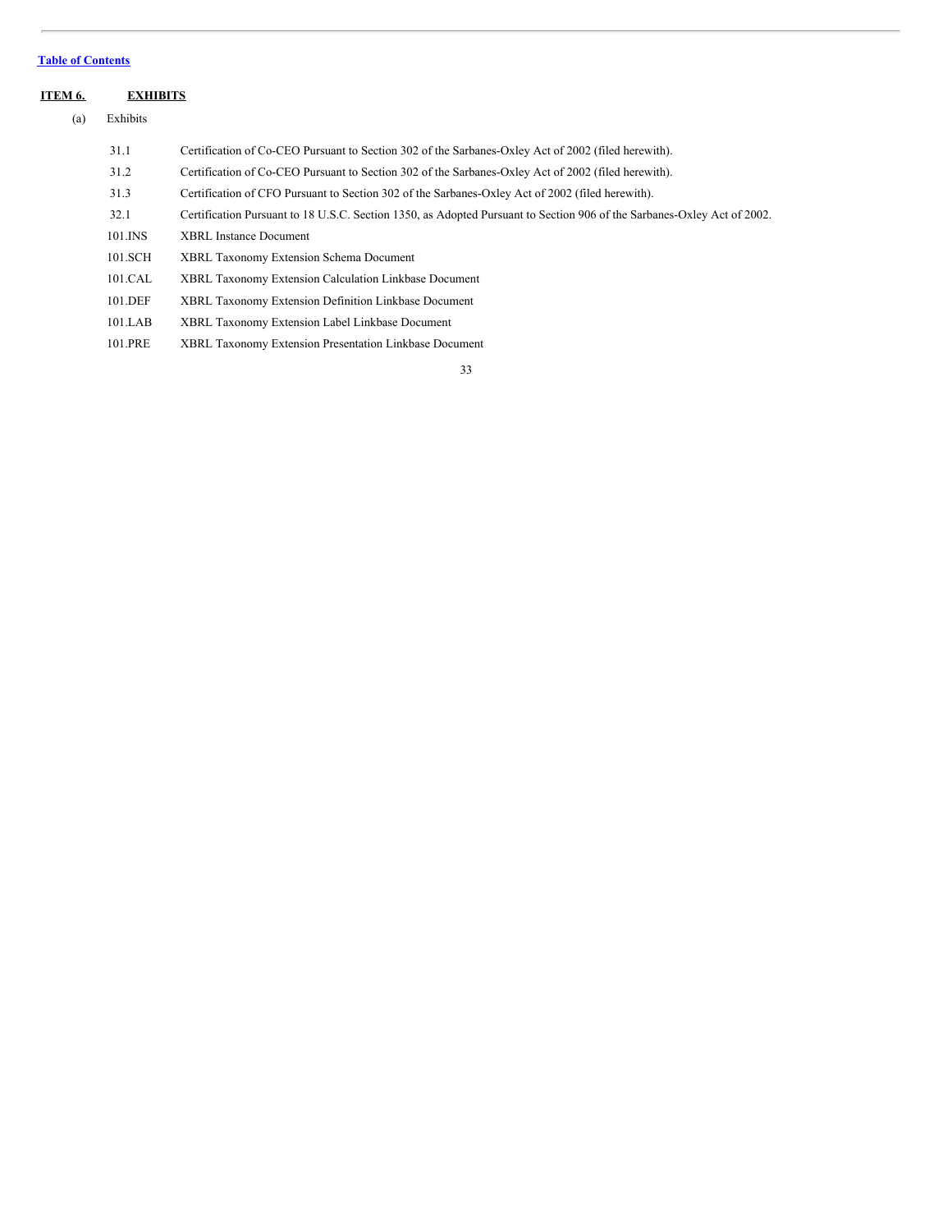[Table of Contents](#)

## ITEM 6. EXHIBITS

(a) Exhibits

| | |
|---|---|
| 31.1 | Certification of Co-CEO Pursuant to Section 302 of the Sarbanes-Oxley Act of 2002 (filed herewith). |
| 31.2 | Certification of Co-CEO Pursuant to Section 302 of the Sarbanes-Oxley Act of 2002 (filed herewith). |
| 31.3 | Certification of CFO Pursuant to Section 302 of the Sarbanes-Oxley Act of 2002 (filed herewith). |
| 32.1 | Certification Pursuant to 18 U.S.C. Section 1350, as Adopted Pursuant to Section 906 of the Sarbanes-Oxley Act of 2002. |
| 101.INS | XBRL Instance Document |
| 101.SCH | XBRL Taxonomy Extension Schema Document |
| 101.CAL | XBRL Taxonomy Extension Calculation Linkbase Document |
| 101.DEF | XBRL Taxonomy Extension Definition Linkbase Document |
| 101.LAB | XBRL Taxonomy Extension Label Linkbase Document |
| 101.PRE | XBRL Taxonomy Extension Presentation Linkbase Document |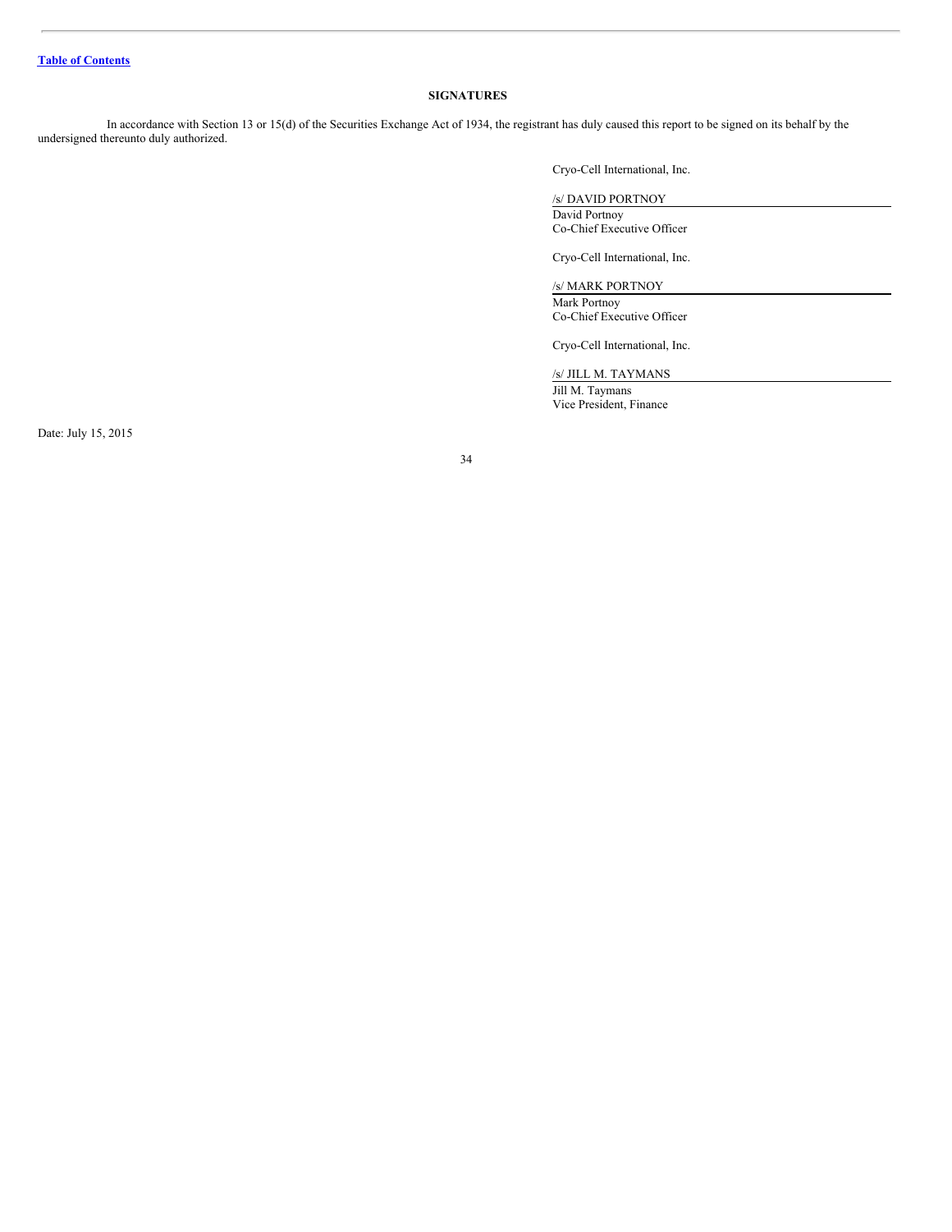[Table of Contents]

## SIGNATURES

In accordance with Section 13 or 15(d) of the Securities Exchange Act of 1934, the registrant has duly caused this report to be signed on its behalf by the undersigned thereunto duly authorized.

Cryo-Cell International, Inc.

/s/ DAVID PORTNOY
David Portnoy
Co-Chief Executive Officer

Cryo-Cell International, Inc.

/s/ MARK PORTNOY
Mark Portnoy
Co-Chief Executive Officer

Cryo-Cell International, Inc.

/s/ JILL M. TAYMANS
Jill M. Taymans
Vice President, Finance

Date: July 15, 2015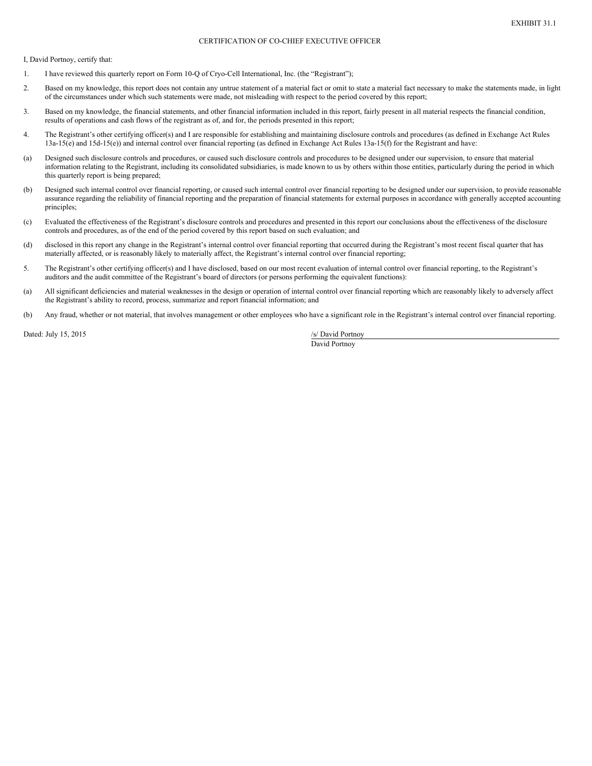EXHIBIT 31.1

CERTIFICATION OF CO-CHIEF EXECUTIVE OFFICER

I, David Portnoy, certify that:

1. I have reviewed this quarterly report on Form 10-Q of Cryo-Cell International, Inc. (the "Registrant");

2. Based on my knowledge, this report does not contain any untrue statement of a material fact or omit to state a material fact necessary to make the statements made, in light of the circumstances under which such statements were made, not misleading with respect to the period covered by this report;

3. Based on my knowledge, the financial statements, and other financial information included in this report, fairly present in all material respects the financial condition, results of operations and cash flows of the registrant as of, and for, the periods presented in this report;

4. The Registrant's other certifying officer(s) and I are responsible for establishing and maintaining disclosure controls and procedures (as defined in Exchange Act Rules 13a-15(e) and 15d-15(e)) and internal control over financial reporting (as defined in Exchange Act Rules 13a-15(f) for the Registrant and have:

(a) Designed such disclosure controls and procedures, or caused such disclosure controls and procedures to be designed under our supervision, to ensure that material information relating to the Registrant, including its consolidated subsidiaries, is made known to us by others within those entities, particularly during the period in which this quarterly report is being prepared;

(b) Designed such internal control over financial reporting, or caused such internal control over financial reporting to be designed under our supervision, to provide reasonable assurance regarding the reliability of financial reporting and the preparation of financial statements for external purposes in accordance with generally accepted accounting principles;

(c) Evaluated the effectiveness of the Registrant's disclosure controls and procedures and presented in this report our conclusions about the effectiveness of the disclosure controls and procedures, as of the end of the period covered by this report based on such evaluation; and

(d) disclosed in this report any change in the Registrant's internal control over financial reporting that occurred during the Registrant's most recent fiscal quarter that has materially affected, or is reasonably likely to materially affect, the Registrant's internal control over financial reporting;

5. The Registrant's other certifying officer(s) and I have disclosed, based on our most recent evaluation of internal control over financial reporting, to the Registrant's auditors and the audit committee of the Registrant's board of directors (or persons performing the equivalent functions):

(a) All significant deficiencies and material weaknesses in the design or operation of internal control over financial reporting which are reasonably likely to adversely affect the Registrant's ability to record, process, summarize and report financial information; and

(b) Any fraud, whether or not material, that involves management or other employees who have a significant role in the Registrant's internal control over financial reporting.

Dated: July 15, 2015

/s/ David Portnoy
David Portnoy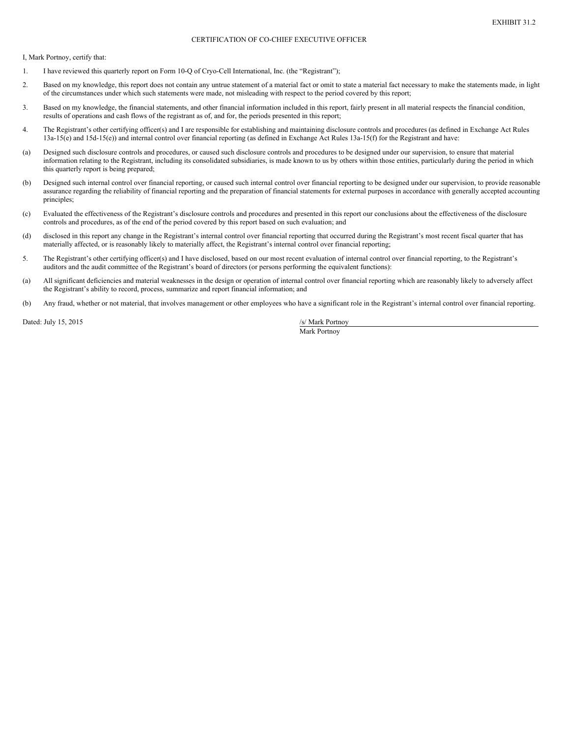EXHIBIT 31.2

# CERTIFICATION OF CO-CHIEF EXECUTIVE OFFICER

I, Mark Portnoy, certify that:

1. I have reviewed this quarterly report on Form 10-Q of Cryo-Cell International, Inc. (the "Registrant");

2. Based on my knowledge, this report does not contain any untrue statement of a material fact or omit to state a material fact necessary to make the statements made, in light of the circumstances under which such statements were made, not misleading with respect to the period covered by this report;

3. Based on my knowledge, the financial statements, and other financial information included in this report, fairly present in all material respects the financial condition, results of operations and cash flows of the registrant as of, and for, the periods presented in this report;

4. The Registrant's other certifying officer(s) and I are responsible for establishing and maintaining disclosure controls and procedures (as defined in Exchange Act Rules 13a-15(e) and 15d-15(e)) and internal control over financial reporting (as defined in Exchange Act Rules 13a-15(f) for the Registrant and have:

(a) Designed such disclosure controls and procedures, or caused such disclosure controls and procedures to be designed under our supervision, to ensure that material information relating to the Registrant, including its consolidated subsidiaries, is made known to us by others within those entities, particularly during the period in which this quarterly report is being prepared;

(b) Designed such internal control over financial reporting, or caused such internal control over financial reporting to be designed under our supervision, to provide reasonable assurance regarding the reliability of financial reporting and the preparation of financial statements for external purposes in accordance with generally accepted accounting principles;

(c) Evaluated the effectiveness of the Registrant's disclosure controls and procedures and presented in this report our conclusions about the effectiveness of the disclosure controls and procedures, as of the end of the period covered by this report based on such evaluation; and

(d) disclosed in this report any change in the Registrant's internal control over financial reporting that occurred during the Registrant's most recent fiscal quarter that has materially affected, or is reasonably likely to materially affect, the Registrant's internal control over financial reporting;

5. The Registrant's other certifying officer(s) and I have disclosed, based on our most recent evaluation of internal control over financial reporting, to the Registrant's auditors and the audit committee of the Registrant's board of directors (or persons performing the equivalent functions):

(a) All significant deficiencies and material weaknesses in the design or operation of internal control over financial reporting which are reasonably likely to adversely affect the Registrant's ability to record, process, summarize and report financial information; and

(b) Any fraud, whether or not material, that involves management or other employees who have a significant role in the Registrant's internal control over financial reporting.

Dated: July 15, 2015

/s/ Mark Portnoy
Mark Portnoy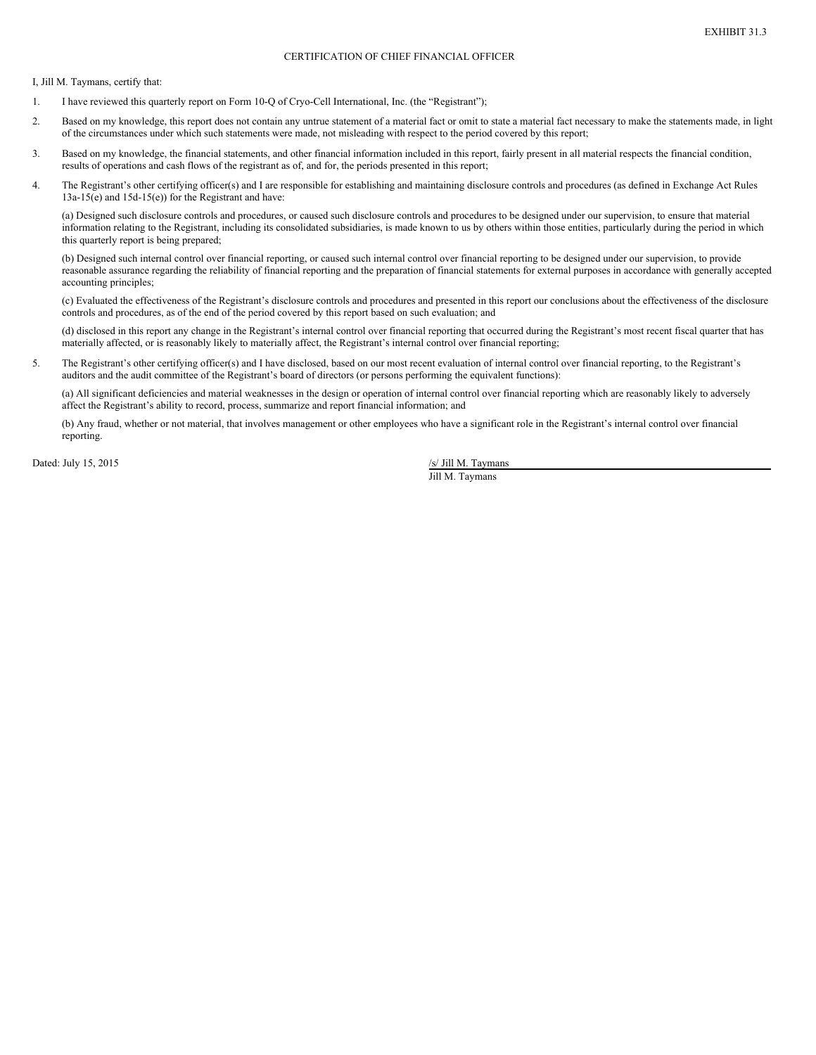EXHIBIT 31.3

# CERTIFICATION OF CHIEF FINANCIAL OFFICER

I, Jill M. Taymans, certify that:

1. I have reviewed this quarterly report on Form 10-Q of Cryo-Cell International, Inc. (the "Registrant");

2. Based on my knowledge, this report does not contain any untrue statement of a material fact or omit to state a material fact necessary to make the statements made, in light of the circumstances under which such statements were made, not misleading with respect to the period covered by this report;

3. Based on my knowledge, the financial statements, and other financial information included in this report, fairly present in all material respects the financial condition, results of operations and cash flows of the registrant as of, and for, the periods presented in this report;

4. The Registrant's other certifying officer(s) and I are responsible for establishing and maintaining disclosure controls and procedures (as defined in Exchange Act Rules 13a-15(e) and 15d-15(e)) for the Registrant and have:

   (a) Designed such disclosure controls and procedures, or caused such disclosure controls and procedures to be designed under our supervision, to ensure that material information relating to the Registrant, including its consolidated subsidiaries, is made known to us by others within those entities, particularly during the period in which this quarterly report is being prepared;

   (b) Designed such internal control over financial reporting, or caused such internal control over financial reporting to be designed under our supervision, to provide reasonable assurance regarding the reliability of financial reporting and the preparation of financial statements for external purposes in accordance with generally accepted accounting principles;

   (c) Evaluated the effectiveness of the Registrant's disclosure controls and procedures and presented in this report our conclusions about the effectiveness of the disclosure controls and procedures, as of the end of the period covered by this report based on such evaluation; and

   (d) disclosed in this report any change in the Registrant's internal control over financial reporting that occurred during the Registrant's most recent fiscal quarter that has materially affected, or is reasonably likely to materially affect, the Registrant's internal control over financial reporting;

5. The Registrant's other certifying officer(s) and I have disclosed, based on our most recent evaluation of internal control over financial reporting, to the Registrant's auditors and the audit committee of the Registrant's board of directors (or persons performing the equivalent functions):

   (a) All significant deficiencies and material weaknesses in the design or operation of internal control over financial reporting which are reasonably likely to adversely affect the Registrant's ability to record, process, summarize and report financial information; and

   (b) Any fraud, whether or not material, that involves management or other employees who have a significant role in the Registrant's internal control over financial reporting.

Dated: July 15, 2015

/s/ Jill M. Taymans
Jill M. Taymans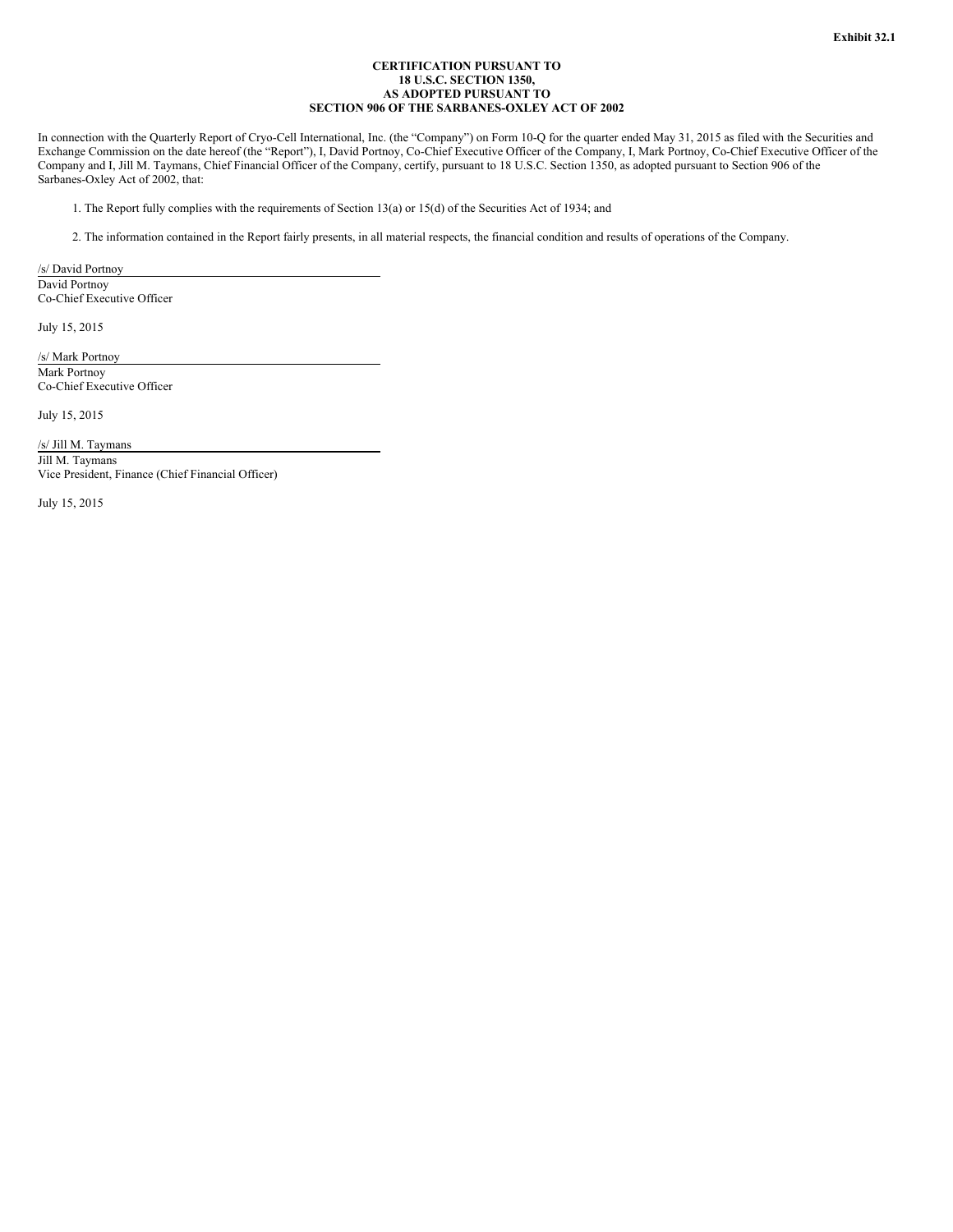**Exhibit 32.1**

**CERTIFICATION PURSUANT TO  
18 U.S.C. SECTION 1350,  
AS ADOPTED PURSUANT TO  
SECTION 906 OF THE SARBANES-OXLEY ACT OF 2002**

In connection with the Quarterly Report of Cryo-Cell International, Inc. (the "Company") on Form 10-Q for the quarter ended May 31, 2015 as filed with the Securities and Exchange Commission on the date hereof (the "Report"), I, David Portnoy, Co-Chief Executive Officer of the Company, I, Mark Portnoy, Co-Chief Executive Officer of the Company and I, Jill M. Taymans, Chief Financial Officer of the Company, certify, pursuant to 18 U.S.C. Section 1350, as adopted pursuant to Section 906 of the Sarbanes-Oxley Act of 2002, that:

1. The Report fully complies with the requirements of Section 13(a) or 15(d) of the Securities Act of 1934; and

2. The information contained in the Report fairly presents, in all material respects, the financial condition and results of operations of the Company.

/s/ David Portnoy  
David Portnoy  
Co-Chief Executive Officer

July 15, 2015

/s/ Mark Portnoy  
Mark Portnoy  
Co-Chief Executive Officer

July 15, 2015

/s/ Jill M. Taymans  
Jill M. Taymans  
Vice President, Finance (Chief Financial Officer)

July 15, 2015